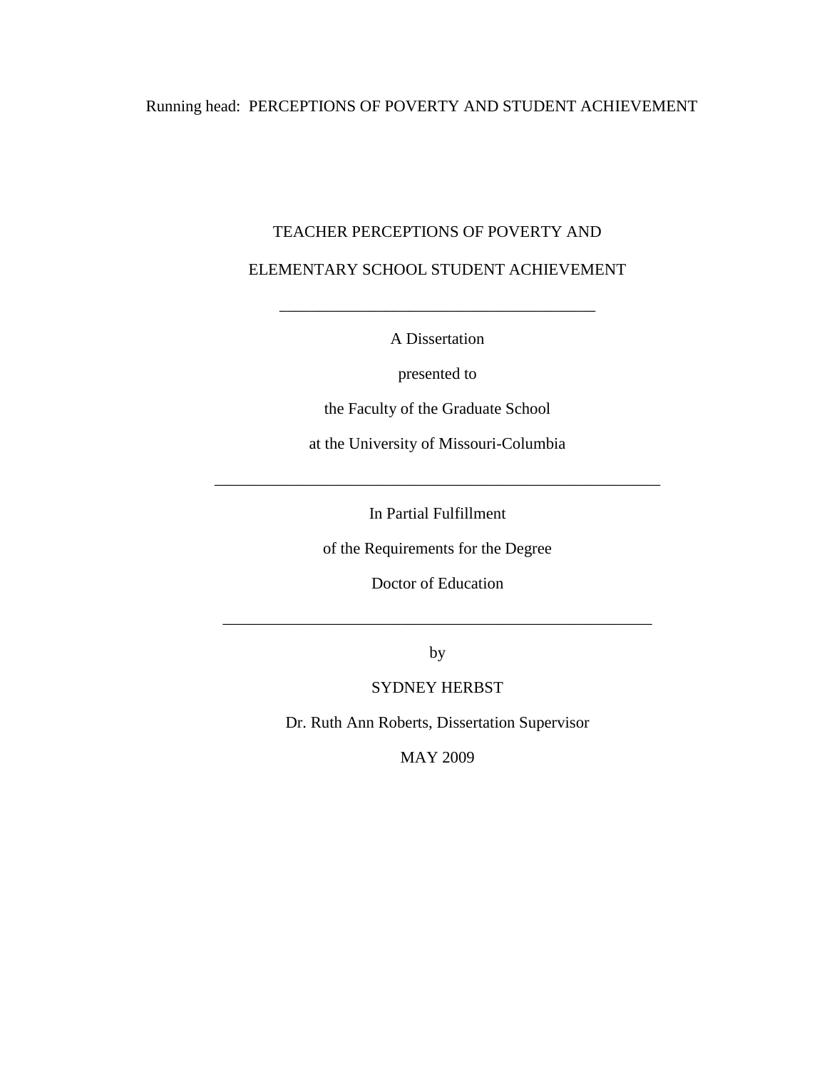# TEACHER PERCEPTIONS OF POVERTY AND ELEMENTARY SCHOOL STUDENT ACHIEVEMENT

---

A Dissertation

presented to

the Faculty of the Graduate School

at the University of Missouri-Columbia

---

In Partial Fulfillment

of the Requirements for the Degree

Doctor of Education

---

by

SYDNEY HERBST

Dr. Ruth Ann Roberts, Dissertation Supervisor

MAY 2009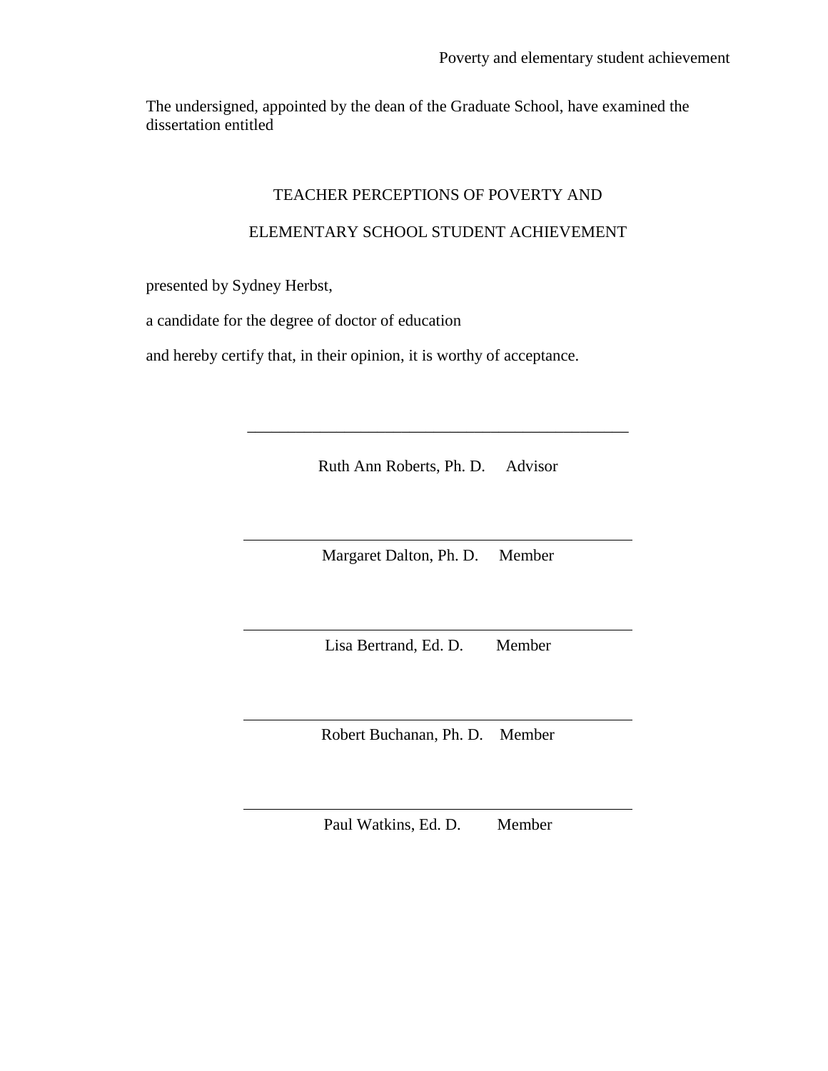The undersigned, appointed by the dean of the Graduate School, have examined the dissertation entitled

TEACHER PERCEPTIONS OF POVERTY AND

ELEMENTARY SCHOOL STUDENT ACHIEVEMENT

presented by Sydney Herbst,

a candidate for the degree of doctor of education

and hereby certify that, in their opinion, it is worthy of acceptance.

\_\_\_\_\_\_\_\_\_\_\_\_\_\_\_\_\_\_\_\_\_\_\_\_\_\_\_\_\_\_\_\_\_\_\_\_\_\_\_\_\_\_\_\_\_\_

Ruth Ann Roberts, Ph. D.     Advisor

\_\_\_\_\_\_\_\_\_\_\_\_\_\_\_\_\_\_\_\_\_\_\_\_\_\_\_\_\_\_\_\_\_\_\_\_\_\_\_\_\_\_\_\_\_\_

Margaret Dalton, Ph. D.     Member

\_\_\_\_\_\_\_\_\_\_\_\_\_\_\_\_\_\_\_\_\_\_\_\_\_\_\_\_\_\_\_\_\_\_\_\_\_\_\_\_\_\_\_\_\_\_

Lisa Bertrand, Ed. D.     Member

\_\_\_\_\_\_\_\_\_\_\_\_\_\_\_\_\_\_\_\_\_\_\_\_\_\_\_\_\_\_\_\_\_\_\_\_\_\_\_\_\_\_\_\_\_\_

Robert Buchanan, Ph. D.     Member

\_\_\_\_\_\_\_\_\_\_\_\_\_\_\_\_\_\_\_\_\_\_\_\_\_\_\_\_\_\_\_\_\_\_\_\_\_\_\_\_\_\_\_\_\_\_

Paul Watkins, Ed. D.     Member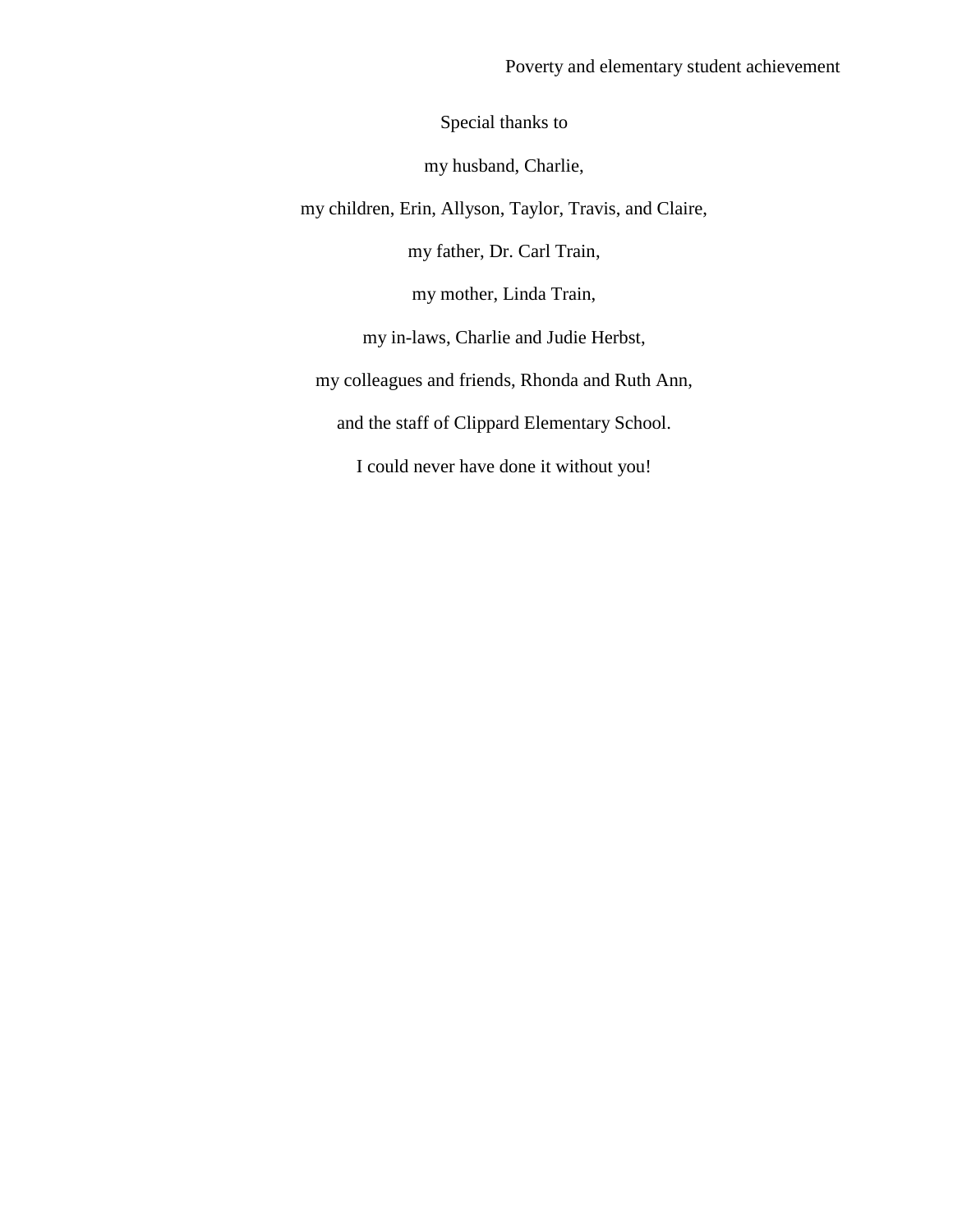Special thanks to

my husband, Charlie,

my children, Erin, Allyson, Taylor, Travis, and Claire,

my father, Dr. Carl Train,

my mother, Linda Train,

my in-laws, Charlie and Judie Herbst,

my colleagues and friends, Rhonda and Ruth Ann,

and the staff of Clippard Elementary School.

I could never have done it without you!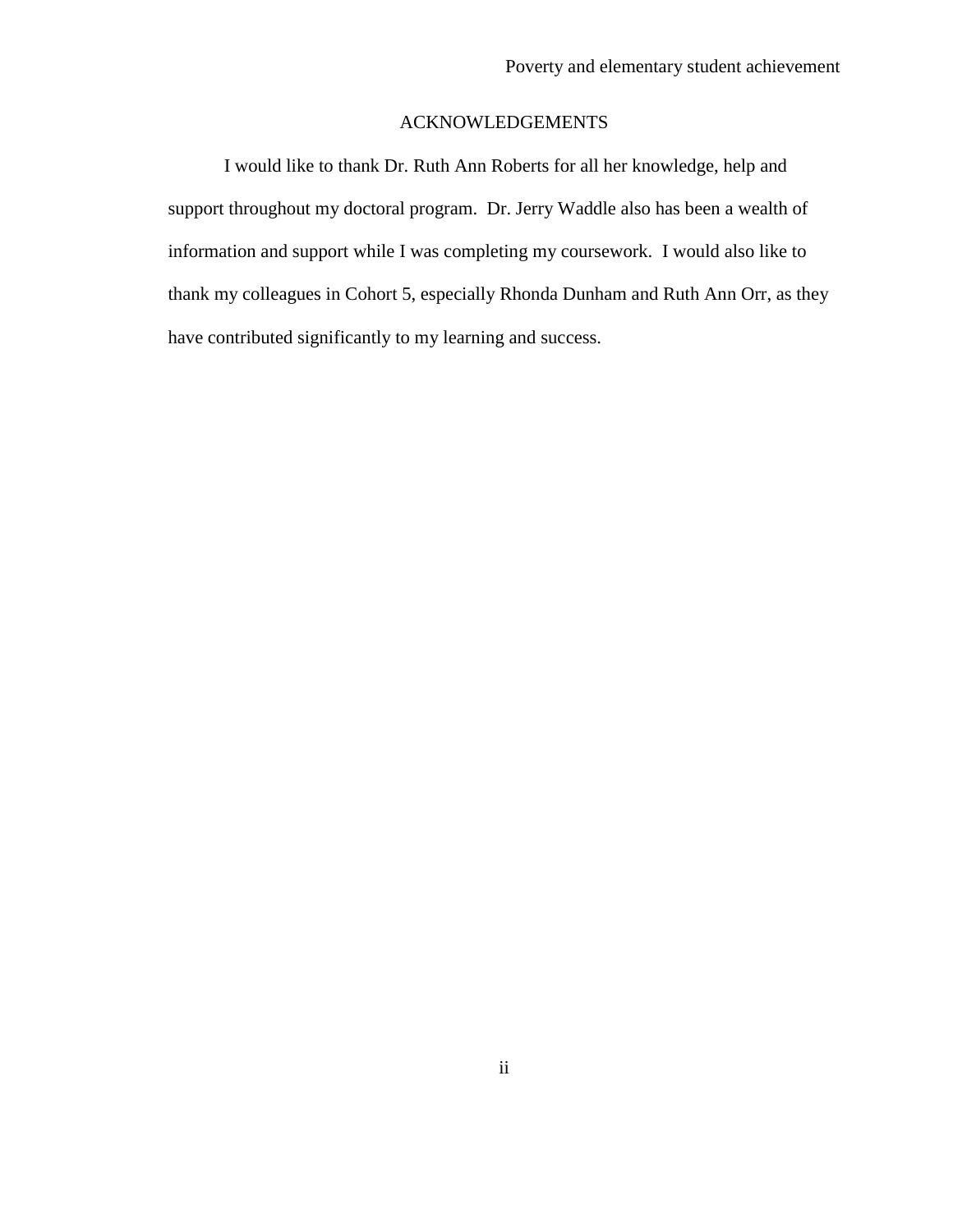# ACKNOWLEDGEMENTS

I would like to thank Dr. Ruth Ann Roberts for all her knowledge, help and support throughout my doctoral program. Dr. Jerry Waddle also has been a wealth of information and support while I was completing my coursework. I would also like to thank my colleagues in Cohort 5, especially Rhonda Dunham and Ruth Ann Orr, as they have contributed significantly to my learning and success.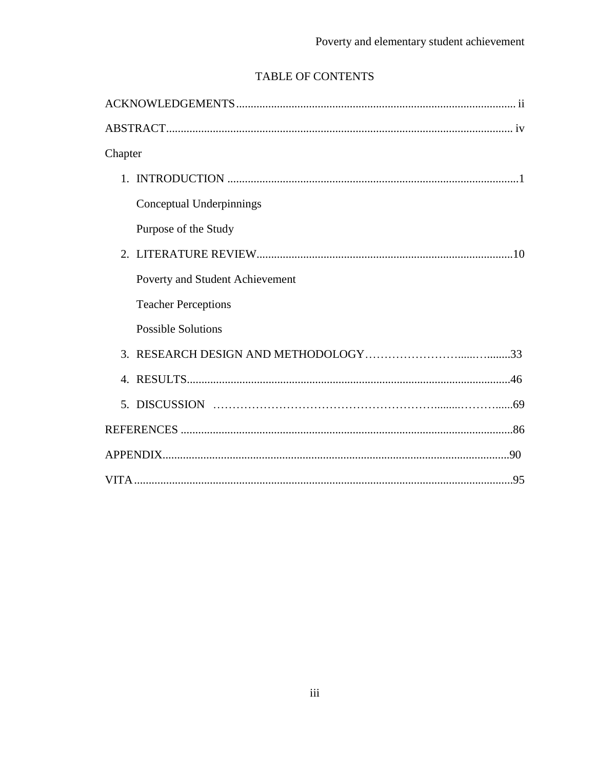# TABLE OF CONTENTS

ACKNOWLEDGEMENTS ........................................................................................ ii

ABSTRACT ........................................................................................................ iv

Chapter

1. INTRODUCTION ........................................................................................ 1

   Conceptual Underpinnings

   Purpose of the Study

2. LITERATURE REVIEW ............................................................................. 10

   Poverty and Student Achievement

   Teacher Perceptions

   Possible Solutions

3. RESEARCH DESIGN AND METHODOLOGY ........................................ 33

4. RESULTS ..................................................................................................... 46

5. DISCUSSION .............................................................................................. 69

REFERENCES .................................................................................................... 86

APPENDIX .......................................................................................................... 90

VITA .................................................................................................................... 95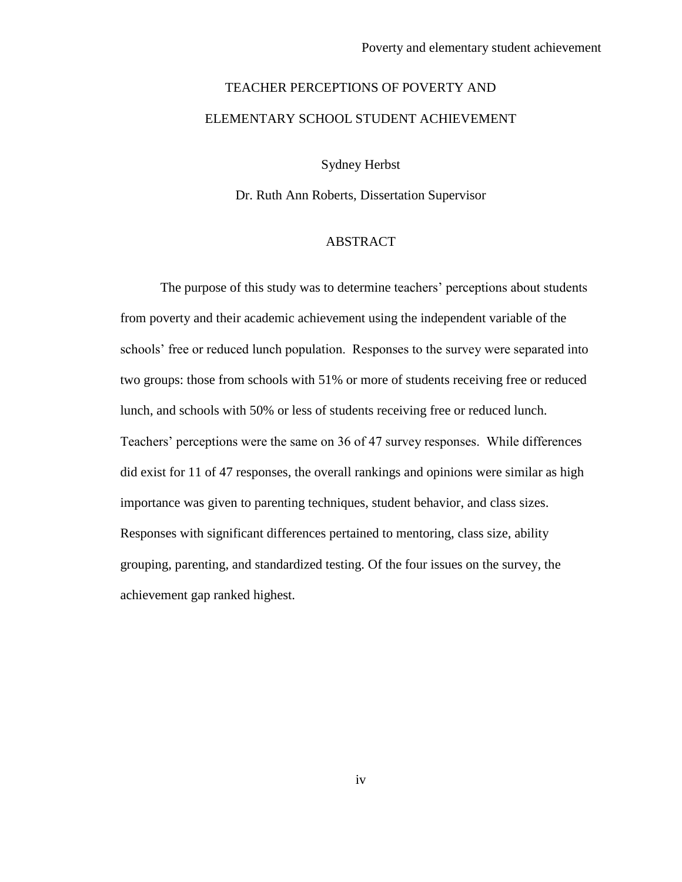# TEACHER PERCEPTIONS OF POVERTY AND ELEMENTARY SCHOOL STUDENT ACHIEVEMENT

Sydney Herbst

Dr. Ruth Ann Roberts, Dissertation Supervisor

## ABSTRACT

The purpose of this study was to determine teachers' perceptions about students from poverty and their academic achievement using the independent variable of the schools' free or reduced lunch population. Responses to the survey were separated into two groups: those from schools with 51% or more of students receiving free or reduced lunch, and schools with 50% or less of students receiving free or reduced lunch. Teachers' perceptions were the same on 36 of 47 survey responses. While differences did exist for 11 of 47 responses, the overall rankings and opinions were similar as high importance was given to parenting techniques, student behavior, and class sizes. Responses with significant differences pertained to mentoring, class size, ability grouping, parenting, and standardized testing. Of the four issues on the survey, the achievement gap ranked highest.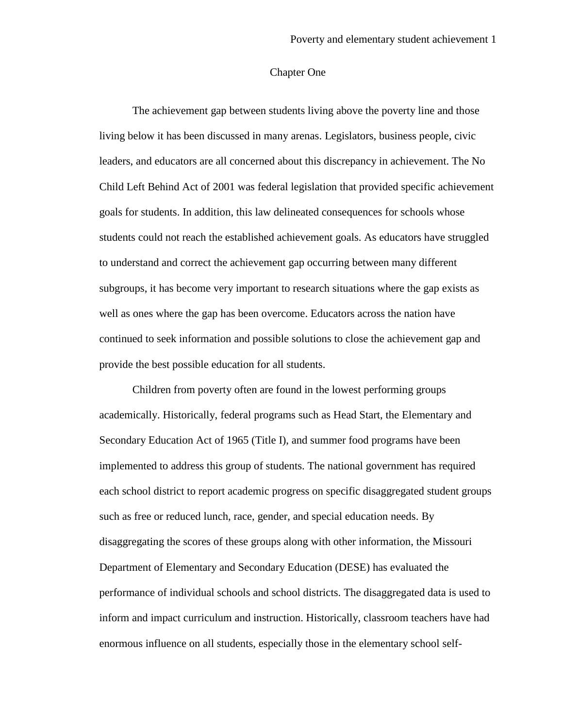# Chapter One

The achievement gap between students living above the poverty line and those living below it has been discussed in many arenas. Legislators, business people, civic leaders, and educators are all concerned about this discrepancy in achievement. The No Child Left Behind Act of 2001 was federal legislation that provided specific achievement goals for students. In addition, this law delineated consequences for schools whose students could not reach the established achievement goals. As educators have struggled to understand and correct the achievement gap occurring between many different subgroups, it has become very important to research situations where the gap exists as well as ones where the gap has been overcome. Educators across the nation have continued to seek information and possible solutions to close the achievement gap and provide the best possible education for all students.

Children from poverty often are found in the lowest performing groups academically. Historically, federal programs such as Head Start, the Elementary and Secondary Education Act of 1965 (Title I), and summer food programs have been implemented to address this group of students. The national government has required each school district to report academic progress on specific disaggregated student groups such as free or reduced lunch, race, gender, and special education needs. By disaggregating the scores of these groups along with other information, the Missouri Department of Elementary and Secondary Education (DESE) has evaluated the performance of individual schools and school districts. The disaggregated data is used to inform and impact curriculum and instruction. Historically, classroom teachers have had enormous influence on all students, especially those in the elementary school self-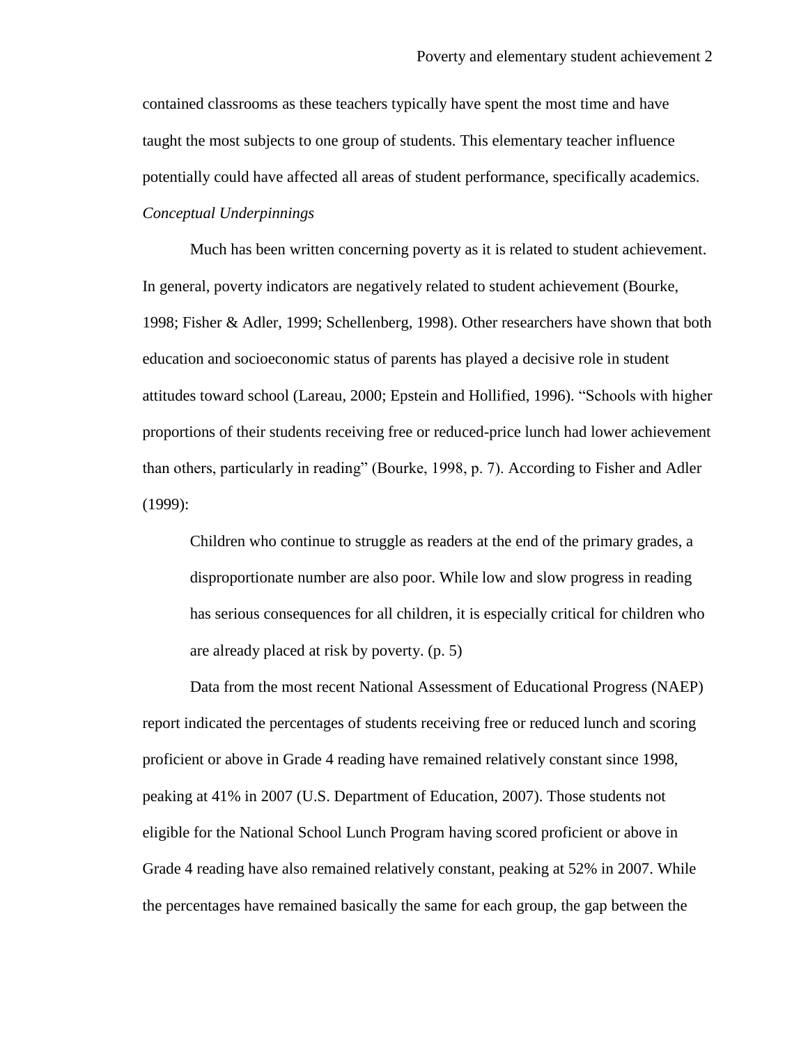contained classrooms as these teachers typically have spent the most time and have taught the most subjects to one group of students. This elementary teacher influence potentially could have affected all areas of student performance, specifically academics.

*Conceptual Underpinnings*

Much has been written concerning poverty as it is related to student achievement. In general, poverty indicators are negatively related to student achievement (Bourke, 1998; Fisher & Adler, 1999; Schellenberg, 1998). Other researchers have shown that both education and socioeconomic status of parents has played a decisive role in student attitudes toward school (Lareau, 2000; Epstein and Hollified, 1996). "Schools with higher proportions of their students receiving free or reduced-price lunch had lower achievement than others, particularly in reading" (Bourke, 1998, p. 7). According to Fisher and Adler (1999):

> Children who continue to struggle as readers at the end of the primary grades, a disproportionate number are also poor. While low and slow progress in reading has serious consequences for all children, it is especially critical for children who are already placed at risk by poverty. (p. 5)

Data from the most recent National Assessment of Educational Progress (NAEP) report indicated the percentages of students receiving free or reduced lunch and scoring proficient or above in Grade 4 reading have remained relatively constant since 1998, peaking at 41% in 2007 (U.S. Department of Education, 2007). Those students not eligible for the National School Lunch Program having scored proficient or above in Grade 4 reading have also remained relatively constant, peaking at 52% in 2007. While the percentages have remained basically the same for each group, the gap between the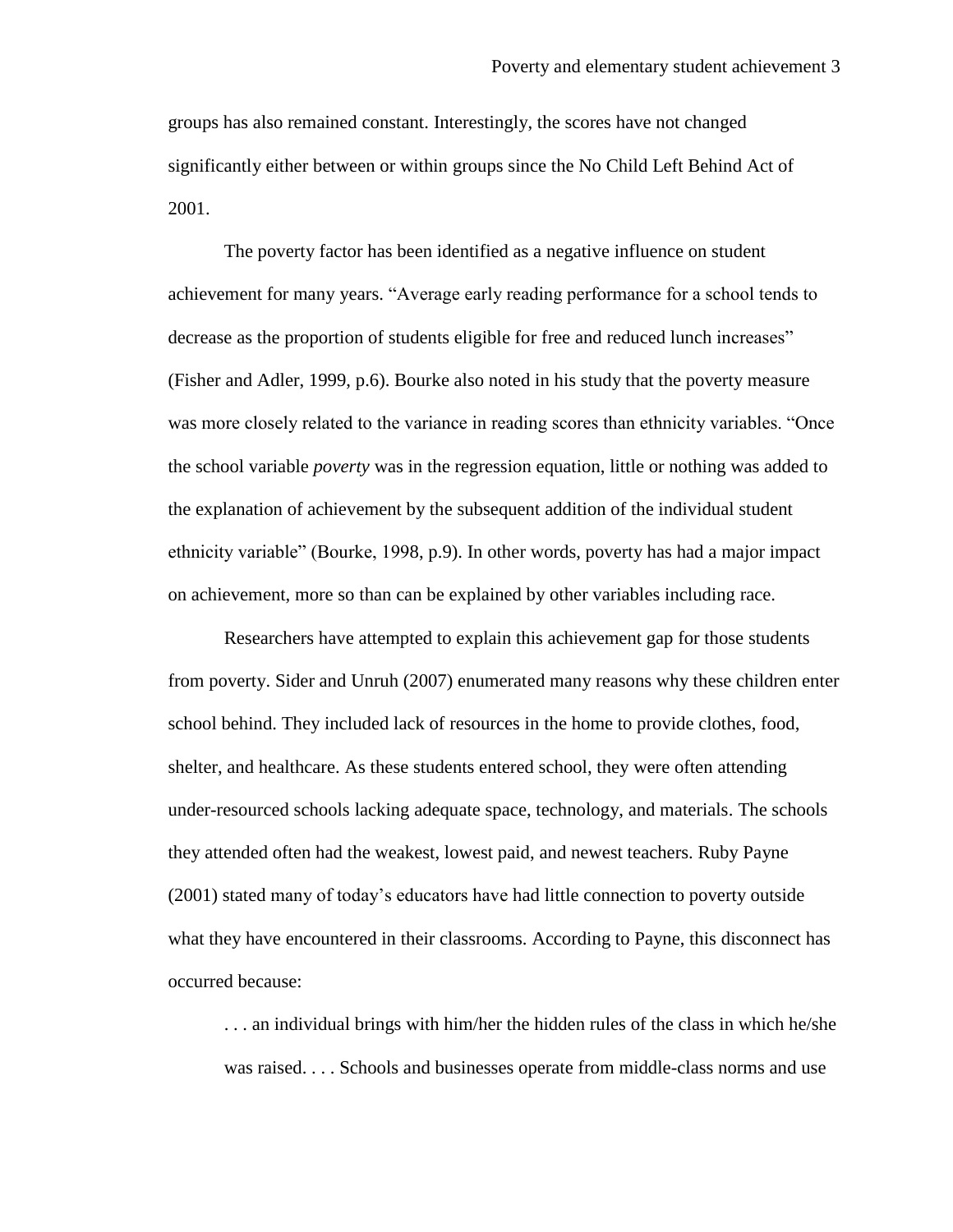groups has also remained constant. Interestingly, the scores have not changed significantly either between or within groups since the No Child Left Behind Act of 2001.

The poverty factor has been identified as a negative influence on student achievement for many years. "Average early reading performance for a school tends to decrease as the proportion of students eligible for free and reduced lunch increases" (Fisher and Adler, 1999, p.6). Bourke also noted in his study that the poverty measure was more closely related to the variance in reading scores than ethnicity variables. "Once the school variable *poverty* was in the regression equation, little or nothing was added to the explanation of achievement by the subsequent addition of the individual student ethnicity variable" (Bourke, 1998, p.9). In other words, poverty has had a major impact on achievement, more so than can be explained by other variables including race.

Researchers have attempted to explain this achievement gap for those students from poverty. Sider and Unruh (2007) enumerated many reasons why these children enter school behind. They included lack of resources in the home to provide clothes, food, shelter, and healthcare. As these students entered school, they were often attending under-resourced schools lacking adequate space, technology, and materials. The schools they attended often had the weakest, lowest paid, and newest teachers. Ruby Payne (2001) stated many of today's educators have had little connection to poverty outside what they have encountered in their classrooms. According to Payne, this disconnect has occurred because:

> . . . an individual brings with him/her the hidden rules of the class in which he/she was raised. . . . Schools and businesses operate from middle-class norms and use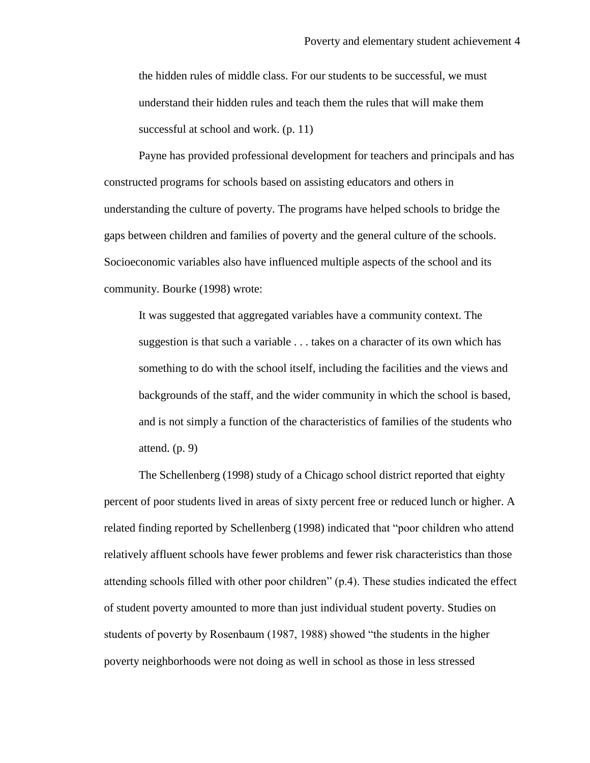> the hidden rules of middle class. For our students to be successful, we must understand their hidden rules and teach them the rules that will make them successful at school and work. (p. 11)

Payne has provided professional development for teachers and principals and has constructed programs for schools based on assisting educators and others in understanding the culture of poverty. The programs have helped schools to bridge the gaps between children and families of poverty and the general culture of the schools. Socioeconomic variables also have influenced multiple aspects of the school and its community. Bourke (1998) wrote:

> It was suggested that aggregated variables have a community context. The suggestion is that such a variable . . . takes on a character of its own which has something to do with the school itself, including the facilities and the views and backgrounds of the staff, and the wider community in which the school is based, and is not simply a function of the characteristics of families of the students who attend. (p. 9)

The Schellenberg (1998) study of a Chicago school district reported that eighty percent of poor students lived in areas of sixty percent free or reduced lunch or higher. A related finding reported by Schellenberg (1998) indicated that "poor children who attend relatively affluent schools have fewer problems and fewer risk characteristics than those attending schools filled with other poor children" (p.4). These studies indicated the effect of student poverty amounted to more than just individual student poverty. Studies on students of poverty by Rosenbaum (1987, 1988) showed "the students in the higher poverty neighborhoods were not doing as well in school as those in less stressed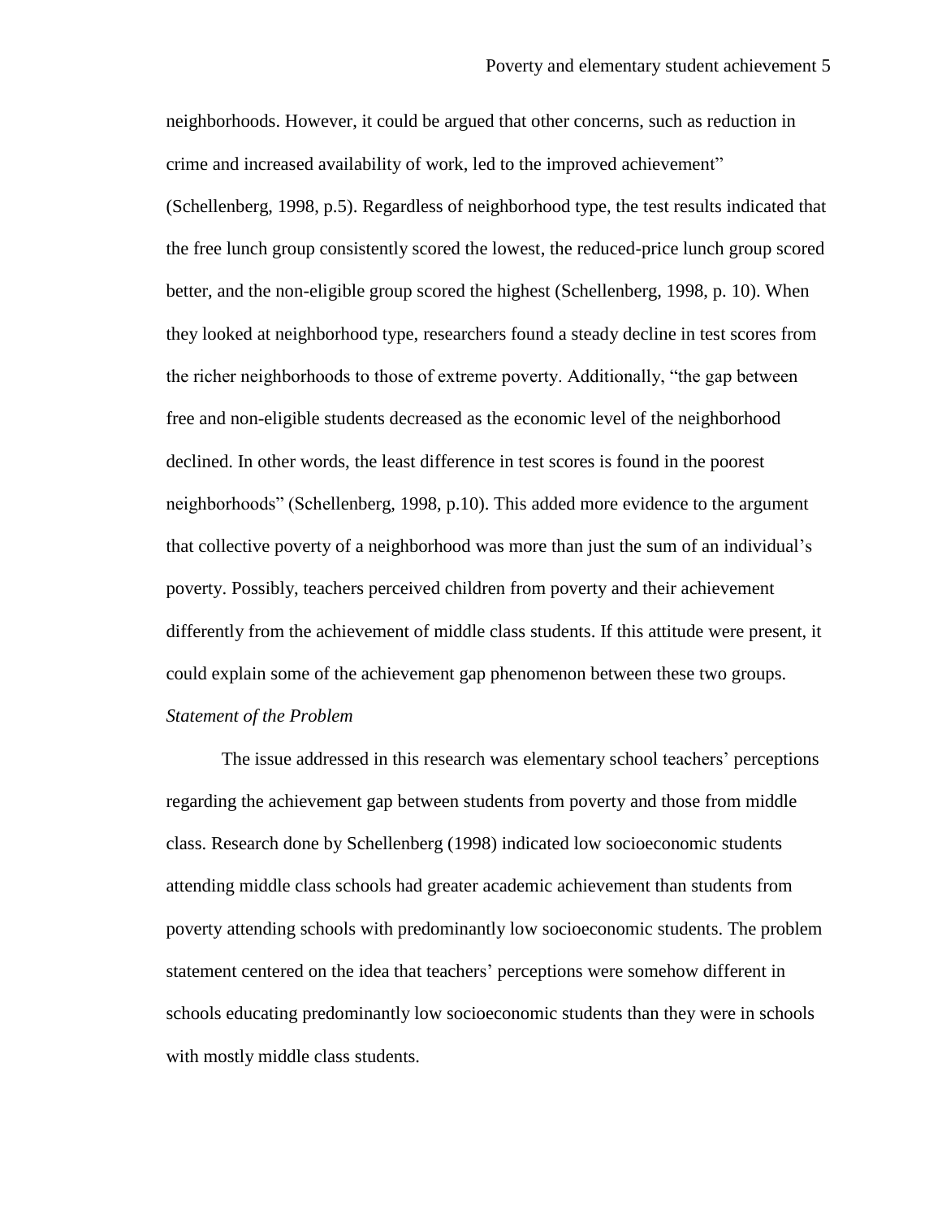neighborhoods. However, it could be argued that other concerns, such as reduction in crime and increased availability of work, led to the improved achievement" (Schellenberg, 1998, p.5). Regardless of neighborhood type, the test results indicated that the free lunch group consistently scored the lowest, the reduced-price lunch group scored better, and the non-eligible group scored the highest (Schellenberg, 1998, p. 10). When they looked at neighborhood type, researchers found a steady decline in test scores from the richer neighborhoods to those of extreme poverty. Additionally, "the gap between free and non-eligible students decreased as the economic level of the neighborhood declined. In other words, the least difference in test scores is found in the poorest neighborhoods" (Schellenberg, 1998, p.10). This added more evidence to the argument that collective poverty of a neighborhood was more than just the sum of an individual's poverty. Possibly, teachers perceived children from poverty and their achievement differently from the achievement of middle class students. If this attitude were present, it could explain some of the achievement gap phenomenon between these two groups.

*Statement of the Problem*

The issue addressed in this research was elementary school teachers' perceptions regarding the achievement gap between students from poverty and those from middle class. Research done by Schellenberg (1998) indicated low socioeconomic students attending middle class schools had greater academic achievement than students from poverty attending schools with predominantly low socioeconomic students. The problem statement centered on the idea that teachers' perceptions were somehow different in schools educating predominantly low socioeconomic students than they were in schools with mostly middle class students.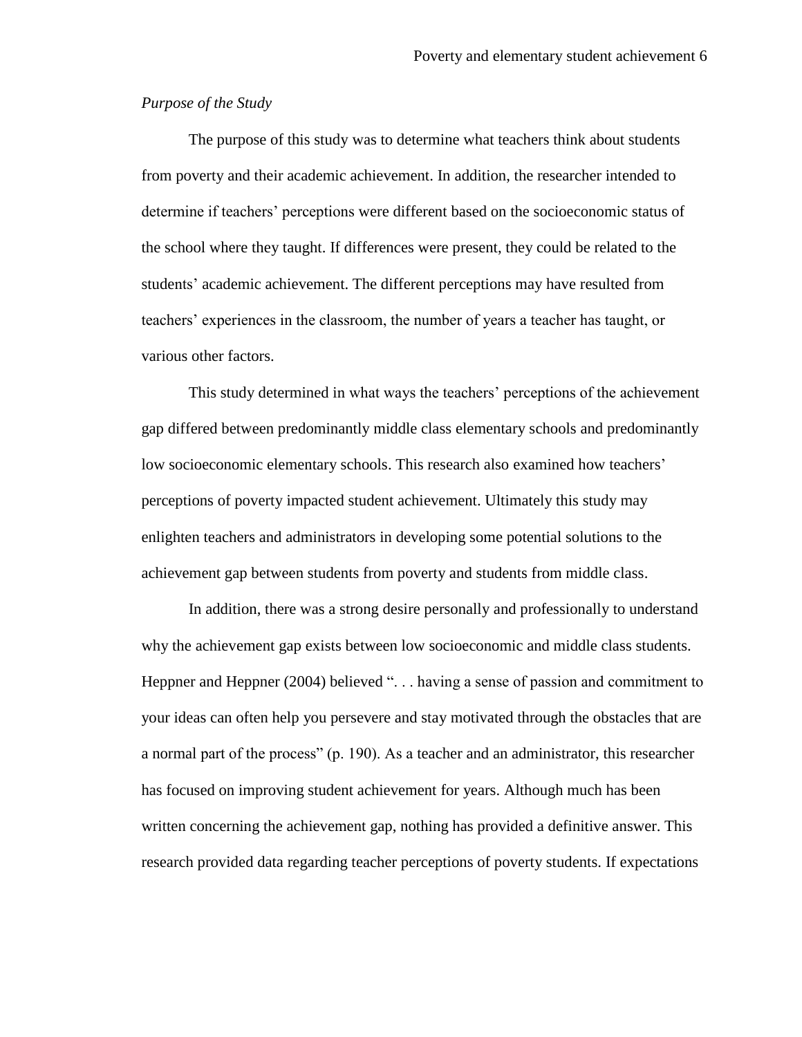*Purpose of the Study*

The purpose of this study was to determine what teachers think about students from poverty and their academic achievement. In addition, the researcher intended to determine if teachers' perceptions were different based on the socioeconomic status of the school where they taught. If differences were present, they could be related to the students' academic achievement. The different perceptions may have resulted from teachers' experiences in the classroom, the number of years a teacher has taught, or various other factors.

This study determined in what ways the teachers' perceptions of the achievement gap differed between predominantly middle class elementary schools and predominantly low socioeconomic elementary schools. This research also examined how teachers' perceptions of poverty impacted student achievement. Ultimately this study may enlighten teachers and administrators in developing some potential solutions to the achievement gap between students from poverty and students from middle class.

In addition, there was a strong desire personally and professionally to understand why the achievement gap exists between low socioeconomic and middle class students. Heppner and Heppner (2004) believed ". . . having a sense of passion and commitment to your ideas can often help you persevere and stay motivated through the obstacles that are a normal part of the process" (p. 190). As a teacher and an administrator, this researcher has focused on improving student achievement for years. Although much has been written concerning the achievement gap, nothing has provided a definitive answer. This research provided data regarding teacher perceptions of poverty students. If expectations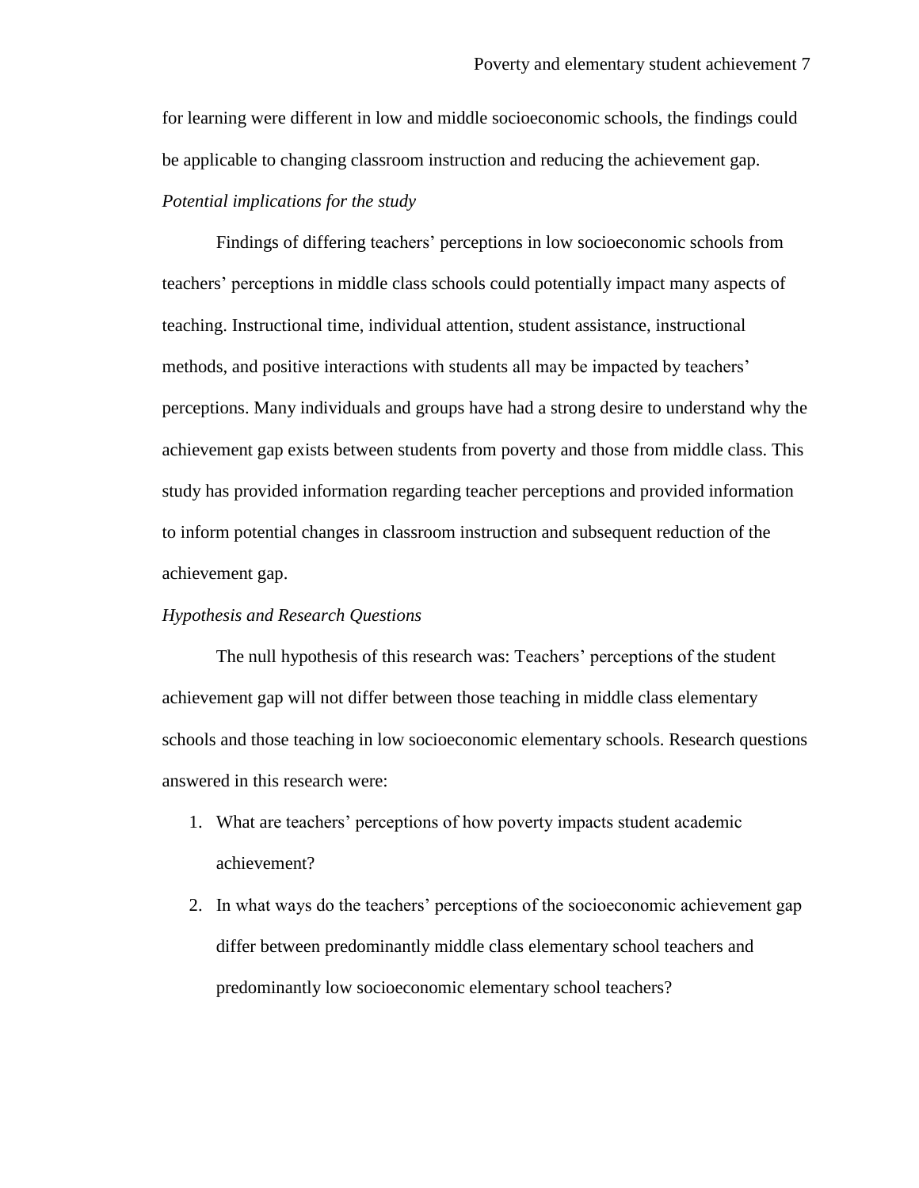for learning were different in low and middle socioeconomic schools, the findings could be applicable to changing classroom instruction and reducing the achievement gap.

*Potential implications for the study*

Findings of differing teachers' perceptions in low socioeconomic schools from teachers' perceptions in middle class schools could potentially impact many aspects of teaching. Instructional time, individual attention, student assistance, instructional methods, and positive interactions with students all may be impacted by teachers' perceptions. Many individuals and groups have had a strong desire to understand why the achievement gap exists between students from poverty and those from middle class. This study has provided information regarding teacher perceptions and provided information to inform potential changes in classroom instruction and subsequent reduction of the achievement gap.

*Hypothesis and Research Questions*

The null hypothesis of this research was: Teachers' perceptions of the student achievement gap will not differ between those teaching in middle class elementary schools and those teaching in low socioeconomic elementary schools. Research questions answered in this research were:

1. What are teachers' perceptions of how poverty impacts student academic achievement?
2. In what ways do the teachers' perceptions of the socioeconomic achievement gap differ between predominantly middle class elementary school teachers and predominantly low socioeconomic elementary school teachers?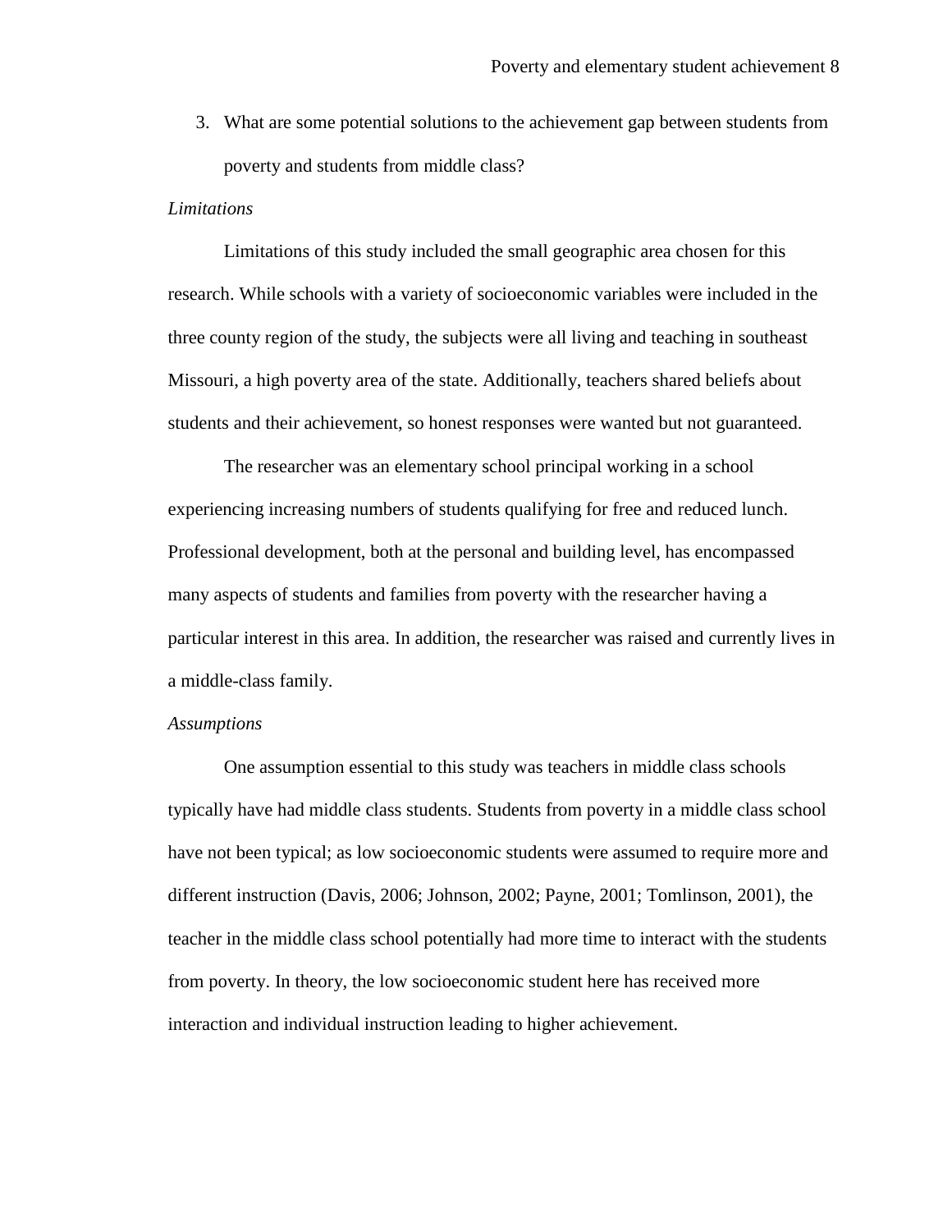3. What are some potential solutions to the achievement gap between students from poverty and students from middle class?

*Limitations*

Limitations of this study included the small geographic area chosen for this research. While schools with a variety of socioeconomic variables were included in the three county region of the study, the subjects were all living and teaching in southeast Missouri, a high poverty area of the state. Additionally, teachers shared beliefs about students and their achievement, so honest responses were wanted but not guaranteed.

The researcher was an elementary school principal working in a school experiencing increasing numbers of students qualifying for free and reduced lunch. Professional development, both at the personal and building level, has encompassed many aspects of students and families from poverty with the researcher having a particular interest in this area. In addition, the researcher was raised and currently lives in a middle-class family.

*Assumptions*

One assumption essential to this study was teachers in middle class schools typically have had middle class students. Students from poverty in a middle class school have not been typical; as low socioeconomic students were assumed to require more and different instruction (Davis, 2006; Johnson, 2002; Payne, 2001; Tomlinson, 2001), the teacher in the middle class school potentially had more time to interact with the students from poverty. In theory, the low socioeconomic student here has received more interaction and individual instruction leading to higher achievement.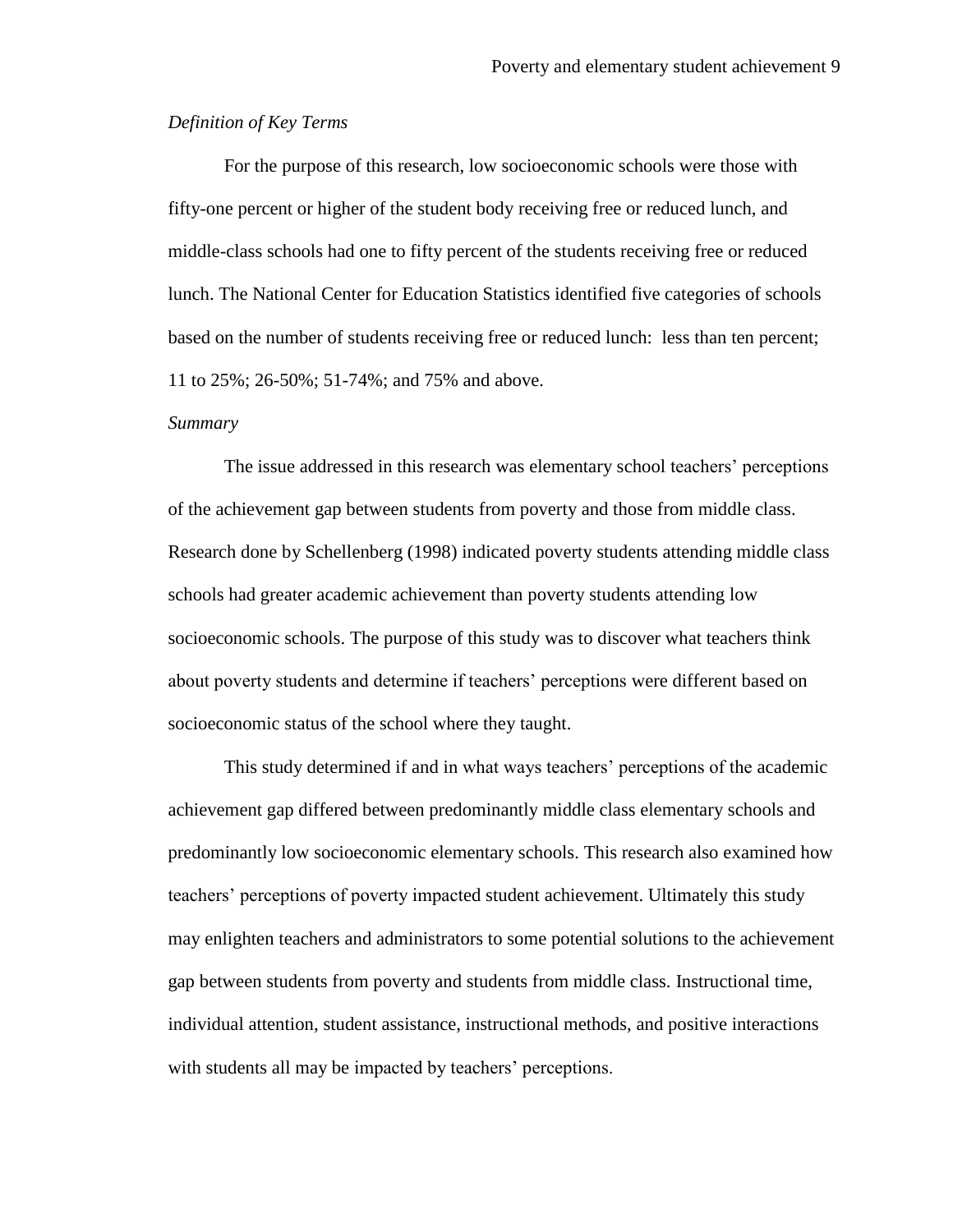*Definition of Key Terms*

For the purpose of this research, low socioeconomic schools were those with fifty-one percent or higher of the student body receiving free or reduced lunch, and middle-class schools had one to fifty percent of the students receiving free or reduced lunch. The National Center for Education Statistics identified five categories of schools based on the number of students receiving free or reduced lunch: less than ten percent; 11 to 25%; 26-50%; 51-74%; and 75% and above.

*Summary*

The issue addressed in this research was elementary school teachers' perceptions of the achievement gap between students from poverty and those from middle class. Research done by Schellenberg (1998) indicated poverty students attending middle class schools had greater academic achievement than poverty students attending low socioeconomic schools. The purpose of this study was to discover what teachers think about poverty students and determine if teachers' perceptions were different based on socioeconomic status of the school where they taught.

This study determined if and in what ways teachers' perceptions of the academic achievement gap differed between predominantly middle class elementary schools and predominantly low socioeconomic elementary schools. This research also examined how teachers' perceptions of poverty impacted student achievement. Ultimately this study may enlighten teachers and administrators to some potential solutions to the achievement gap between students from poverty and students from middle class. Instructional time, individual attention, student assistance, instructional methods, and positive interactions with students all may be impacted by teachers' perceptions.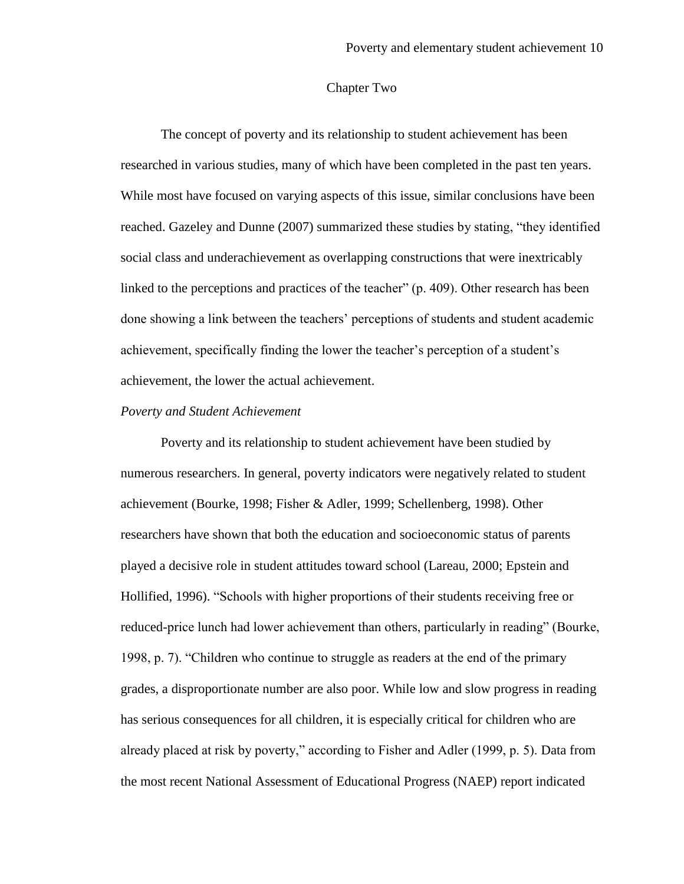# Chapter Two

The concept of poverty and its relationship to student achievement has been researched in various studies, many of which have been completed in the past ten years. While most have focused on varying aspects of this issue, similar conclusions have been reached. Gazeley and Dunne (2007) summarized these studies by stating, "they identified social class and underachievement as overlapping constructions that were inextricably linked to the perceptions and practices of the teacher" (p. 409). Other research has been done showing a link between the teachers' perceptions of students and student academic achievement, specifically finding the lower the teacher's perception of a student's achievement, the lower the actual achievement.

*Poverty and Student Achievement*

Poverty and its relationship to student achievement have been studied by numerous researchers. In general, poverty indicators were negatively related to student achievement (Bourke, 1998; Fisher & Adler, 1999; Schellenberg, 1998). Other researchers have shown that both the education and socioeconomic status of parents played a decisive role in student attitudes toward school (Lareau, 2000; Epstein and Hollified, 1996). "Schools with higher proportions of their students receiving free or reduced-price lunch had lower achievement than others, particularly in reading" (Bourke, 1998, p. 7). "Children who continue to struggle as readers at the end of the primary grades, a disproportionate number are also poor. While low and slow progress in reading has serious consequences for all children, it is especially critical for children who are already placed at risk by poverty," according to Fisher and Adler (1999, p. 5). Data from the most recent National Assessment of Educational Progress (NAEP) report indicated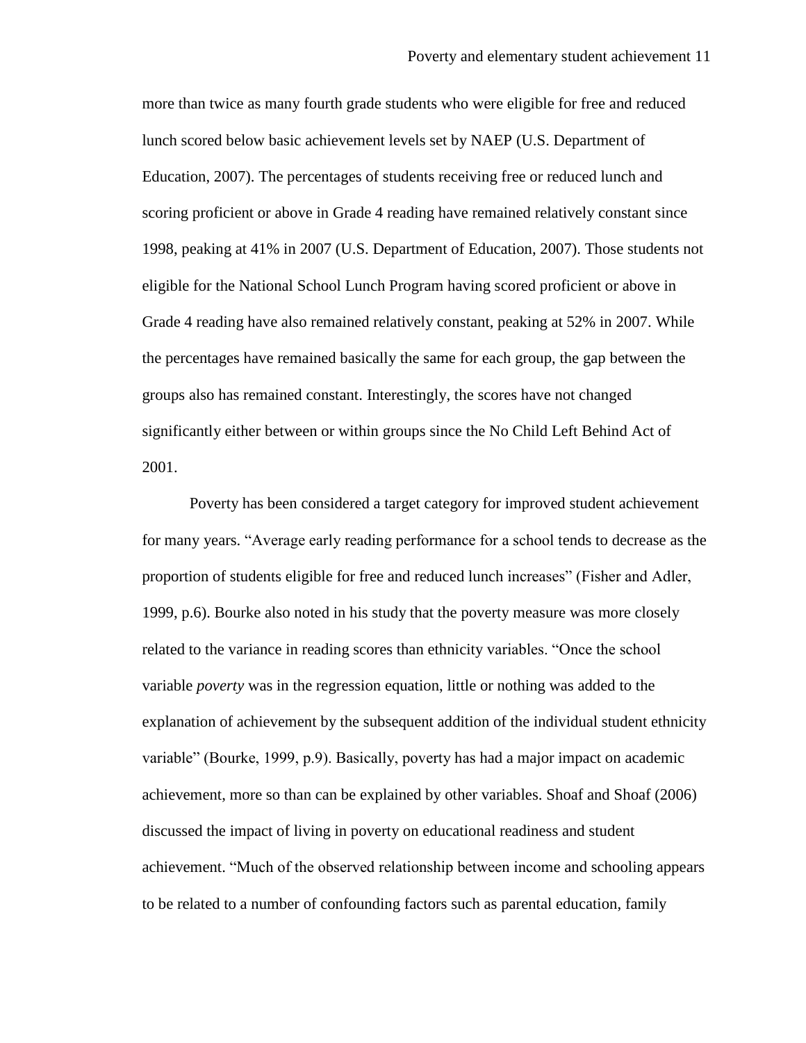more than twice as many fourth grade students who were eligible for free and reduced lunch scored below basic achievement levels set by NAEP (U.S. Department of Education, 2007). The percentages of students receiving free or reduced lunch and scoring proficient or above in Grade 4 reading have remained relatively constant since 1998, peaking at 41% in 2007 (U.S. Department of Education, 2007). Those students not eligible for the National School Lunch Program having scored proficient or above in Grade 4 reading have also remained relatively constant, peaking at 52% in 2007. While the percentages have remained basically the same for each group, the gap between the groups also has remained constant. Interestingly, the scores have not changed significantly either between or within groups since the No Child Left Behind Act of 2001.

Poverty has been considered a target category for improved student achievement for many years. "Average early reading performance for a school tends to decrease as the proportion of students eligible for free and reduced lunch increases" (Fisher and Adler, 1999, p.6). Bourke also noted in his study that the poverty measure was more closely related to the variance in reading scores than ethnicity variables. "Once the school variable *poverty* was in the regression equation, little or nothing was added to the explanation of achievement by the subsequent addition of the individual student ethnicity variable" (Bourke, 1999, p.9). Basically, poverty has had a major impact on academic achievement, more so than can be explained by other variables. Shoaf and Shoaf (2006) discussed the impact of living in poverty on educational readiness and student achievement. "Much of the observed relationship between income and schooling appears to be related to a number of confounding factors such as parental education, family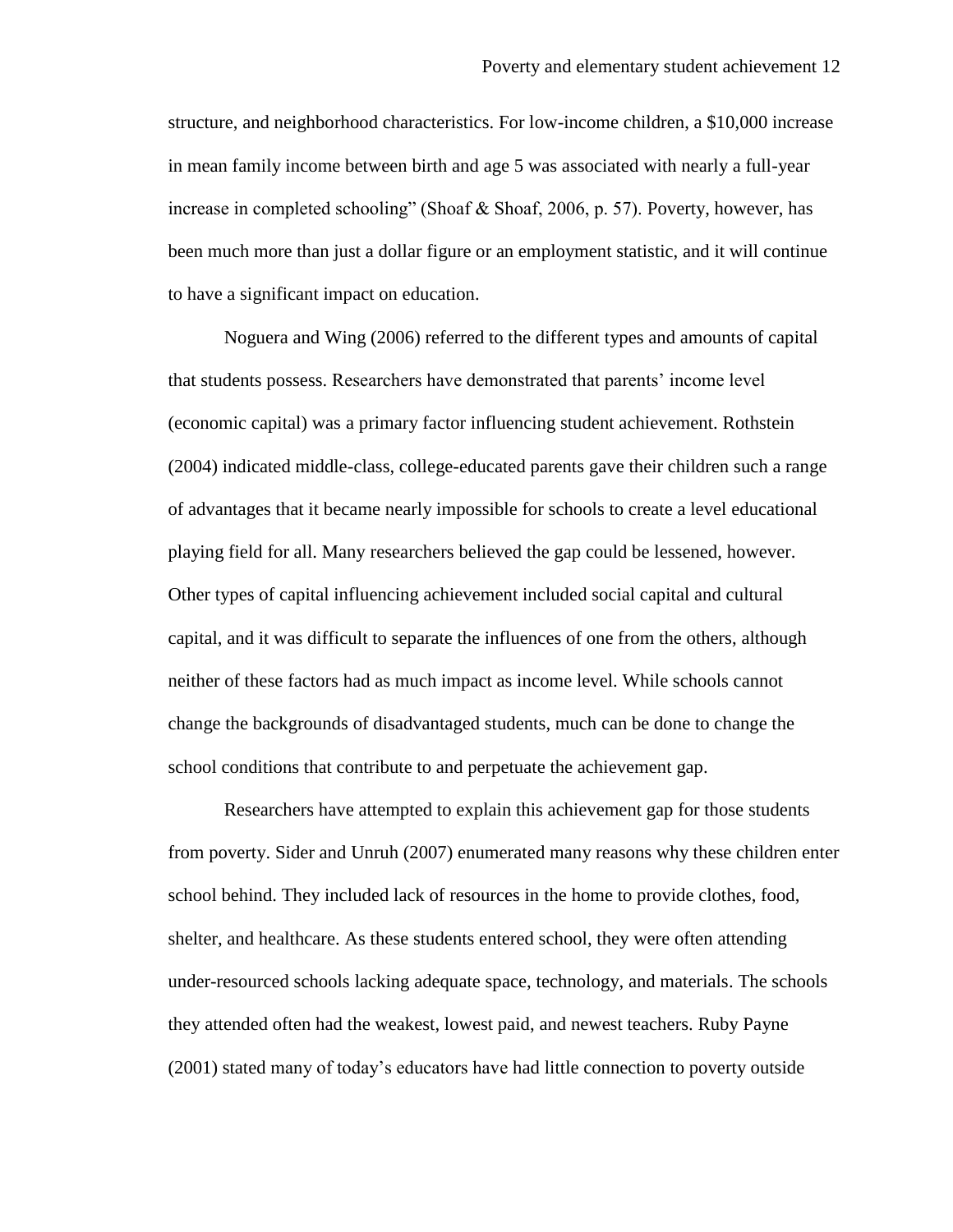structure, and neighborhood characteristics. For low-income children, a $10,000 increase in mean family income between birth and age 5 was associated with nearly a full-year increase in completed schooling" (Shoaf & Shoaf, 2006, p. 57). Poverty, however, has been much more than just a dollar figure or an employment statistic, and it will continue to have a significant impact on education.

Noguera and Wing (2006) referred to the different types and amounts of capital that students possess. Researchers have demonstrated that parents' income level (economic capital) was a primary factor influencing student achievement. Rothstein (2004) indicated middle-class, college-educated parents gave their children such a range of advantages that it became nearly impossible for schools to create a level educational playing field for all. Many researchers believed the gap could be lessened, however. Other types of capital influencing achievement included social capital and cultural capital, and it was difficult to separate the influences of one from the others, although neither of these factors had as much impact as income level. While schools cannot change the backgrounds of disadvantaged students, much can be done to change the school conditions that contribute to and perpetuate the achievement gap.

Researchers have attempted to explain this achievement gap for those students from poverty. Sider and Unruh (2007) enumerated many reasons why these children enter school behind. They included lack of resources in the home to provide clothes, food, shelter, and healthcare. As these students entered school, they were often attending under-resourced schools lacking adequate space, technology, and materials. The schools they attended often had the weakest, lowest paid, and newest teachers. Ruby Payne (2001) stated many of today's educators have had little connection to poverty outside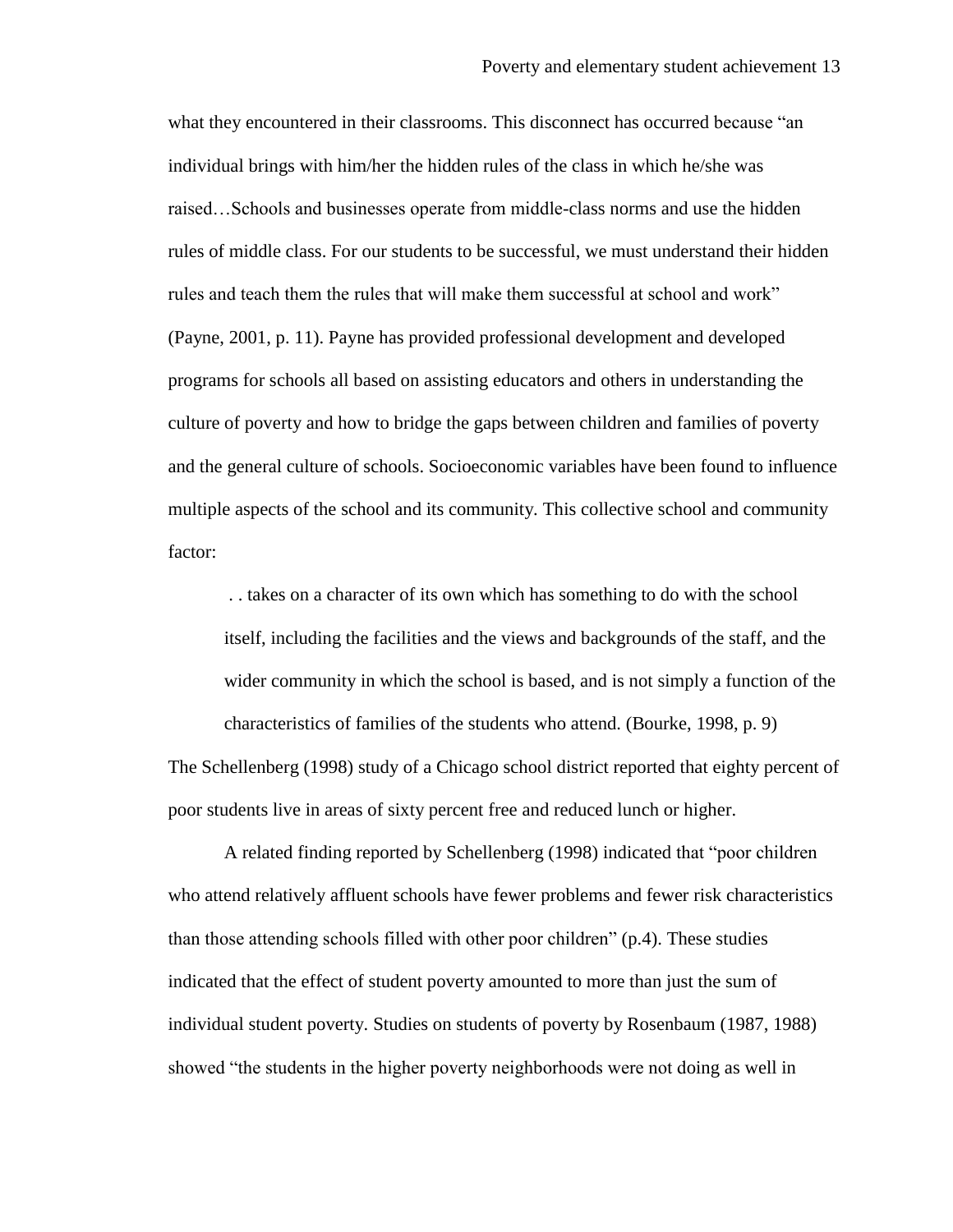what they encountered in their classrooms. This disconnect has occurred because "an individual brings with him/her the hidden rules of the class in which he/she was raised…Schools and businesses operate from middle-class norms and use the hidden rules of middle class. For our students to be successful, we must understand their hidden rules and teach them the rules that will make them successful at school and work" (Payne, 2001, p. 11). Payne has provided professional development and developed programs for schools all based on assisting educators and others in understanding the culture of poverty and how to bridge the gaps between children and families of poverty and the general culture of schools. Socioeconomic variables have been found to influence multiple aspects of the school and its community. This collective school and community factor:

> . . takes on a character of its own which has something to do with the school itself, including the facilities and the views and backgrounds of the staff, and the wider community in which the school is based, and is not simply a function of the characteristics of families of the students who attend. (Bourke, 1998, p. 9)

The Schellenberg (1998) study of a Chicago school district reported that eighty percent of poor students live in areas of sixty percent free and reduced lunch or higher.

A related finding reported by Schellenberg (1998) indicated that "poor children who attend relatively affluent schools have fewer problems and fewer risk characteristics than those attending schools filled with other poor children" (p.4). These studies indicated that the effect of student poverty amounted to more than just the sum of individual student poverty. Studies on students of poverty by Rosenbaum (1987, 1988) showed "the students in the higher poverty neighborhoods were not doing as well in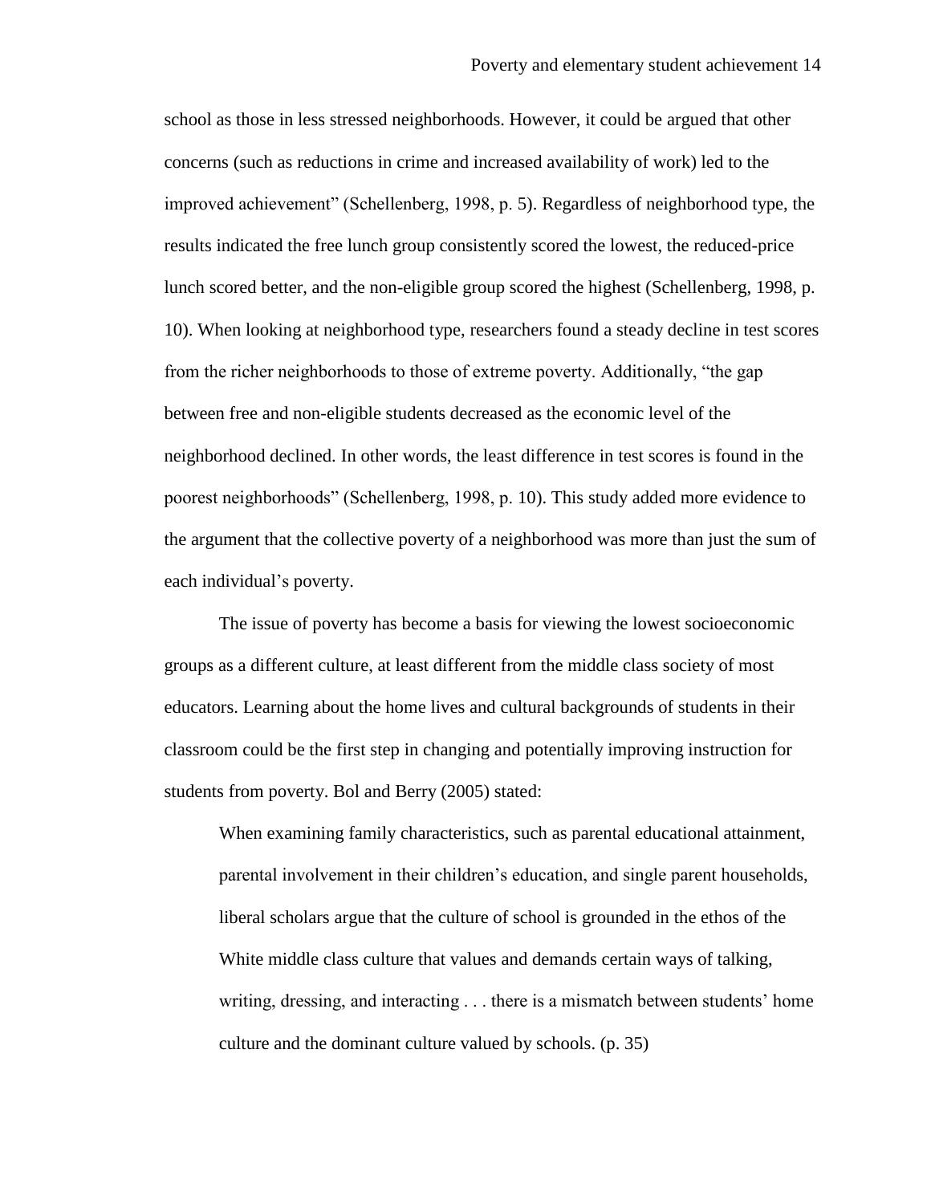school as those in less stressed neighborhoods. However, it could be argued that other concerns (such as reductions in crime and increased availability of work) led to the improved achievement" (Schellenberg, 1998, p. 5). Regardless of neighborhood type, the results indicated the free lunch group consistently scored the lowest, the reduced-price lunch scored better, and the non-eligible group scored the highest (Schellenberg, 1998, p. 10). When looking at neighborhood type, researchers found a steady decline in test scores from the richer neighborhoods to those of extreme poverty. Additionally, "the gap between free and non-eligible students decreased as the economic level of the neighborhood declined. In other words, the least difference in test scores is found in the poorest neighborhoods" (Schellenberg, 1998, p. 10). This study added more evidence to the argument that the collective poverty of a neighborhood was more than just the sum of each individual's poverty.

The issue of poverty has become a basis for viewing the lowest socioeconomic groups as a different culture, at least different from the middle class society of most educators. Learning about the home lives and cultural backgrounds of students in their classroom could be the first step in changing and potentially improving instruction for students from poverty. Bol and Berry (2005) stated:

> When examining family characteristics, such as parental educational attainment, parental involvement in their children's education, and single parent households, liberal scholars argue that the culture of school is grounded in the ethos of the White middle class culture that values and demands certain ways of talking, writing, dressing, and interacting . . . there is a mismatch between students' home culture and the dominant culture valued by schools. (p. 35)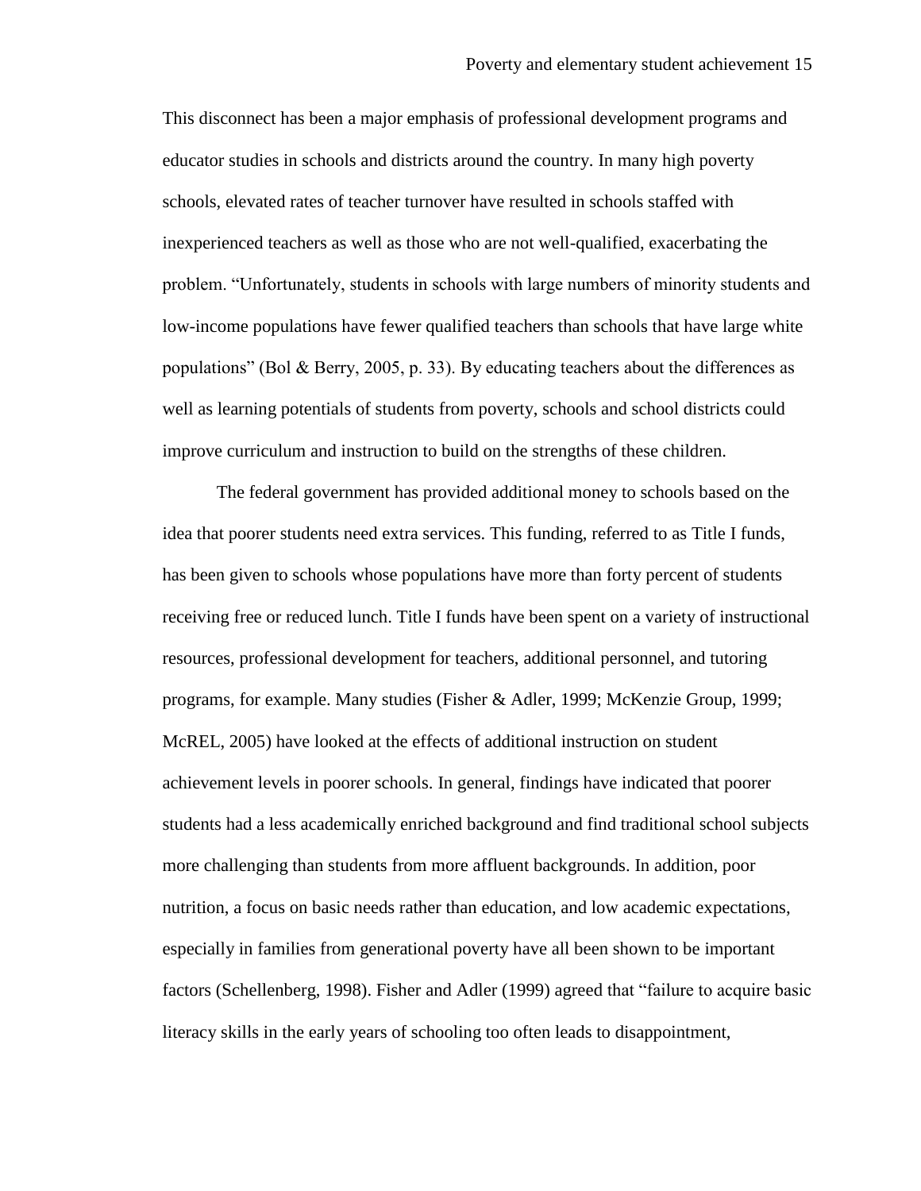This disconnect has been a major emphasis of professional development programs and educator studies in schools and districts around the country. In many high poverty schools, elevated rates of teacher turnover have resulted in schools staffed with inexperienced teachers as well as those who are not well-qualified, exacerbating the problem. "Unfortunately, students in schools with large numbers of minority students and low-income populations have fewer qualified teachers than schools that have large white populations" (Bol & Berry, 2005, p. 33). By educating teachers about the differences as well as learning potentials of students from poverty, schools and school districts could improve curriculum and instruction to build on the strengths of these children.

The federal government has provided additional money to schools based on the idea that poorer students need extra services. This funding, referred to as Title I funds, has been given to schools whose populations have more than forty percent of students receiving free or reduced lunch. Title I funds have been spent on a variety of instructional resources, professional development for teachers, additional personnel, and tutoring programs, for example. Many studies (Fisher & Adler, 1999; McKenzie Group, 1999; McREL, 2005) have looked at the effects of additional instruction on student achievement levels in poorer schools. In general, findings have indicated that poorer students had a less academically enriched background and find traditional school subjects more challenging than students from more affluent backgrounds. In addition, poor nutrition, a focus on basic needs rather than education, and low academic expectations, especially in families from generational poverty have all been shown to be important factors (Schellenberg, 1998). Fisher and Adler (1999) agreed that "failure to acquire basic literacy skills in the early years of schooling too often leads to disappointment,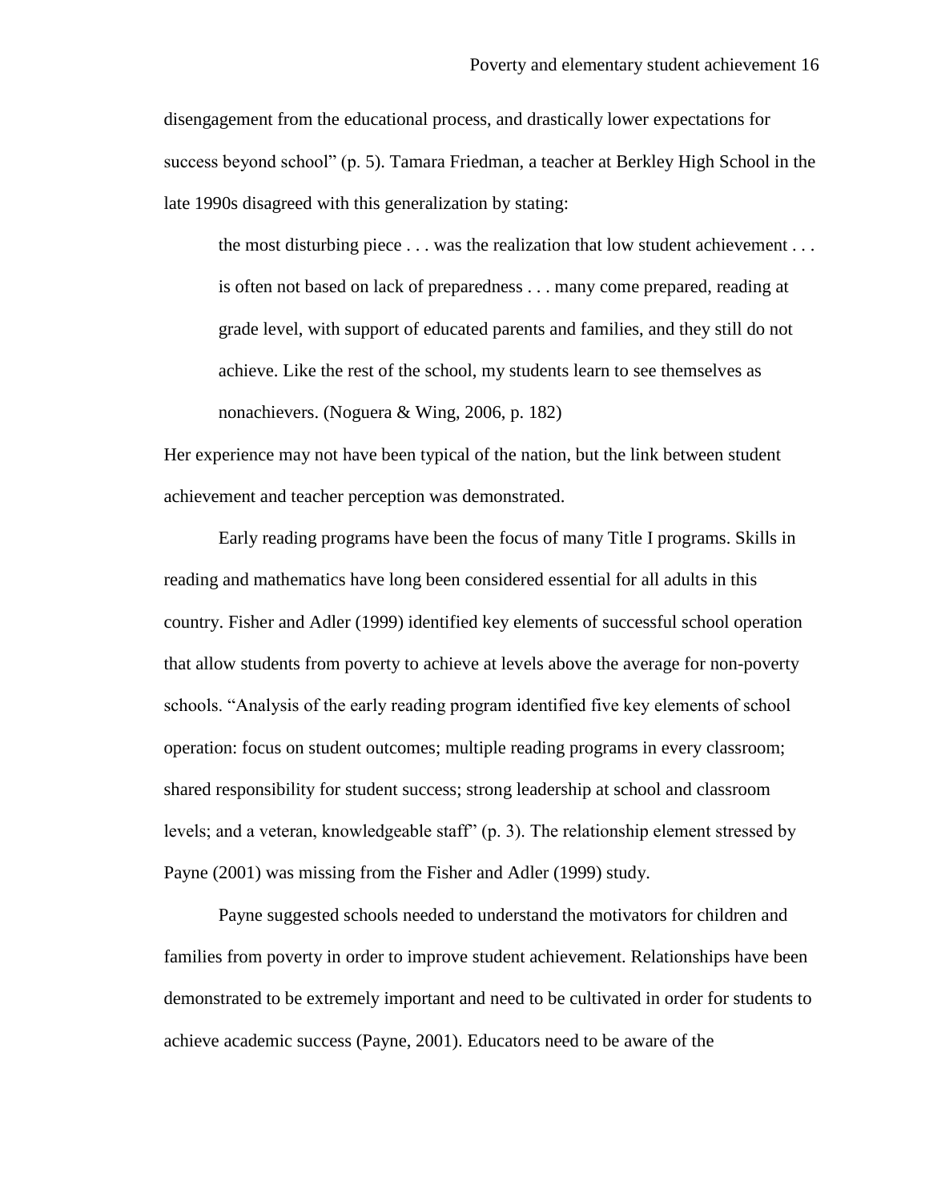disengagement from the educational process, and drastically lower expectations for success beyond school" (p. 5). Tamara Friedman, a teacher at Berkley High School in the late 1990s disagreed with this generalization by stating:

> the most disturbing piece . . . was the realization that low student achievement . . . is often not based on lack of preparedness . . . many come prepared, reading at grade level, with support of educated parents and families, and they still do not achieve. Like the rest of the school, my students learn to see themselves as nonachievers. (Noguera & Wing, 2006, p. 182)

Her experience may not have been typical of the nation, but the link between student achievement and teacher perception was demonstrated.

Early reading programs have been the focus of many Title I programs. Skills in reading and mathematics have long been considered essential for all adults in this country. Fisher and Adler (1999) identified key elements of successful school operation that allow students from poverty to achieve at levels above the average for non-poverty schools. "Analysis of the early reading program identified five key elements of school operation: focus on student outcomes; multiple reading programs in every classroom; shared responsibility for student success; strong leadership at school and classroom levels; and a veteran, knowledgeable staff" (p. 3). The relationship element stressed by Payne (2001) was missing from the Fisher and Adler (1999) study.

Payne suggested schools needed to understand the motivators for children and families from poverty in order to improve student achievement. Relationships have been demonstrated to be extremely important and need to be cultivated in order for students to achieve academic success (Payne, 2001). Educators need to be aware of the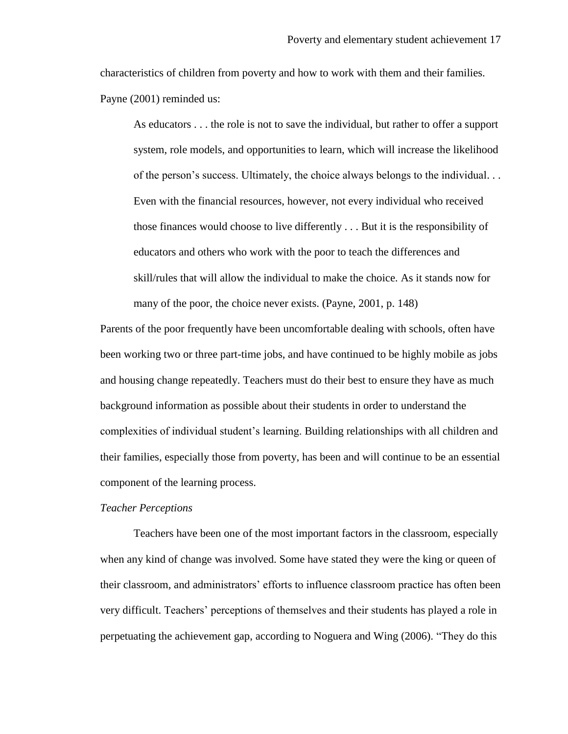characteristics of children from poverty and how to work with them and their families. Payne (2001) reminded us:

> As educators . . . the role is not to save the individual, but rather to offer a support system, role models, and opportunities to learn, which will increase the likelihood of the person's success. Ultimately, the choice always belongs to the individual. . . Even with the financial resources, however, not every individual who received those finances would choose to live differently . . . But it is the responsibility of educators and others who work with the poor to teach the differences and skill/rules that will allow the individual to make the choice. As it stands now for many of the poor, the choice never exists. (Payne, 2001, p. 148)

Parents of the poor frequently have been uncomfortable dealing with schools, often have been working two or three part-time jobs, and have continued to be highly mobile as jobs and housing change repeatedly. Teachers must do their best to ensure they have as much background information as possible about their students in order to understand the complexities of individual student's learning. Building relationships with all children and their families, especially those from poverty, has been and will continue to be an essential component of the learning process.

*Teacher Perceptions*

Teachers have been one of the most important factors in the classroom, especially when any kind of change was involved. Some have stated they were the king or queen of their classroom, and administrators' efforts to influence classroom practice has often been very difficult. Teachers' perceptions of themselves and their students has played a role in perpetuating the achievement gap, according to Noguera and Wing (2006). "They do this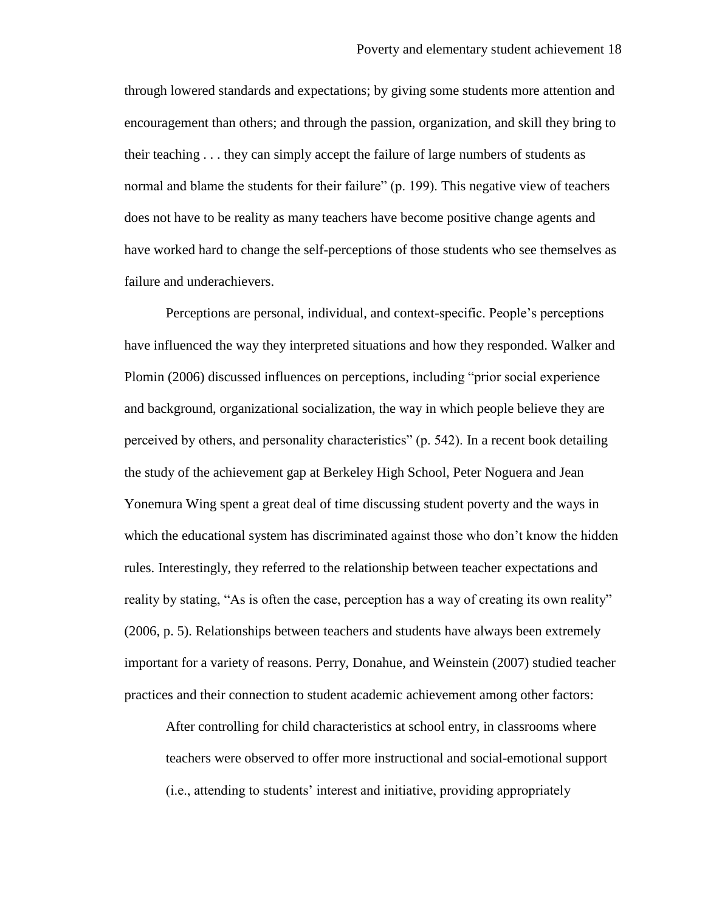through lowered standards and expectations; by giving some students more attention and encouragement than others; and through the passion, organization, and skill they bring to their teaching . . . they can simply accept the failure of large numbers of students as normal and blame the students for their failure" (p. 199). This negative view of teachers does not have to be reality as many teachers have become positive change agents and have worked hard to change the self-perceptions of those students who see themselves as failure and underachievers.

Perceptions are personal, individual, and context-specific. People's perceptions have influenced the way they interpreted situations and how they responded. Walker and Plomin (2006) discussed influences on perceptions, including "prior social experience and background, organizational socialization, the way in which people believe they are perceived by others, and personality characteristics" (p. 542). In a recent book detailing the study of the achievement gap at Berkeley High School, Peter Noguera and Jean Yonemura Wing spent a great deal of time discussing student poverty and the ways in which the educational system has discriminated against those who don't know the hidden rules. Interestingly, they referred to the relationship between teacher expectations and reality by stating, "As is often the case, perception has a way of creating its own reality" (2006, p. 5). Relationships between teachers and students have always been extremely important for a variety of reasons. Perry, Donahue, and Weinstein (2007) studied teacher practices and their connection to student academic achievement among other factors:

> After controlling for child characteristics at school entry, in classrooms where teachers were observed to offer more instructional and social-emotional support (i.e., attending to students' interest and initiative, providing appropriately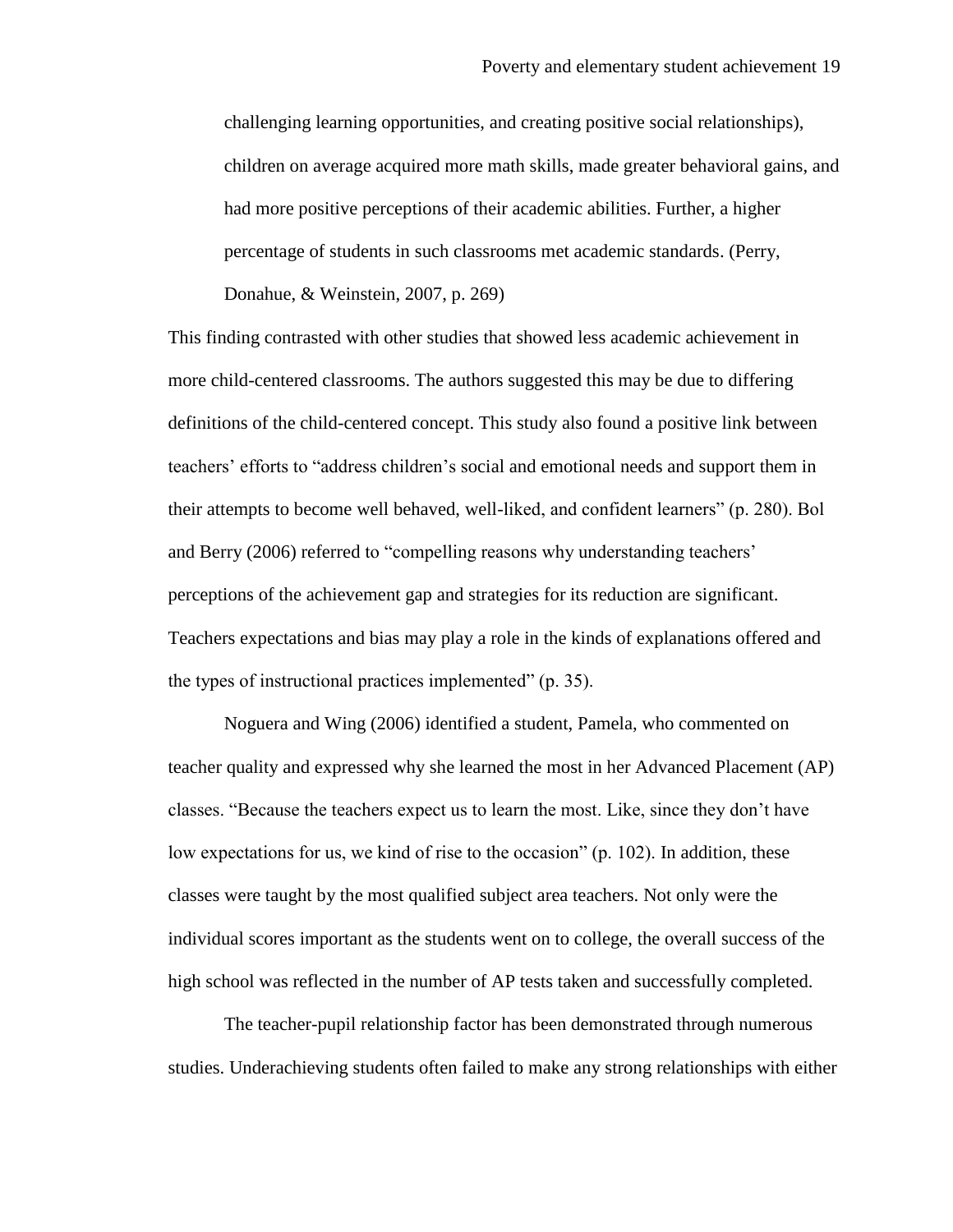> challenging learning opportunities, and creating positive social relationships), children on average acquired more math skills, made greater behavioral gains, and had more positive perceptions of their academic abilities. Further, a higher percentage of students in such classrooms met academic standards. (Perry, Donahue, & Weinstein, 2007, p. 269)

This finding contrasted with other studies that showed less academic achievement in more child-centered classrooms. The authors suggested this may be due to differing definitions of the child-centered concept. This study also found a positive link between teachers' efforts to "address children's social and emotional needs and support them in their attempts to become well behaved, well-liked, and confident learners" (p. 280). Bol and Berry (2006) referred to "compelling reasons why understanding teachers' perceptions of the achievement gap and strategies for its reduction are significant. Teachers expectations and bias may play a role in the kinds of explanations offered and the types of instructional practices implemented" (p. 35).

Noguera and Wing (2006) identified a student, Pamela, who commented on teacher quality and expressed why she learned the most in her Advanced Placement (AP) classes. "Because the teachers expect us to learn the most. Like, since they don't have low expectations for us, we kind of rise to the occasion" (p. 102). In addition, these classes were taught by the most qualified subject area teachers. Not only were the individual scores important as the students went on to college, the overall success of the high school was reflected in the number of AP tests taken and successfully completed.

The teacher-pupil relationship factor has been demonstrated through numerous studies. Underachieving students often failed to make any strong relationships with either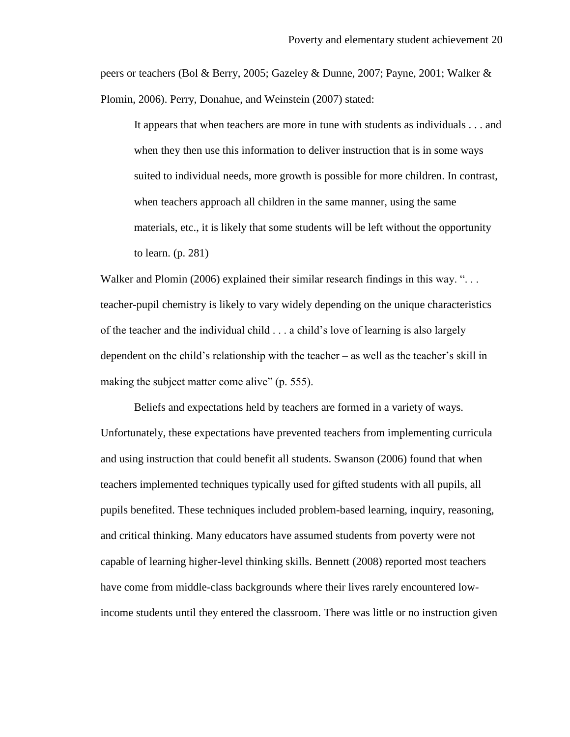peers or teachers (Bol & Berry, 2005; Gazeley & Dunne, 2007; Payne, 2001; Walker & Plomin, 2006). Perry, Donahue, and Weinstein (2007) stated:

> It appears that when teachers are more in tune with students as individuals . . . and when they then use this information to deliver instruction that is in some ways suited to individual needs, more growth is possible for more children. In contrast, when teachers approach all children in the same manner, using the same materials, etc., it is likely that some students will be left without the opportunity to learn. (p. 281)

Walker and Plomin (2006) explained their similar research findings in this way. ". . . teacher-pupil chemistry is likely to vary widely depending on the unique characteristics of the teacher and the individual child . . . a child's love of learning is also largely dependent on the child's relationship with the teacher – as well as the teacher's skill in making the subject matter come alive" (p. 555).

Beliefs and expectations held by teachers are formed in a variety of ways. Unfortunately, these expectations have prevented teachers from implementing curricula and using instruction that could benefit all students. Swanson (2006) found that when teachers implemented techniques typically used for gifted students with all pupils, all pupils benefited. These techniques included problem-based learning, inquiry, reasoning, and critical thinking. Many educators have assumed students from poverty were not capable of learning higher-level thinking skills. Bennett (2008) reported most teachers have come from middle-class backgrounds where their lives rarely encountered low-income students until they entered the classroom. There was little or no instruction given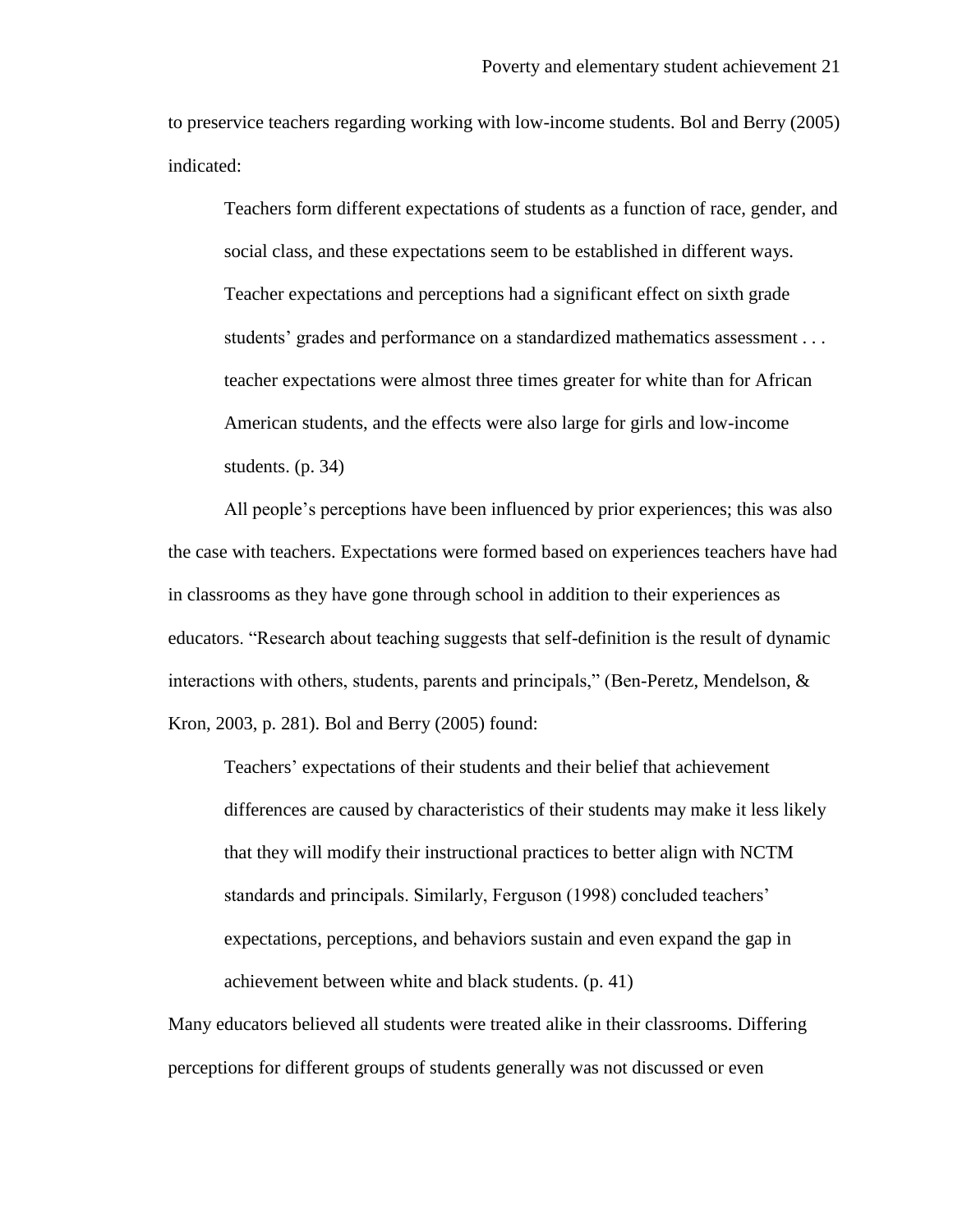to preservice teachers regarding working with low-income students. Bol and Berry (2005) indicated:

> Teachers form different expectations of students as a function of race, gender, and social class, and these expectations seem to be established in different ways. Teacher expectations and perceptions had a significant effect on sixth grade students' grades and performance on a standardized mathematics assessment . . . teacher expectations were almost three times greater for white than for African American students, and the effects were also large for girls and low-income students. (p. 34)

All people's perceptions have been influenced by prior experiences; this was also the case with teachers. Expectations were formed based on experiences teachers have had in classrooms as they have gone through school in addition to their experiences as educators. "Research about teaching suggests that self-definition is the result of dynamic interactions with others, students, parents and principals," (Ben-Peretz, Mendelson, & Kron, 2003, p. 281). Bol and Berry (2005) found:

> Teachers' expectations of their students and their belief that achievement differences are caused by characteristics of their students may make it less likely that they will modify their instructional practices to better align with NCTM standards and principals. Similarly, Ferguson (1998) concluded teachers' expectations, perceptions, and behaviors sustain and even expand the gap in achievement between white and black students. (p. 41)

Many educators believed all students were treated alike in their classrooms. Differing perceptions for different groups of students generally was not discussed or even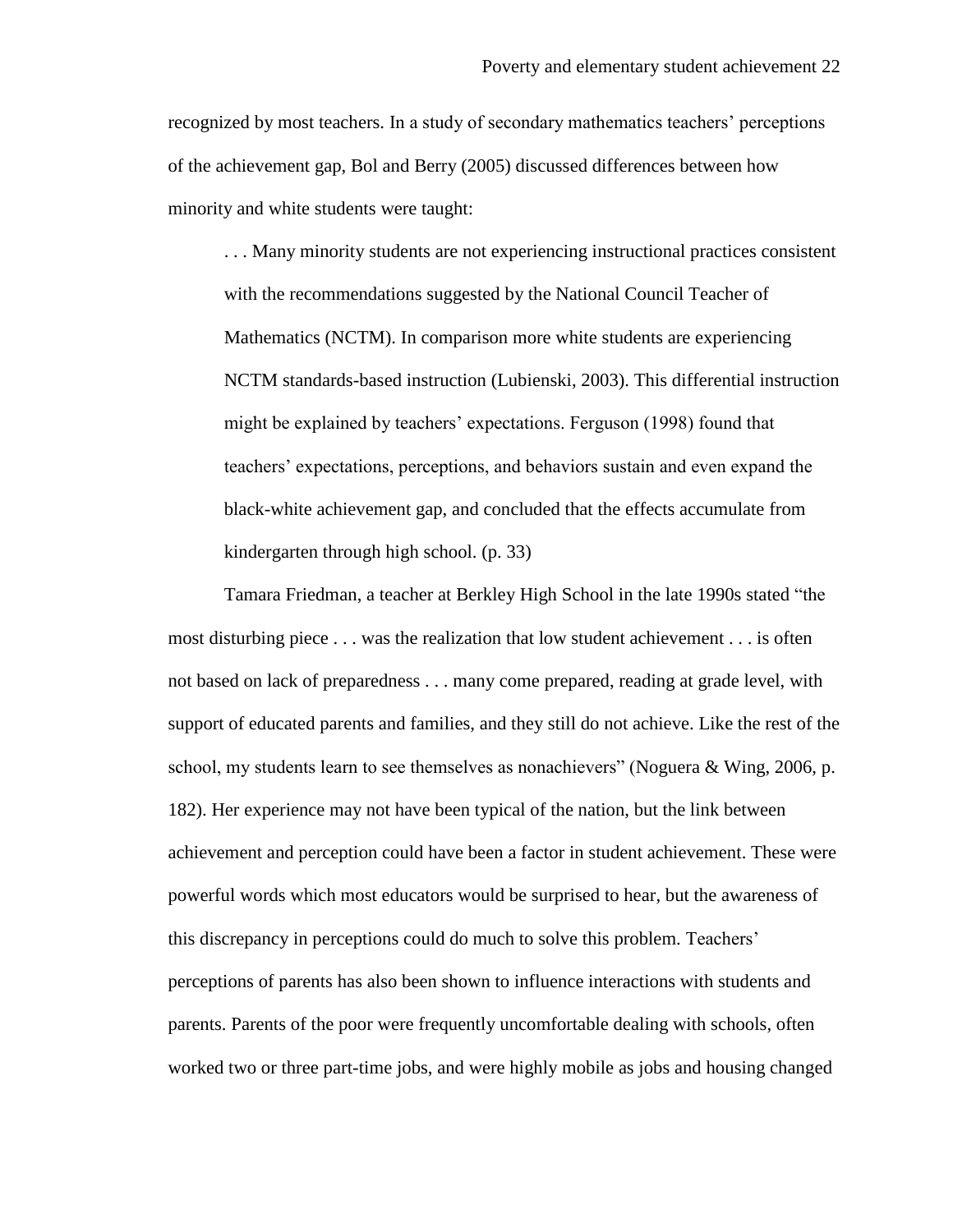recognized by most teachers. In a study of secondary mathematics teachers' perceptions of the achievement gap, Bol and Berry (2005) discussed differences between how minority and white students were taught:

> . . . Many minority students are not experiencing instructional practices consistent with the recommendations suggested by the National Council Teacher of Mathematics (NCTM). In comparison more white students are experiencing NCTM standards-based instruction (Lubienski, 2003). This differential instruction might be explained by teachers' expectations. Ferguson (1998) found that teachers' expectations, perceptions, and behaviors sustain and even expand the black-white achievement gap, and concluded that the effects accumulate from kindergarten through high school. (p. 33)

Tamara Friedman, a teacher at Berkley High School in the late 1990s stated "the most disturbing piece . . . was the realization that low student achievement . . . is often not based on lack of preparedness . . . many come prepared, reading at grade level, with support of educated parents and families, and they still do not achieve. Like the rest of the school, my students learn to see themselves as nonachievers" (Noguera & Wing, 2006, p. 182). Her experience may not have been typical of the nation, but the link between achievement and perception could have been a factor in student achievement. These were powerful words which most educators would be surprised to hear, but the awareness of this discrepancy in perceptions could do much to solve this problem. Teachers' perceptions of parents has also been shown to influence interactions with students and parents. Parents of the poor were frequently uncomfortable dealing with schools, often worked two or three part-time jobs, and were highly mobile as jobs and housing changed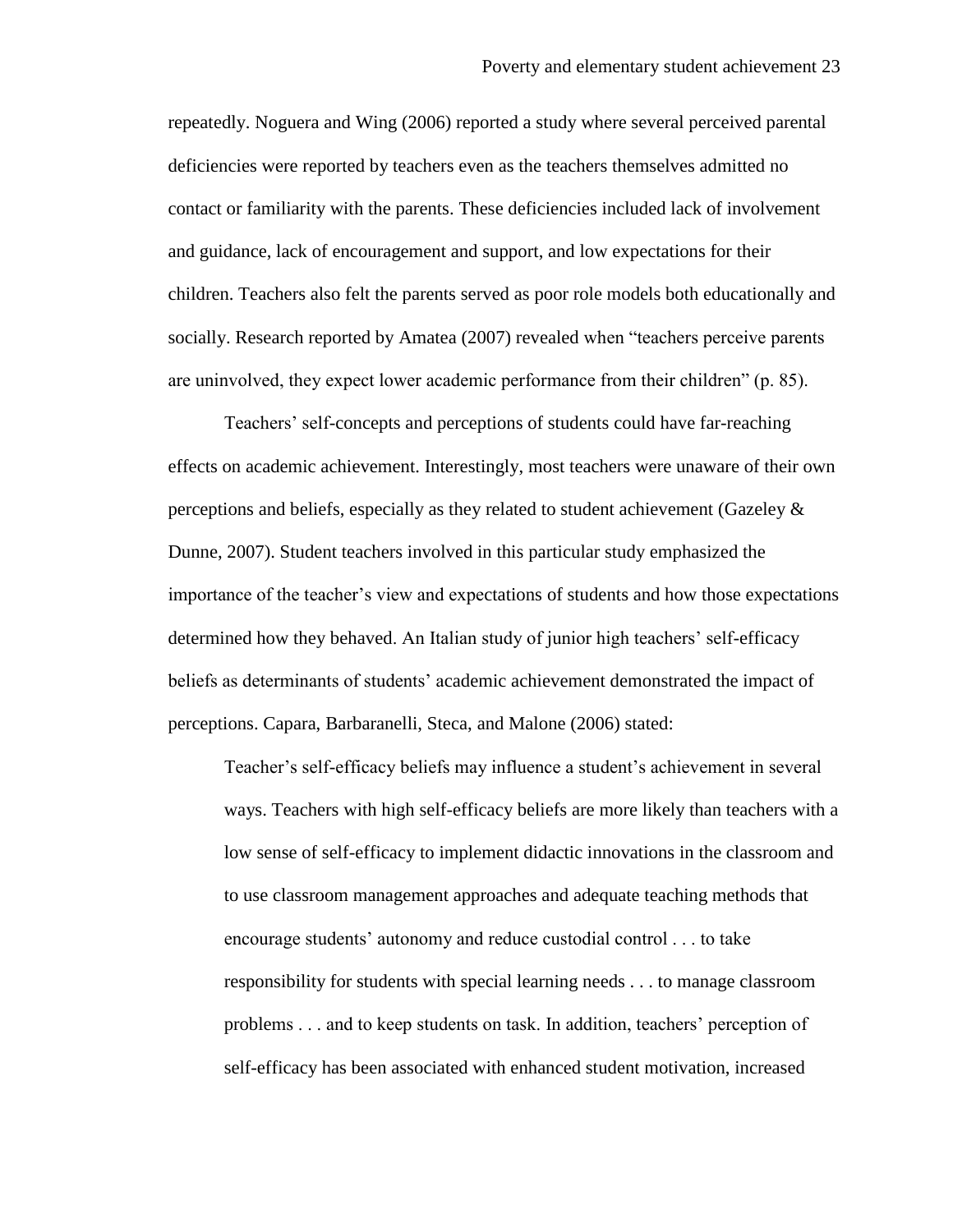repeatedly. Noguera and Wing (2006) reported a study where several perceived parental deficiencies were reported by teachers even as the teachers themselves admitted no contact or familiarity with the parents. These deficiencies included lack of involvement and guidance, lack of encouragement and support, and low expectations for their children. Teachers also felt the parents served as poor role models both educationally and socially. Research reported by Amatea (2007) revealed when "teachers perceive parents are uninvolved, they expect lower academic performance from their children" (p. 85).

Teachers' self-concepts and perceptions of students could have far-reaching effects on academic achievement. Interestingly, most teachers were unaware of their own perceptions and beliefs, especially as they related to student achievement (Gazeley & Dunne, 2007). Student teachers involved in this particular study emphasized the importance of the teacher's view and expectations of students and how those expectations determined how they behaved. An Italian study of junior high teachers' self-efficacy beliefs as determinants of students' academic achievement demonstrated the impact of perceptions. Capara, Barbaranelli, Steca, and Malone (2006) stated:

> Teacher's self-efficacy beliefs may influence a student's achievement in several ways. Teachers with high self-efficacy beliefs are more likely than teachers with a low sense of self-efficacy to implement didactic innovations in the classroom and to use classroom management approaches and adequate teaching methods that encourage students' autonomy and reduce custodial control . . . to take responsibility for students with special learning needs . . . to manage classroom problems . . . and to keep students on task. In addition, teachers' perception of self-efficacy has been associated with enhanced student motivation, increased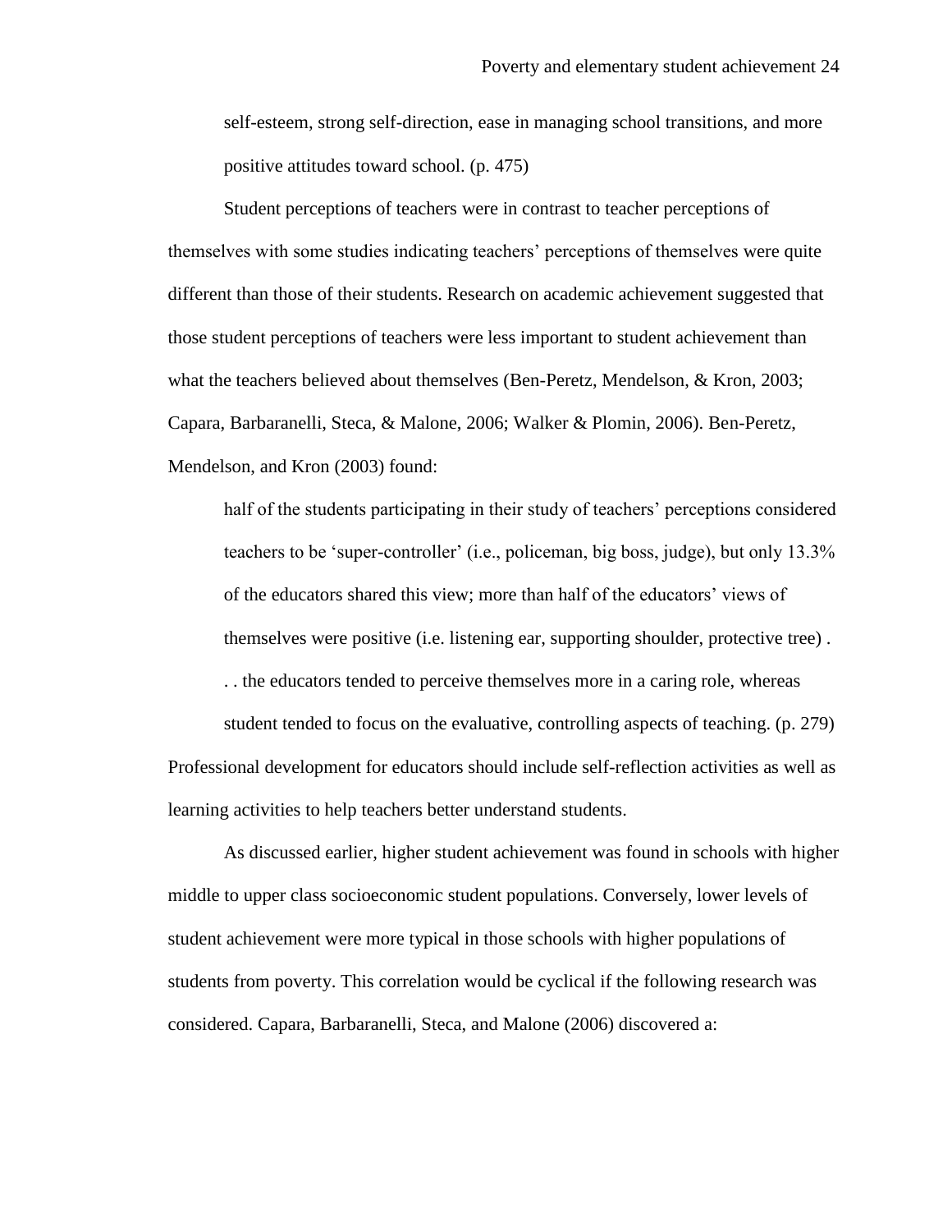> self-esteem, strong self-direction, ease in managing school transitions, and more positive attitudes toward school. (p. 475)

Student perceptions of teachers were in contrast to teacher perceptions of themselves with some studies indicating teachers' perceptions of themselves were quite different than those of their students. Research on academic achievement suggested that those student perceptions of teachers were less important to student achievement than what the teachers believed about themselves (Ben-Peretz, Mendelson, & Kron, 2003; Capara, Barbaranelli, Steca, & Malone, 2006; Walker & Plomin, 2006). Ben-Peretz, Mendelson, and Kron (2003) found:

> half of the students participating in their study of teachers' perceptions considered teachers to be 'super-controller' (i.e., policeman, big boss, judge), but only 13.3% of the educators shared this view; more than half of the educators' views of themselves were positive (i.e. listening ear, supporting shoulder, protective tree) . . . the educators tended to perceive themselves more in a caring role, whereas student tended to focus on the evaluative, controlling aspects of teaching. (p. 279)

Professional development for educators should include self-reflection activities as well as learning activities to help teachers better understand students.

As discussed earlier, higher student achievement was found in schools with higher middle to upper class socioeconomic student populations. Conversely, lower levels of student achievement were more typical in those schools with higher populations of students from poverty. This correlation would be cyclical if the following research was considered. Capara, Barbaranelli, Steca, and Malone (2006) discovered a: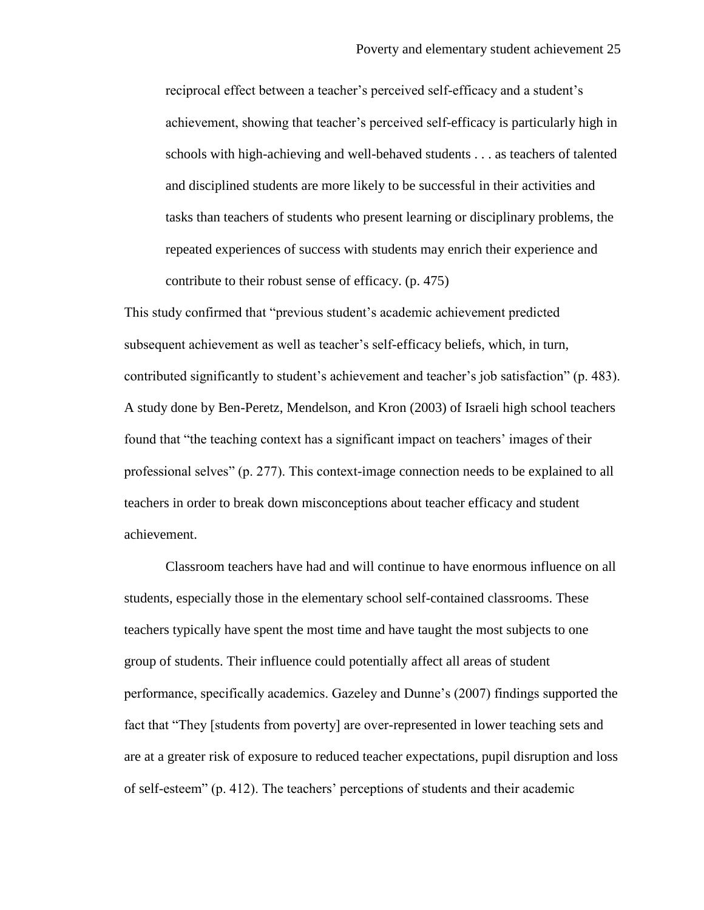> reciprocal effect between a teacher's perceived self-efficacy and a student's achievement, showing that teacher's perceived self-efficacy is particularly high in schools with high-achieving and well-behaved students . . . as teachers of talented and disciplined students are more likely to be successful in their activities and tasks than teachers of students who present learning or disciplinary problems, the repeated experiences of success with students may enrich their experience and contribute to their robust sense of efficacy. (p. 475)

This study confirmed that "previous student's academic achievement predicted subsequent achievement as well as teacher's self-efficacy beliefs, which, in turn, contributed significantly to student's achievement and teacher's job satisfaction" (p. 483). A study done by Ben-Peretz, Mendelson, and Kron (2003) of Israeli high school teachers found that "the teaching context has a significant impact on teachers' images of their professional selves" (p. 277). This context-image connection needs to be explained to all teachers in order to break down misconceptions about teacher efficacy and student achievement.

Classroom teachers have had and will continue to have enormous influence on all students, especially those in the elementary school self-contained classrooms. These teachers typically have spent the most time and have taught the most subjects to one group of students. Their influence could potentially affect all areas of student performance, specifically academics. Gazeley and Dunne's (2007) findings supported the fact that "They [students from poverty] are over-represented in lower teaching sets and are at a greater risk of exposure to reduced teacher expectations, pupil disruption and loss of self-esteem" (p. 412). The teachers' perceptions of students and their academic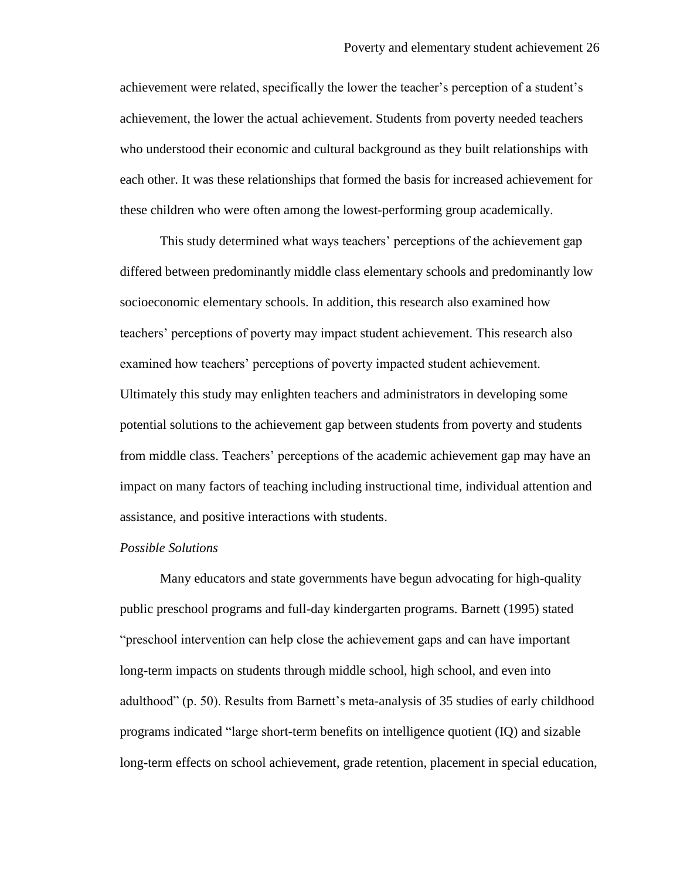achievement were related, specifically the lower the teacher's perception of a student's achievement, the lower the actual achievement. Students from poverty needed teachers who understood their economic and cultural background as they built relationships with each other. It was these relationships that formed the basis for increased achievement for these children who were often among the lowest-performing group academically.

This study determined what ways teachers' perceptions of the achievement gap differed between predominantly middle class elementary schools and predominantly low socioeconomic elementary schools. In addition, this research also examined how teachers' perceptions of poverty may impact student achievement. This research also examined how teachers' perceptions of poverty impacted student achievement. Ultimately this study may enlighten teachers and administrators in developing some potential solutions to the achievement gap between students from poverty and students from middle class. Teachers' perceptions of the academic achievement gap may have an impact on many factors of teaching including instructional time, individual attention and assistance, and positive interactions with students.

*Possible Solutions*

Many educators and state governments have begun advocating for high-quality public preschool programs and full-day kindergarten programs. Barnett (1995) stated "preschool intervention can help close the achievement gaps and can have important long-term impacts on students through middle school, high school, and even into adulthood" (p. 50). Results from Barnett's meta-analysis of 35 studies of early childhood programs indicated "large short-term benefits on intelligence quotient (IQ) and sizable long-term effects on school achievement, grade retention, placement in special education,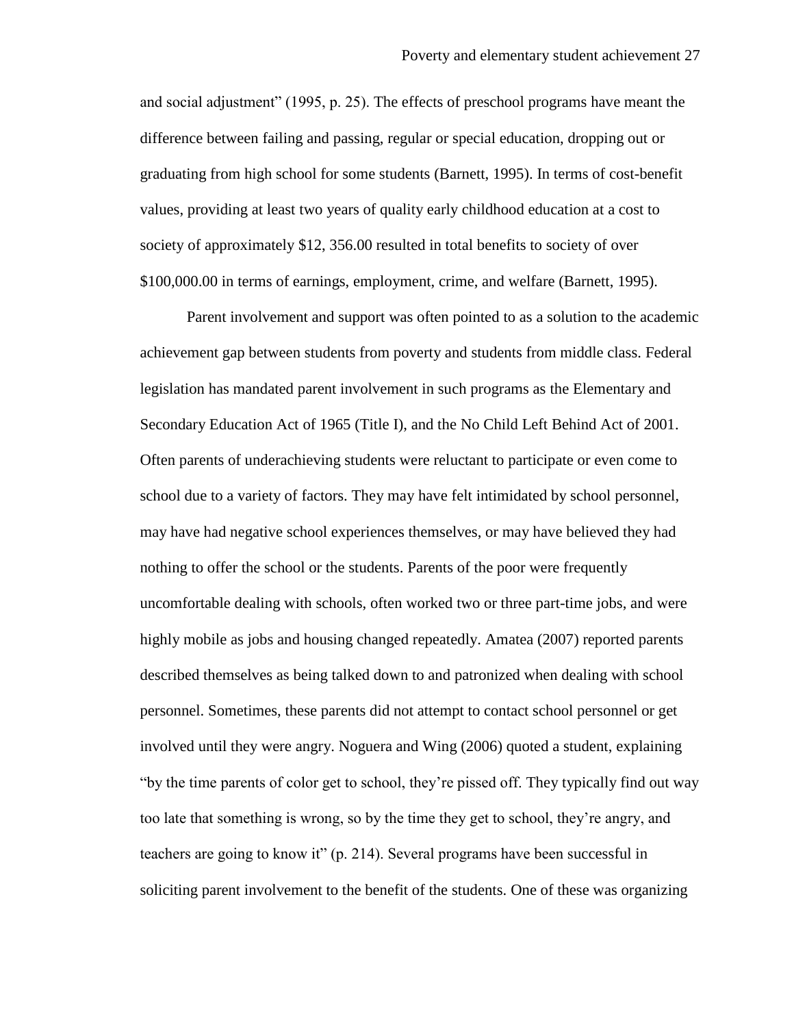and social adjustment" (1995, p. 25). The effects of preschool programs have meant the difference between failing and passing, regular or special education, dropping out or graduating from high school for some students (Barnett, 1995). In terms of cost-benefit values, providing at least two years of quality early childhood education at a cost to society of approximately $12, 356.00 resulted in total benefits to society of over $100,000.00 in terms of earnings, employment, crime, and welfare (Barnett, 1995).

Parent involvement and support was often pointed to as a solution to the academic achievement gap between students from poverty and students from middle class. Federal legislation has mandated parent involvement in such programs as the Elementary and Secondary Education Act of 1965 (Title I), and the No Child Left Behind Act of 2001. Often parents of underachieving students were reluctant to participate or even come to school due to a variety of factors. They may have felt intimidated by school personnel, may have had negative school experiences themselves, or may have believed they had nothing to offer the school or the students. Parents of the poor were frequently uncomfortable dealing with schools, often worked two or three part-time jobs, and were highly mobile as jobs and housing changed repeatedly. Amatea (2007) reported parents described themselves as being talked down to and patronized when dealing with school personnel. Sometimes, these parents did not attempt to contact school personnel or get involved until they were angry. Noguera and Wing (2006) quoted a student, explaining "by the time parents of color get to school, they're pissed off. They typically find out way too late that something is wrong, so by the time they get to school, they're angry, and teachers are going to know it" (p. 214). Several programs have been successful in soliciting parent involvement to the benefit of the students. One of these was organizing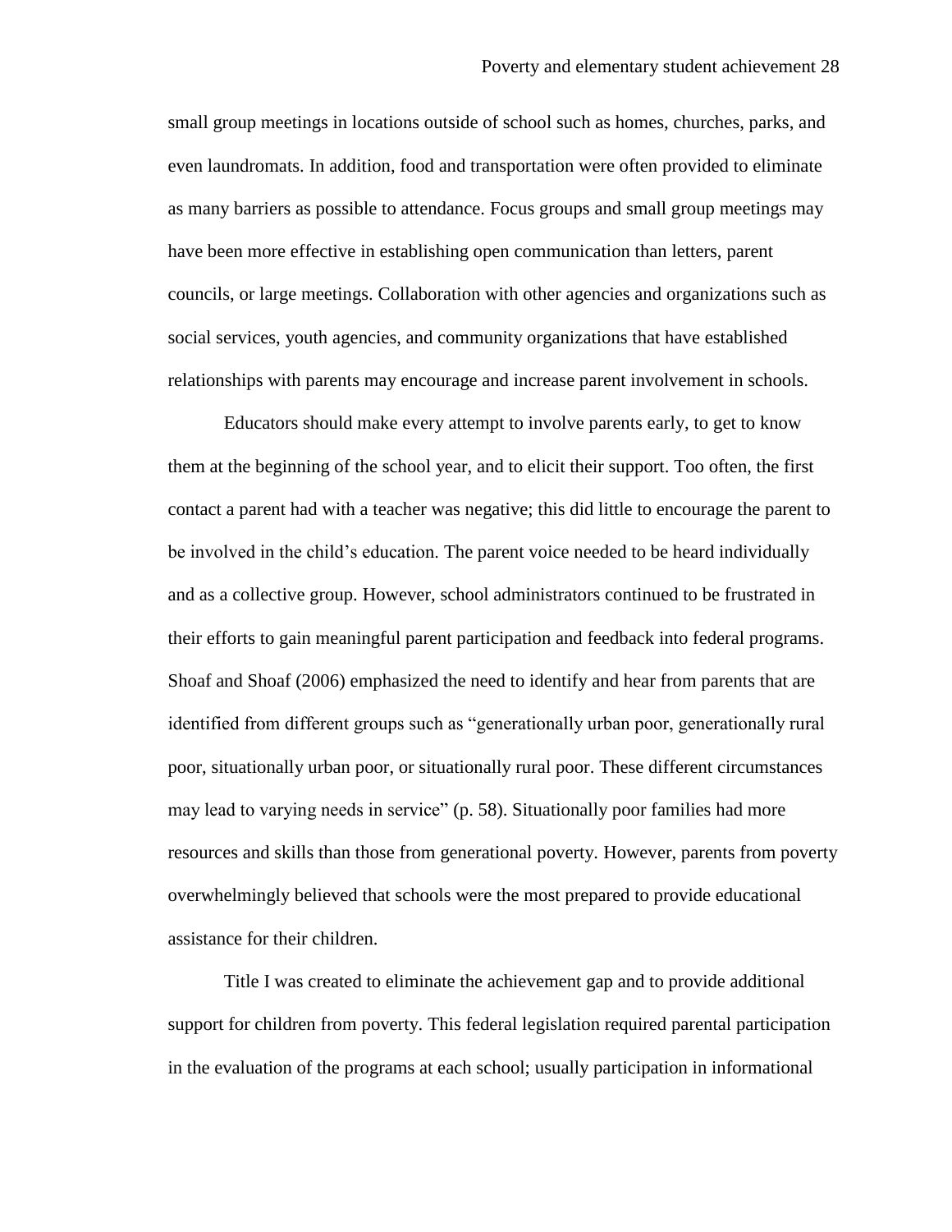small group meetings in locations outside of school such as homes, churches, parks, and even laundromats. In addition, food and transportation were often provided to eliminate as many barriers as possible to attendance. Focus groups and small group meetings may have been more effective in establishing open communication than letters, parent councils, or large meetings. Collaboration with other agencies and organizations such as social services, youth agencies, and community organizations that have established relationships with parents may encourage and increase parent involvement in schools.

Educators should make every attempt to involve parents early, to get to know them at the beginning of the school year, and to elicit their support. Too often, the first contact a parent had with a teacher was negative; this did little to encourage the parent to be involved in the child's education. The parent voice needed to be heard individually and as a collective group. However, school administrators continued to be frustrated in their efforts to gain meaningful parent participation and feedback into federal programs. Shoaf and Shoaf (2006) emphasized the need to identify and hear from parents that are identified from different groups such as "generationally urban poor, generationally rural poor, situationally urban poor, or situationally rural poor. These different circumstances may lead to varying needs in service" (p. 58). Situationally poor families had more resources and skills than those from generational poverty. However, parents from poverty overwhelmingly believed that schools were the most prepared to provide educational assistance for their children.

Title I was created to eliminate the achievement gap and to provide additional support for children from poverty. This federal legislation required parental participation in the evaluation of the programs at each school; usually participation in informational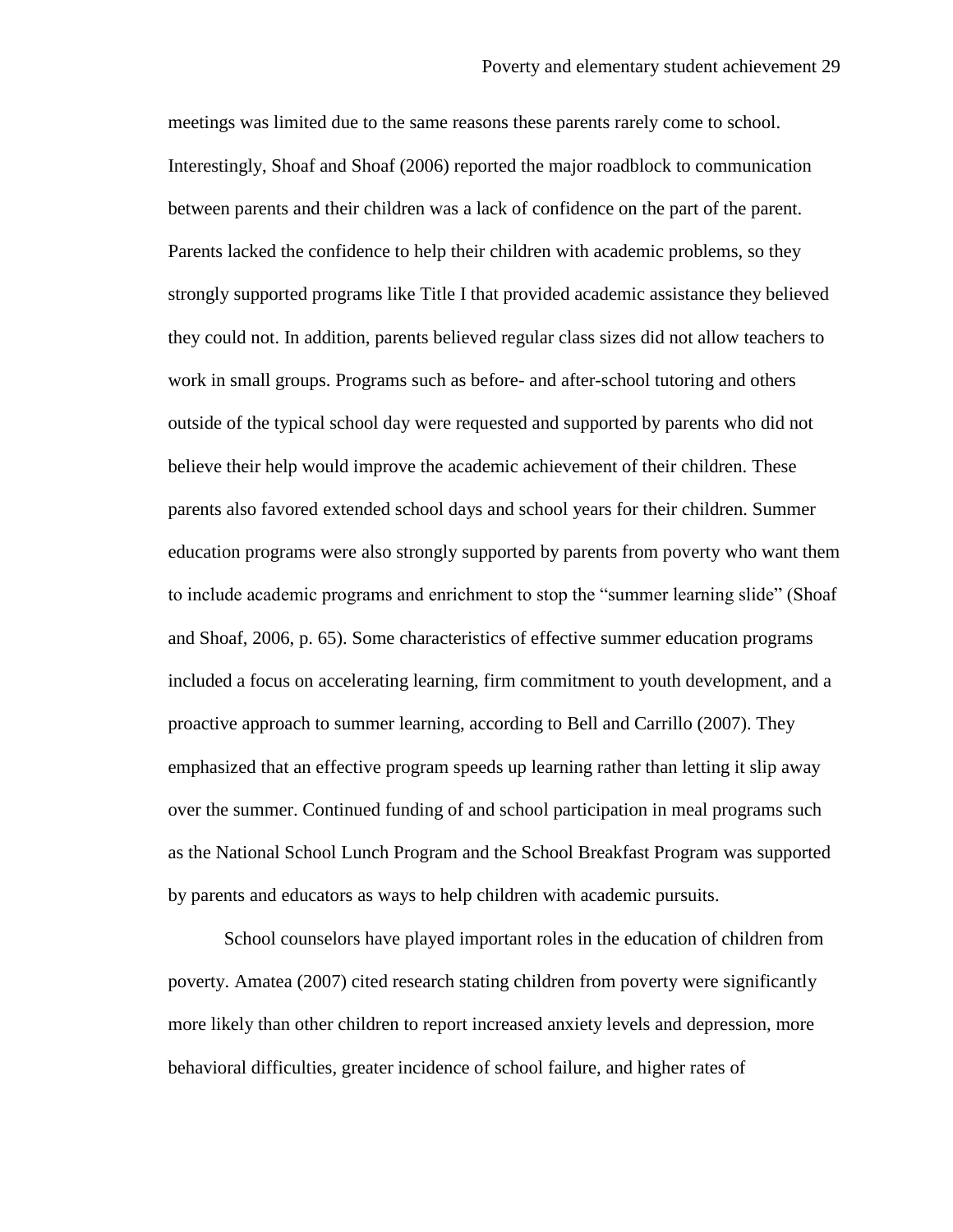meetings was limited due to the same reasons these parents rarely come to school. Interestingly, Shoaf and Shoaf (2006) reported the major roadblock to communication between parents and their children was a lack of confidence on the part of the parent. Parents lacked the confidence to help their children with academic problems, so they strongly supported programs like Title I that provided academic assistance they believed they could not. In addition, parents believed regular class sizes did not allow teachers to work in small groups. Programs such as before- and after-school tutoring and others outside of the typical school day were requested and supported by parents who did not believe their help would improve the academic achievement of their children. These parents also favored extended school days and school years for their children. Summer education programs were also strongly supported by parents from poverty who want them to include academic programs and enrichment to stop the "summer learning slide" (Shoaf and Shoaf, 2006, p. 65). Some characteristics of effective summer education programs included a focus on accelerating learning, firm commitment to youth development, and a proactive approach to summer learning, according to Bell and Carrillo (2007). They emphasized that an effective program speeds up learning rather than letting it slip away over the summer. Continued funding of and school participation in meal programs such as the National School Lunch Program and the School Breakfast Program was supported by parents and educators as ways to help children with academic pursuits.

School counselors have played important roles in the education of children from poverty. Amatea (2007) cited research stating children from poverty were significantly more likely than other children to report increased anxiety levels and depression, more behavioral difficulties, greater incidence of school failure, and higher rates of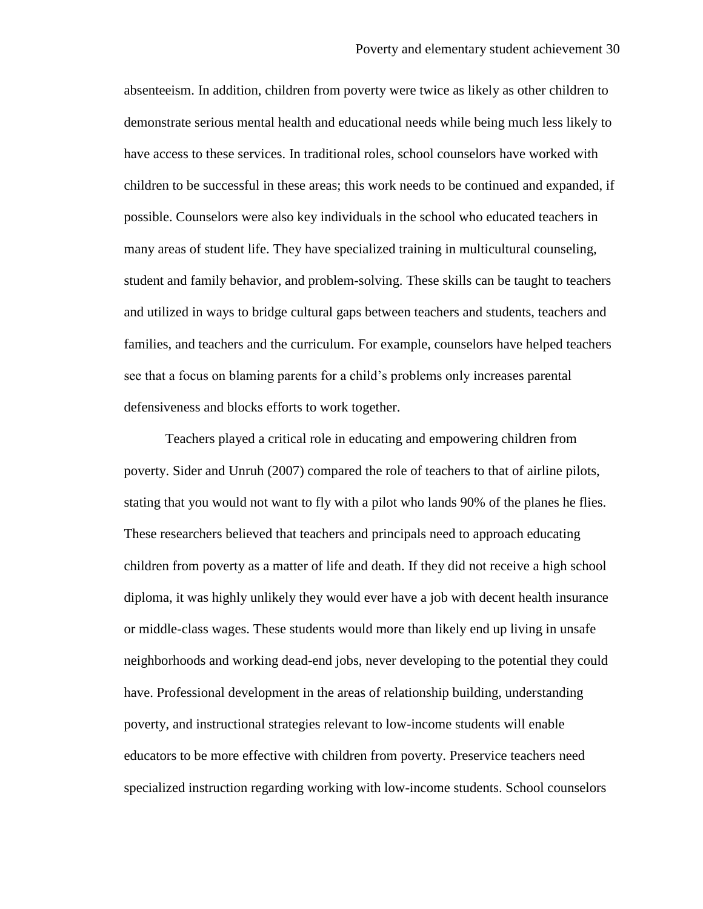absenteeism. In addition, children from poverty were twice as likely as other children to demonstrate serious mental health and educational needs while being much less likely to have access to these services. In traditional roles, school counselors have worked with children to be successful in these areas; this work needs to be continued and expanded, if possible. Counselors were also key individuals in the school who educated teachers in many areas of student life. They have specialized training in multicultural counseling, student and family behavior, and problem-solving. These skills can be taught to teachers and utilized in ways to bridge cultural gaps between teachers and students, teachers and families, and teachers and the curriculum. For example, counselors have helped teachers see that a focus on blaming parents for a child's problems only increases parental defensiveness and blocks efforts to work together.

Teachers played a critical role in educating and empowering children from poverty. Sider and Unruh (2007) compared the role of teachers to that of airline pilots, stating that you would not want to fly with a pilot who lands 90% of the planes he flies. These researchers believed that teachers and principals need to approach educating children from poverty as a matter of life and death. If they did not receive a high school diploma, it was highly unlikely they would ever have a job with decent health insurance or middle-class wages. These students would more than likely end up living in unsafe neighborhoods and working dead-end jobs, never developing to the potential they could have. Professional development in the areas of relationship building, understanding poverty, and instructional strategies relevant to low-income students will enable educators to be more effective with children from poverty. Preservice teachers need specialized instruction regarding working with low-income students. School counselors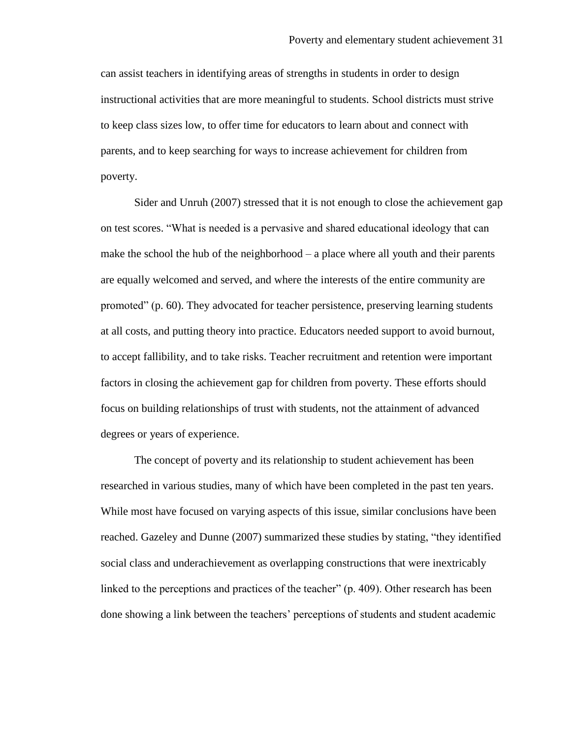can assist teachers in identifying areas of strengths in students in order to design instructional activities that are more meaningful to students. School districts must strive to keep class sizes low, to offer time for educators to learn about and connect with parents, and to keep searching for ways to increase achievement for children from poverty.

Sider and Unruh (2007) stressed that it is not enough to close the achievement gap on test scores. "What is needed is a pervasive and shared educational ideology that can make the school the hub of the neighborhood – a place where all youth and their parents are equally welcomed and served, and where the interests of the entire community are promoted" (p. 60). They advocated for teacher persistence, preserving learning students at all costs, and putting theory into practice. Educators needed support to avoid burnout, to accept fallibility, and to take risks. Teacher recruitment and retention were important factors in closing the achievement gap for children from poverty. These efforts should focus on building relationships of trust with students, not the attainment of advanced degrees or years of experience.

The concept of poverty and its relationship to student achievement has been researched in various studies, many of which have been completed in the past ten years. While most have focused on varying aspects of this issue, similar conclusions have been reached. Gazeley and Dunne (2007) summarized these studies by stating, "they identified social class and underachievement as overlapping constructions that were inextricably linked to the perceptions and practices of the teacher" (p. 409). Other research has been done showing a link between the teachers' perceptions of students and student academic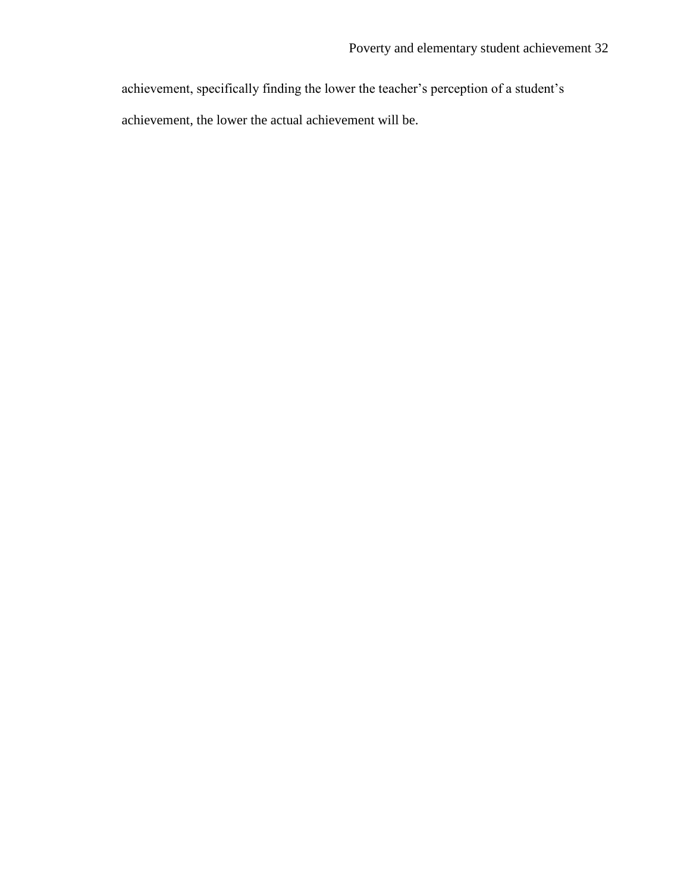achievement, specifically finding the lower the teacher's perception of a student's achievement, the lower the actual achievement will be.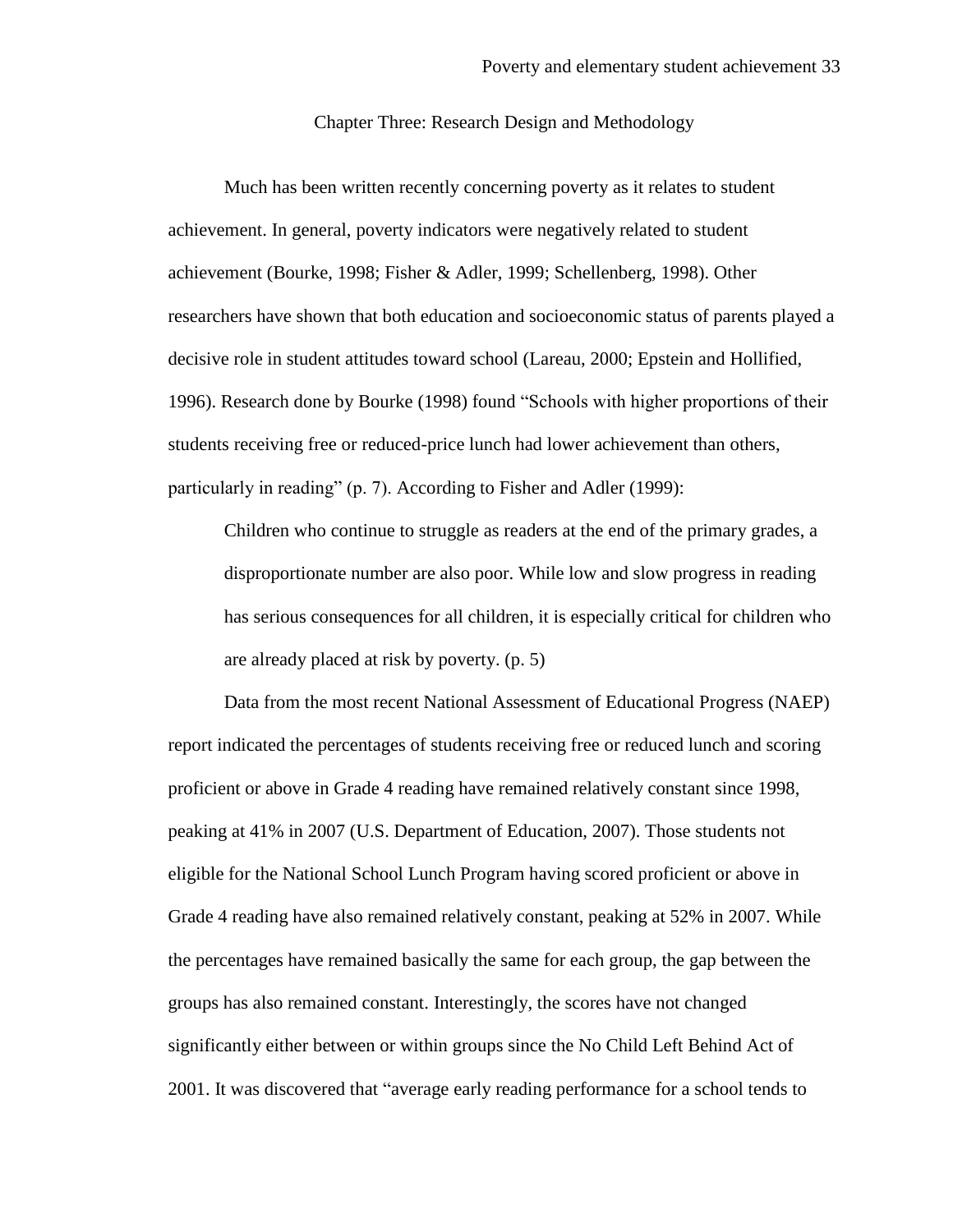# Chapter Three: Research Design and Methodology

Much has been written recently concerning poverty as it relates to student achievement. In general, poverty indicators were negatively related to student achievement (Bourke, 1998; Fisher & Adler, 1999; Schellenberg, 1998). Other researchers have shown that both education and socioeconomic status of parents played a decisive role in student attitudes toward school (Lareau, 2000; Epstein and Hollified, 1996). Research done by Bourke (1998) found "Schools with higher proportions of their students receiving free or reduced-price lunch had lower achievement than others, particularly in reading" (p. 7). According to Fisher and Adler (1999):

> Children who continue to struggle as readers at the end of the primary grades, a disproportionate number are also poor. While low and slow progress in reading has serious consequences for all children, it is especially critical for children who are already placed at risk by poverty. (p. 5)

Data from the most recent National Assessment of Educational Progress (NAEP) report indicated the percentages of students receiving free or reduced lunch and scoring proficient or above in Grade 4 reading have remained relatively constant since 1998, peaking at 41% in 2007 (U.S. Department of Education, 2007). Those students not eligible for the National School Lunch Program having scored proficient or above in Grade 4 reading have also remained relatively constant, peaking at 52% in 2007. While the percentages have remained basically the same for each group, the gap between the groups has also remained constant. Interestingly, the scores have not changed significantly either between or within groups since the No Child Left Behind Act of 2001. It was discovered that "average early reading performance for a school tends to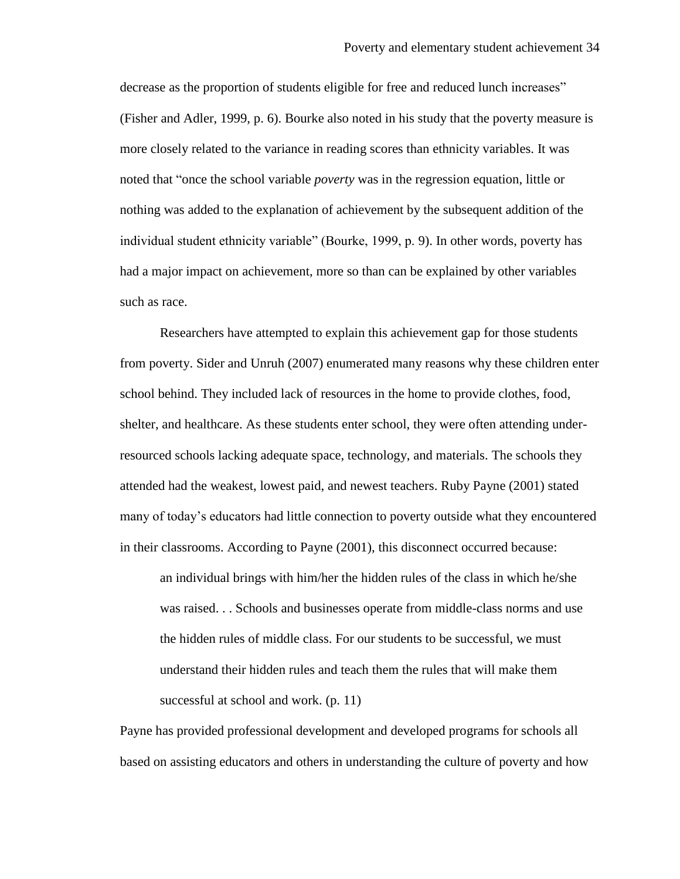decrease as the proportion of students eligible for free and reduced lunch increases" (Fisher and Adler, 1999, p. 6). Bourke also noted in his study that the poverty measure is more closely related to the variance in reading scores than ethnicity variables. It was noted that "once the school variable *poverty* was in the regression equation, little or nothing was added to the explanation of achievement by the subsequent addition of the individual student ethnicity variable" (Bourke, 1999, p. 9). In other words, poverty has had a major impact on achievement, more so than can be explained by other variables such as race.

Researchers have attempted to explain this achievement gap for those students from poverty. Sider and Unruh (2007) enumerated many reasons why these children enter school behind. They included lack of resources in the home to provide clothes, food, shelter, and healthcare. As these students enter school, they were often attending under-resourced schools lacking adequate space, technology, and materials. The schools they attended had the weakest, lowest paid, and newest teachers. Ruby Payne (2001) stated many of today's educators had little connection to poverty outside what they encountered in their classrooms. According to Payne (2001), this disconnect occurred because:

> an individual brings with him/her the hidden rules of the class in which he/she was raised. . . Schools and businesses operate from middle-class norms and use the hidden rules of middle class. For our students to be successful, we must understand their hidden rules and teach them the rules that will make them successful at school and work. (p. 11)

Payne has provided professional development and developed programs for schools all based on assisting educators and others in understanding the culture of poverty and how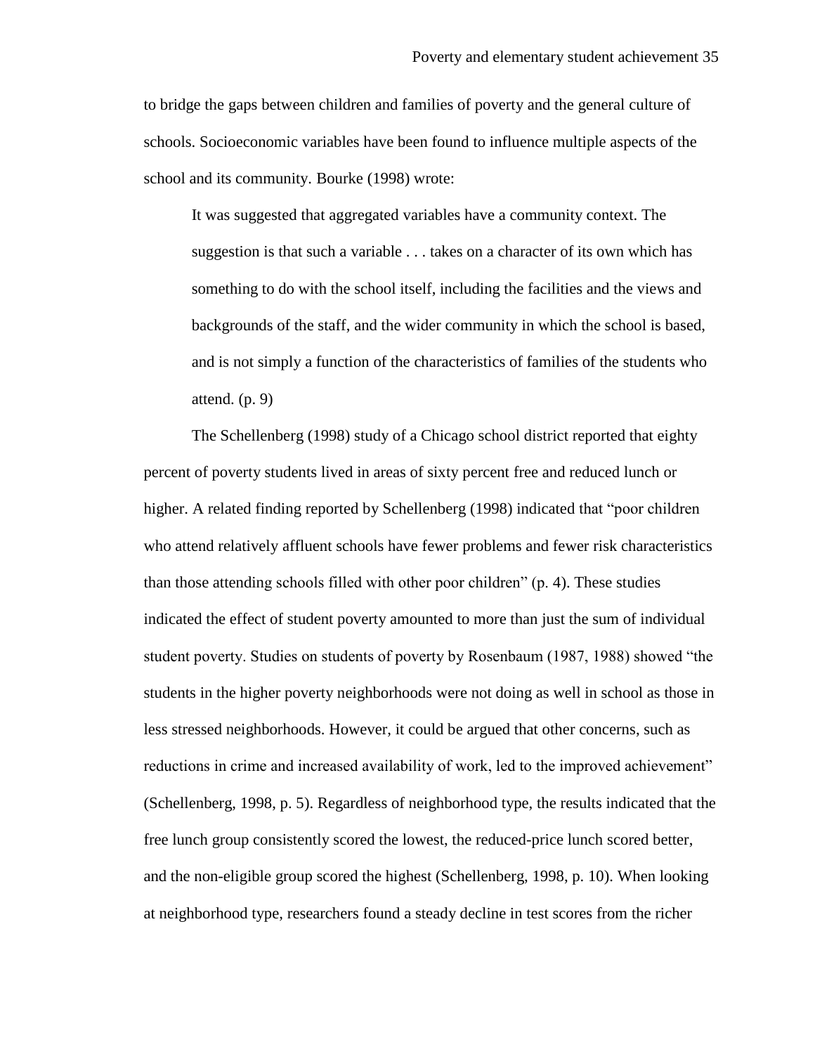to bridge the gaps between children and families of poverty and the general culture of schools. Socioeconomic variables have been found to influence multiple aspects of the school and its community. Bourke (1998) wrote:

> It was suggested that aggregated variables have a community context. The suggestion is that such a variable . . . takes on a character of its own which has something to do with the school itself, including the facilities and the views and backgrounds of the staff, and the wider community in which the school is based, and is not simply a function of the characteristics of families of the students who attend. (p. 9)

The Schellenberg (1998) study of a Chicago school district reported that eighty percent of poverty students lived in areas of sixty percent free and reduced lunch or higher. A related finding reported by Schellenberg (1998) indicated that "poor children who attend relatively affluent schools have fewer problems and fewer risk characteristics than those attending schools filled with other poor children" (p. 4). These studies indicated the effect of student poverty amounted to more than just the sum of individual student poverty. Studies on students of poverty by Rosenbaum (1987, 1988) showed "the students in the higher poverty neighborhoods were not doing as well in school as those in less stressed neighborhoods. However, it could be argued that other concerns, such as reductions in crime and increased availability of work, led to the improved achievement" (Schellenberg, 1998, p. 5). Regardless of neighborhood type, the results indicated that the free lunch group consistently scored the lowest, the reduced-price lunch scored better, and the non-eligible group scored the highest (Schellenberg, 1998, p. 10). When looking at neighborhood type, researchers found a steady decline in test scores from the richer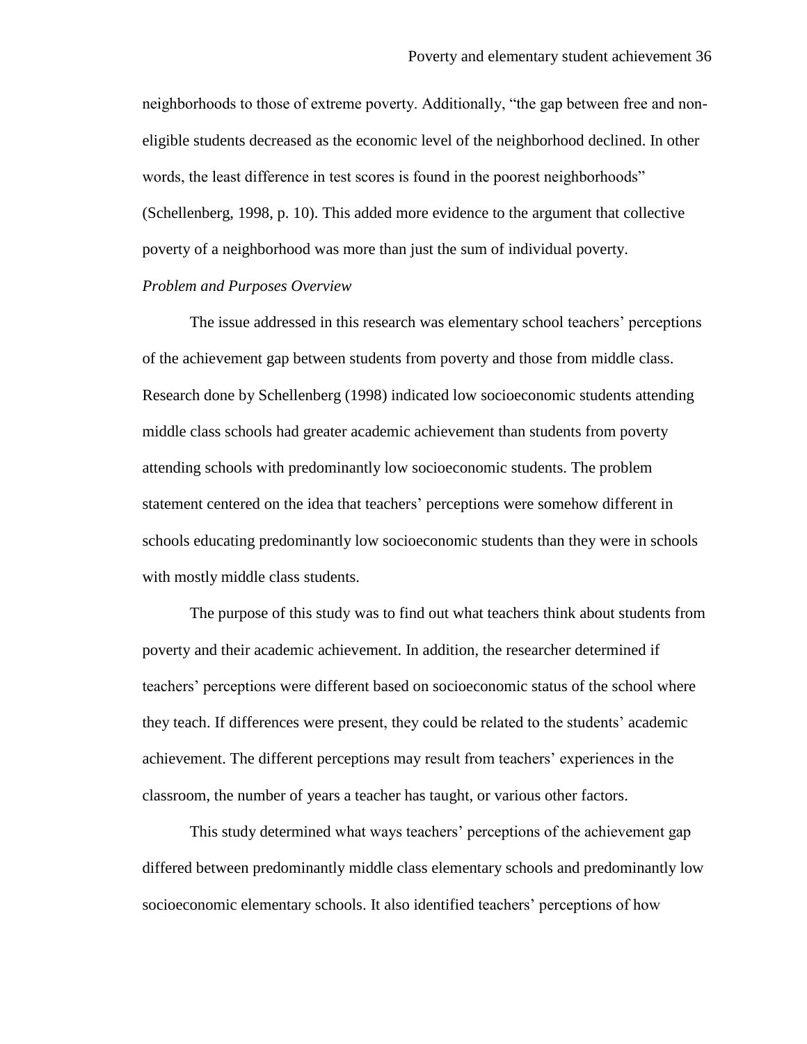neighborhoods to those of extreme poverty. Additionally, "the gap between free and non-eligible students decreased as the economic level of the neighborhood declined. In other words, the least difference in test scores is found in the poorest neighborhoods" (Schellenberg, 1998, p. 10). This added more evidence to the argument that collective poverty of a neighborhood was more than just the sum of individual poverty.

*Problem and Purposes Overview*

The issue addressed in this research was elementary school teachers' perceptions of the achievement gap between students from poverty and those from middle class. Research done by Schellenberg (1998) indicated low socioeconomic students attending middle class schools had greater academic achievement than students from poverty attending schools with predominantly low socioeconomic students. The problem statement centered on the idea that teachers' perceptions were somehow different in schools educating predominantly low socioeconomic students than they were in schools with mostly middle class students.

The purpose of this study was to find out what teachers think about students from poverty and their academic achievement. In addition, the researcher determined if teachers' perceptions were different based on socioeconomic status of the school where they teach. If differences were present, they could be related to the students' academic achievement. The different perceptions may result from teachers' experiences in the classroom, the number of years a teacher has taught, or various other factors.

This study determined what ways teachers' perceptions of the achievement gap differed between predominantly middle class elementary schools and predominantly low socioeconomic elementary schools. It also identified teachers' perceptions of how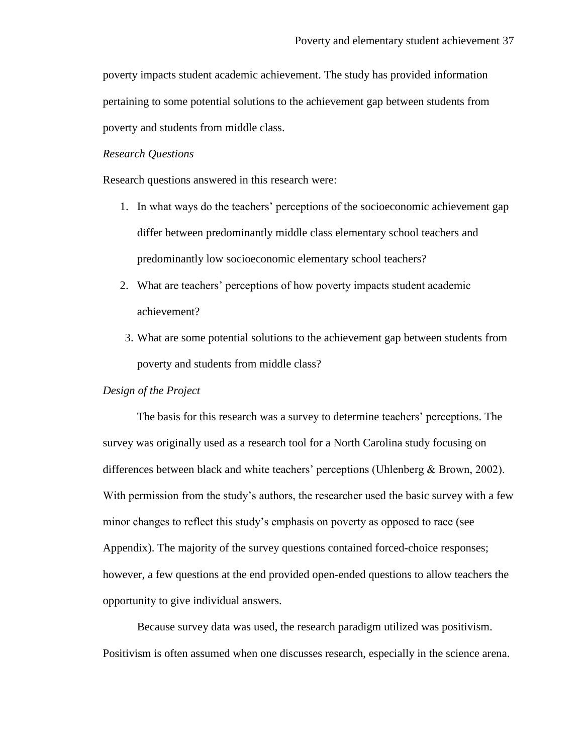poverty impacts student academic achievement. The study has provided information pertaining to some potential solutions to the achievement gap between students from poverty and students from middle class.

*Research Questions*

Research questions answered in this research were:

1. In what ways do the teachers' perceptions of the socioeconomic achievement gap differ between predominantly middle class elementary school teachers and predominantly low socioeconomic elementary school teachers?
2. What are teachers' perceptions of how poverty impacts student academic achievement?
3. What are some potential solutions to the achievement gap between students from poverty and students from middle class?

*Design of the Project*

The basis for this research was a survey to determine teachers' perceptions. The survey was originally used as a research tool for a North Carolina study focusing on differences between black and white teachers' perceptions (Uhlenberg & Brown, 2002). With permission from the study's authors, the researcher used the basic survey with a few minor changes to reflect this study's emphasis on poverty as opposed to race (see Appendix). The majority of the survey questions contained forced-choice responses; however, a few questions at the end provided open-ended questions to allow teachers the opportunity to give individual answers.

Because survey data was used, the research paradigm utilized was positivism. Positivism is often assumed when one discusses research, especially in the science arena.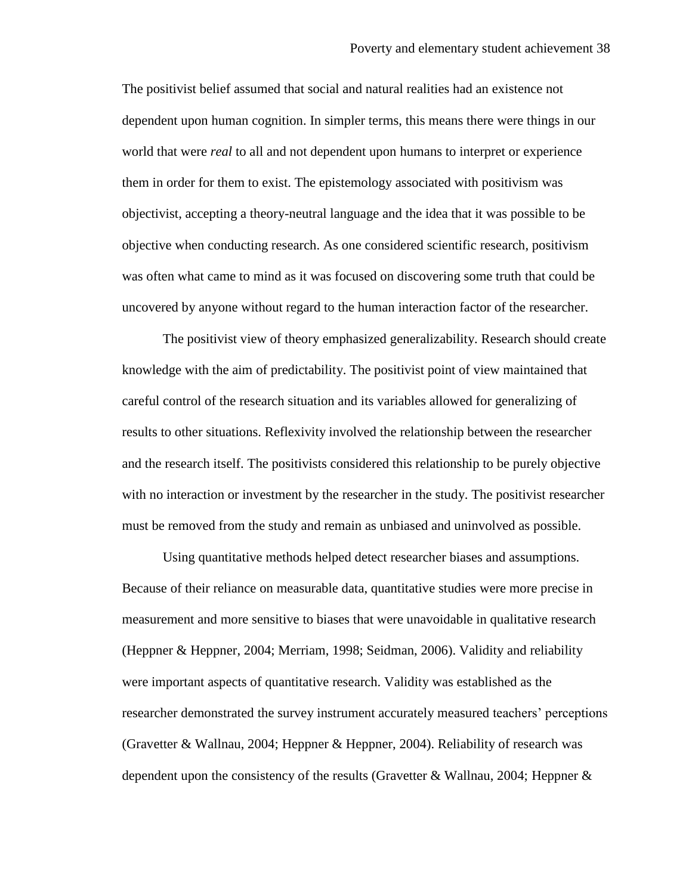The positivist belief assumed that social and natural realities had an existence not dependent upon human cognition. In simpler terms, this means there were things in our world that were *real* to all and not dependent upon humans to interpret or experience them in order for them to exist. The epistemology associated with positivism was objectivist, accepting a theory-neutral language and the idea that it was possible to be objective when conducting research. As one considered scientific research, positivism was often what came to mind as it was focused on discovering some truth that could be uncovered by anyone without regard to the human interaction factor of the researcher.

The positivist view of theory emphasized generalizability. Research should create knowledge with the aim of predictability. The positivist point of view maintained that careful control of the research situation and its variables allowed for generalizing of results to other situations. Reflexivity involved the relationship between the researcher and the research itself. The positivists considered this relationship to be purely objective with no interaction or investment by the researcher in the study. The positivist researcher must be removed from the study and remain as unbiased and uninvolved as possible.

Using quantitative methods helped detect researcher biases and assumptions. Because of their reliance on measurable data, quantitative studies were more precise in measurement and more sensitive to biases that were unavoidable in qualitative research (Heppner & Heppner, 2004; Merriam, 1998; Seidman, 2006). Validity and reliability were important aspects of quantitative research. Validity was established as the researcher demonstrated the survey instrument accurately measured teachers' perceptions (Gravetter & Wallnau, 2004; Heppner & Heppner, 2004). Reliability of research was dependent upon the consistency of the results (Gravetter & Wallnau, 2004; Heppner &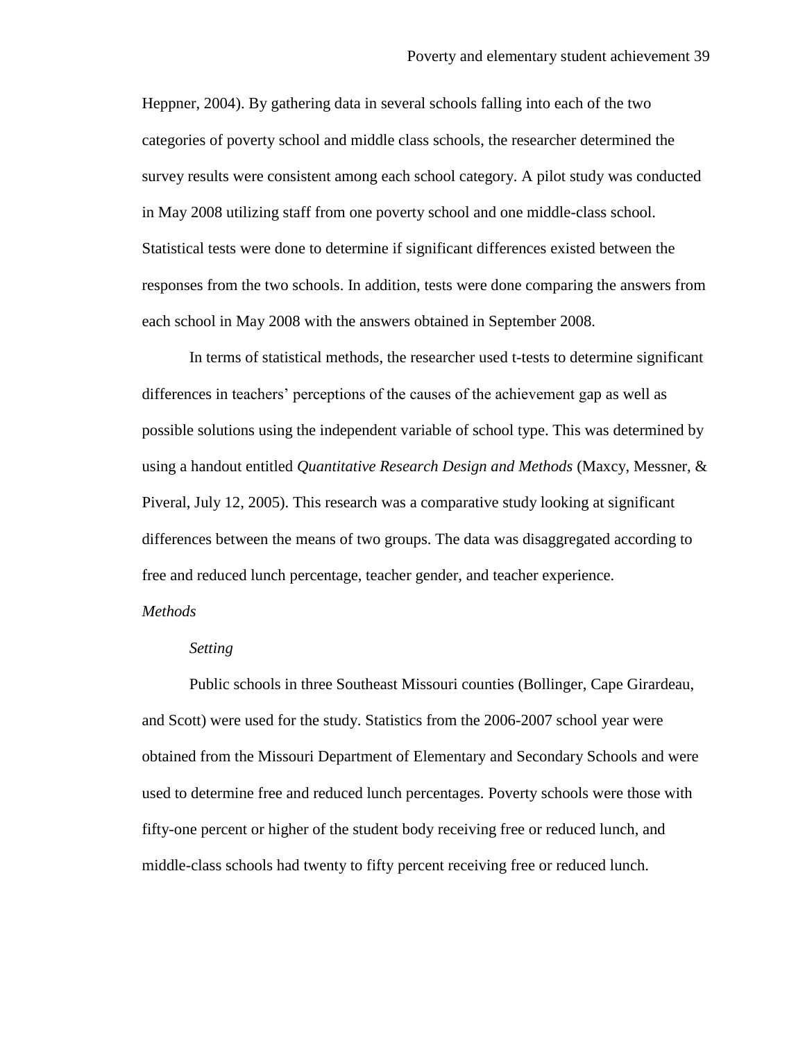Heppner, 2004). By gathering data in several schools falling into each of the two categories of poverty school and middle class schools, the researcher determined the survey results were consistent among each school category. A pilot study was conducted in May 2008 utilizing staff from one poverty school and one middle-class school. Statistical tests were done to determine if significant differences existed between the responses from the two schools. In addition, tests were done comparing the answers from each school in May 2008 with the answers obtained in September 2008.

In terms of statistical methods, the researcher used t-tests to determine significant differences in teachers' perceptions of the causes of the achievement gap as well as possible solutions using the independent variable of school type. This was determined by using a handout entitled *Quantitative Research Design and Methods* (Maxcy, Messner, & Piveral, July 12, 2005). This research was a comparative study looking at significant differences between the means of two groups. The data was disaggregated according to free and reduced lunch percentage, teacher gender, and teacher experience.

### *Methods*

#### *Setting*

Public schools in three Southeast Missouri counties (Bollinger, Cape Girardeau, and Scott) were used for the study. Statistics from the 2006-2007 school year were obtained from the Missouri Department of Elementary and Secondary Schools and were used to determine free and reduced lunch percentages. Poverty schools were those with fifty-one percent or higher of the student body receiving free or reduced lunch, and middle-class schools had twenty to fifty percent receiving free or reduced lunch.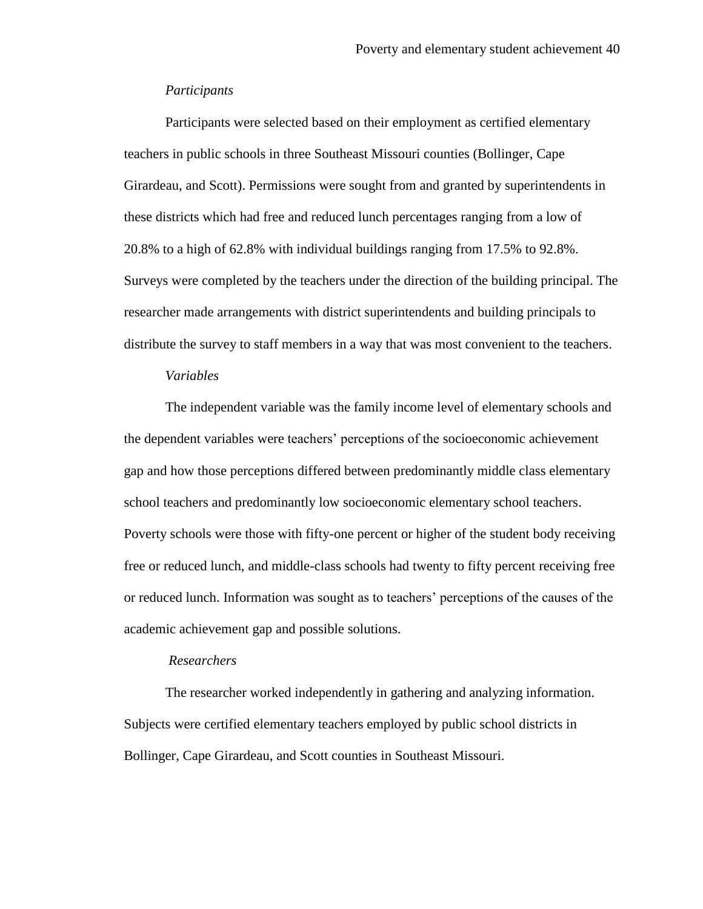### *Participants*

Participants were selected based on their employment as certified elementary teachers in public schools in three Southeast Missouri counties (Bollinger, Cape Girardeau, and Scott). Permissions were sought from and granted by superintendents in these districts which had free and reduced lunch percentages ranging from a low of 20.8% to a high of 62.8% with individual buildings ranging from 17.5% to 92.8%. Surveys were completed by the teachers under the direction of the building principal. The researcher made arrangements with district superintendents and building principals to distribute the survey to staff members in a way that was most convenient to the teachers.

### *Variables*

The independent variable was the family income level of elementary schools and the dependent variables were teachers' perceptions of the socioeconomic achievement gap and how those perceptions differed between predominantly middle class elementary school teachers and predominantly low socioeconomic elementary school teachers. Poverty schools were those with fifty-one percent or higher of the student body receiving free or reduced lunch, and middle-class schools had twenty to fifty percent receiving free or reduced lunch. Information was sought as to teachers' perceptions of the causes of the academic achievement gap and possible solutions.

### *Researchers*

The researcher worked independently in gathering and analyzing information. Subjects were certified elementary teachers employed by public school districts in Bollinger, Cape Girardeau, and Scott counties in Southeast Missouri.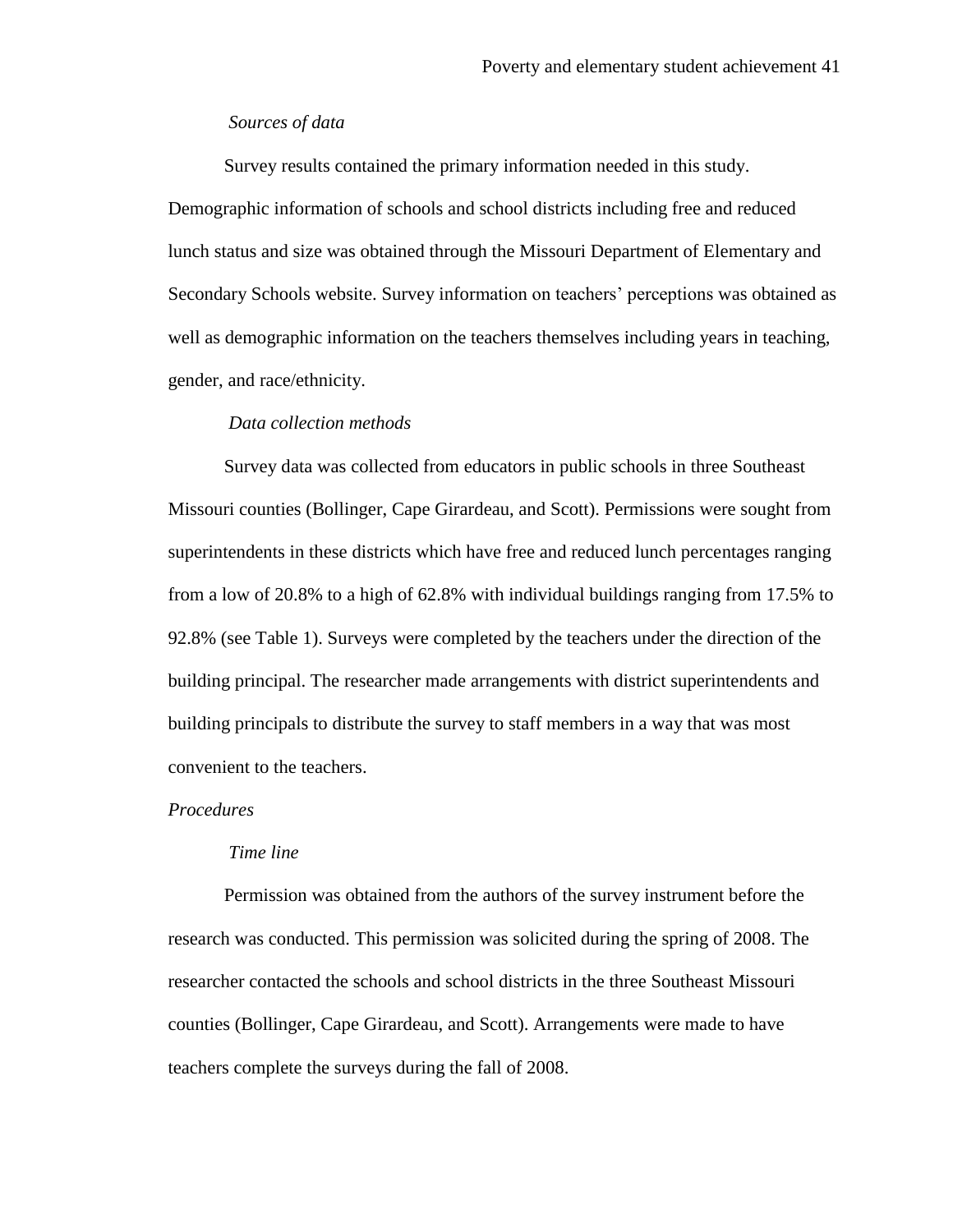*Sources of data*

Survey results contained the primary information needed in this study. Demographic information of schools and school districts including free and reduced lunch status and size was obtained through the Missouri Department of Elementary and Secondary Schools website. Survey information on teachers' perceptions was obtained as well as demographic information on the teachers themselves including years in teaching, gender, and race/ethnicity.

*Data collection methods*

Survey data was collected from educators in public schools in three Southeast Missouri counties (Bollinger, Cape Girardeau, and Scott). Permissions were sought from superintendents in these districts which have free and reduced lunch percentages ranging from a low of 20.8% to a high of 62.8% with individual buildings ranging from 17.5% to 92.8% (see Table 1). Surveys were completed by the teachers under the direction of the building principal. The researcher made arrangements with district superintendents and building principals to distribute the survey to staff members in a way that was most convenient to the teachers.

*Procedures*

*Time line*

Permission was obtained from the authors of the survey instrument before the research was conducted. This permission was solicited during the spring of 2008. The researcher contacted the schools and school districts in the three Southeast Missouri counties (Bollinger, Cape Girardeau, and Scott). Arrangements were made to have teachers complete the surveys during the fall of 2008.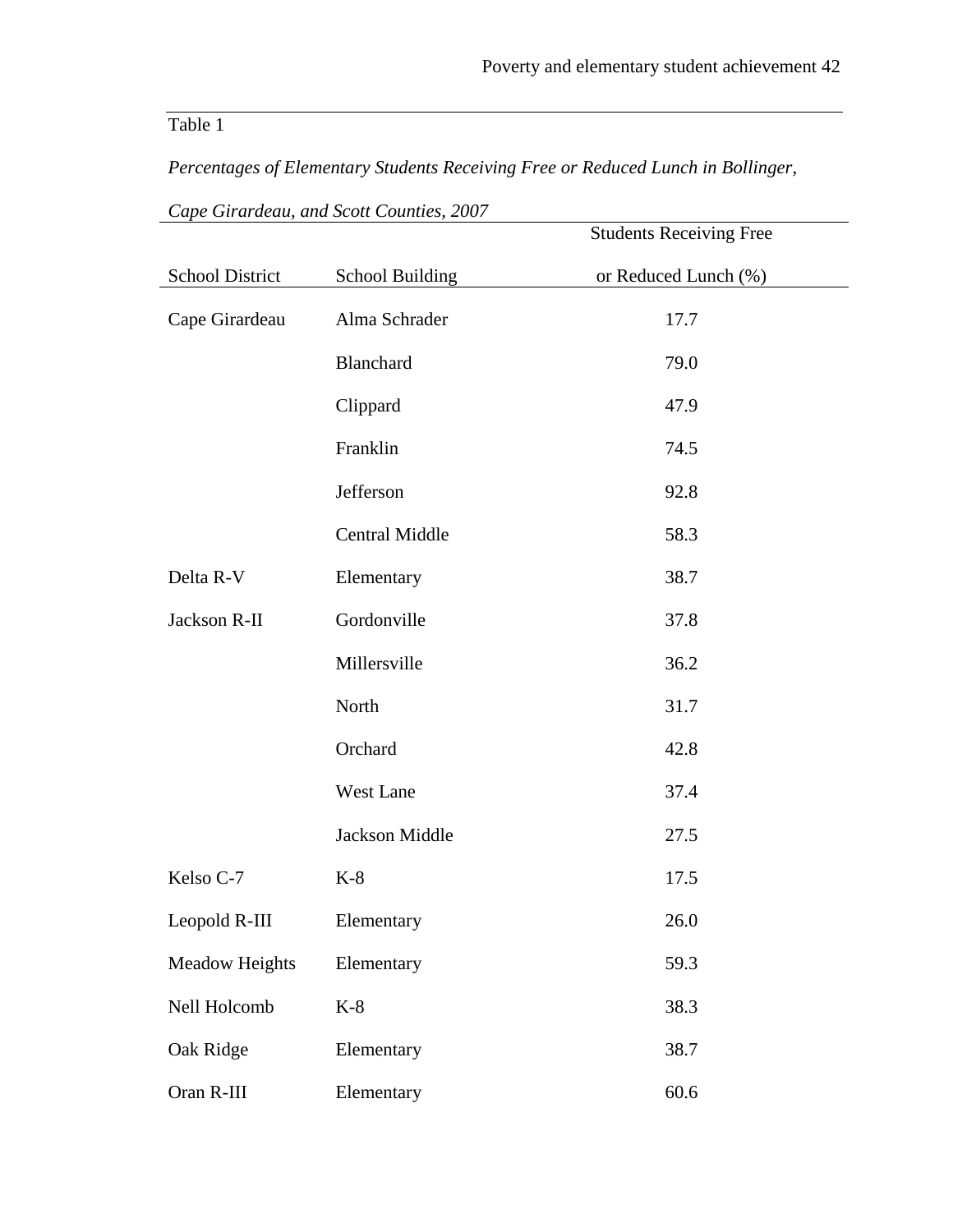Table 1

*Percentages of Elementary Students Receiving Free or Reduced Lunch in Bollinger, Cape Girardeau, and Scott Counties, 2007*

| School District | School Building | Students Receiving Free or Reduced Lunch (%) |
|---|---|---|
| Cape Girardeau | Alma Schrader | 17.7 |
| | Blanchard | 79.0 |
| | Clippard | 47.9 |
| | Franklin | 74.5 |
| | Jefferson | 92.8 |
| | Central Middle | 58.3 |
| Delta R-V | Elementary | 38.7 |
| Jackson R-II | Gordonville | 37.8 |
| | Millersville | 36.2 |
| | North | 31.7 |
| | Orchard | 42.8 |
| | West Lane | 37.4 |
| | Jackson Middle | 27.5 |
| Kelso C-7 | K-8 | 17.5 |
| Leopold R-III | Elementary | 26.0 |
| Meadow Heights | Elementary | 59.3 |
| Nell Holcomb | K-8 | 38.3 |
| Oak Ridge | Elementary | 38.7 |
| Oran R-III | Elementary | 60.6 |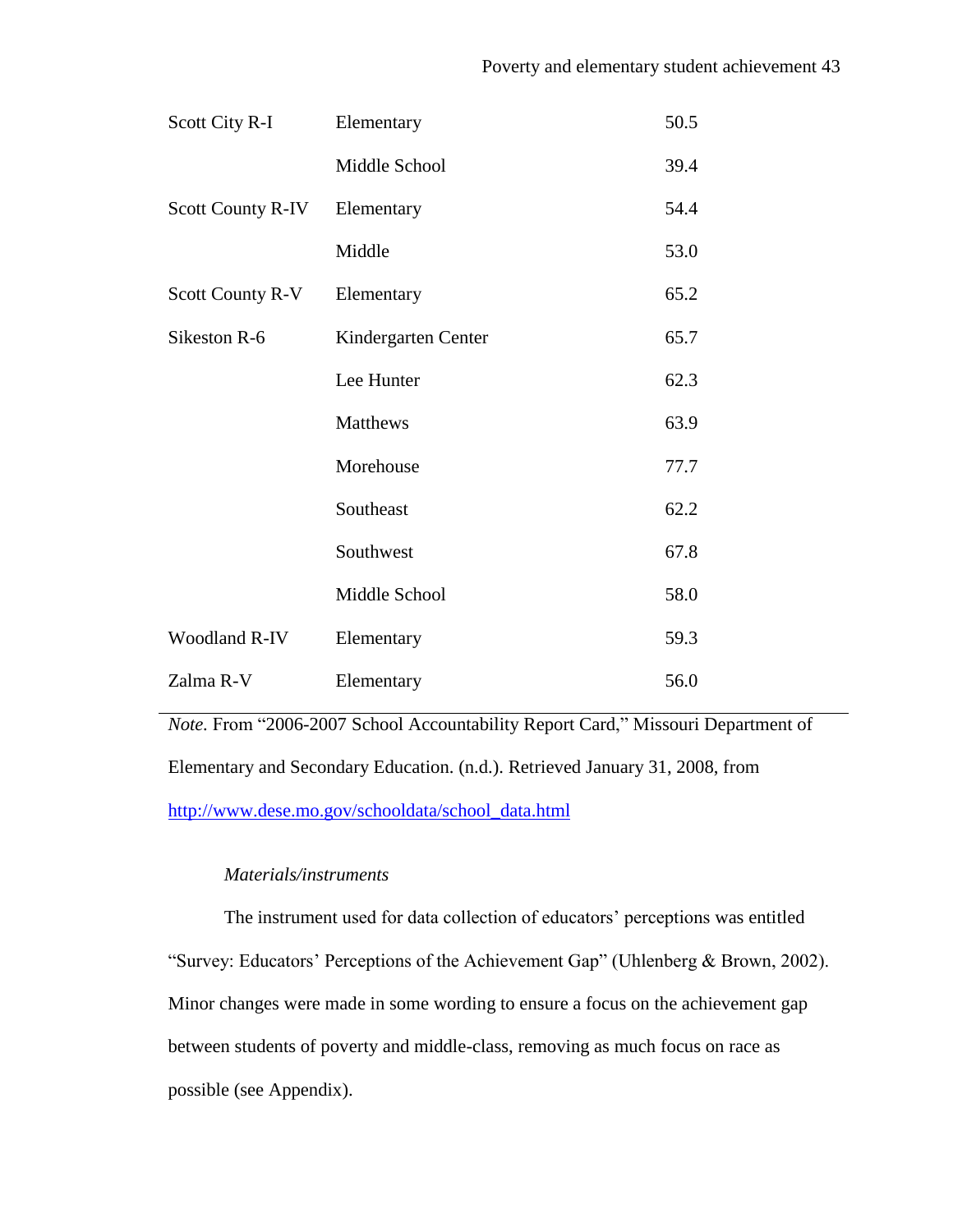| | | |
|---|---|---|
| Scott City R-I | Elementary | 50.5 |
| | Middle School | 39.4 |
| Scott County R-IV | Elementary | 54.4 |
| | Middle | 53.0 |
| Scott County R-V | Elementary | 65.2 |
| Sikeston R-6 | Kindergarten Center | 65.7 |
| | Lee Hunter | 62.3 |
| | Matthews | 63.9 |
| | Morehouse | 77.7 |
| | Southeast | 62.2 |
| | Southwest | 67.8 |
| | Middle School | 58.0 |
| Woodland R-IV | Elementary | 59.3 |
| Zalma R-V | Elementary | 56.0 |

*Note.* From "2006-2007 School Accountability Report Card," Missouri Department of Elementary and Secondary Education. (n.d.). Retrieved January 31, 2008, from http://www.dese.mo.gov/schooldata/school_data.html

*Materials/instruments*

The instrument used for data collection of educators' perceptions was entitled "Survey: Educators' Perceptions of the Achievement Gap" (Uhlenberg & Brown, 2002). Minor changes were made in some wording to ensure a focus on the achievement gap between students of poverty and middle-class, removing as much focus on race as possible (see Appendix).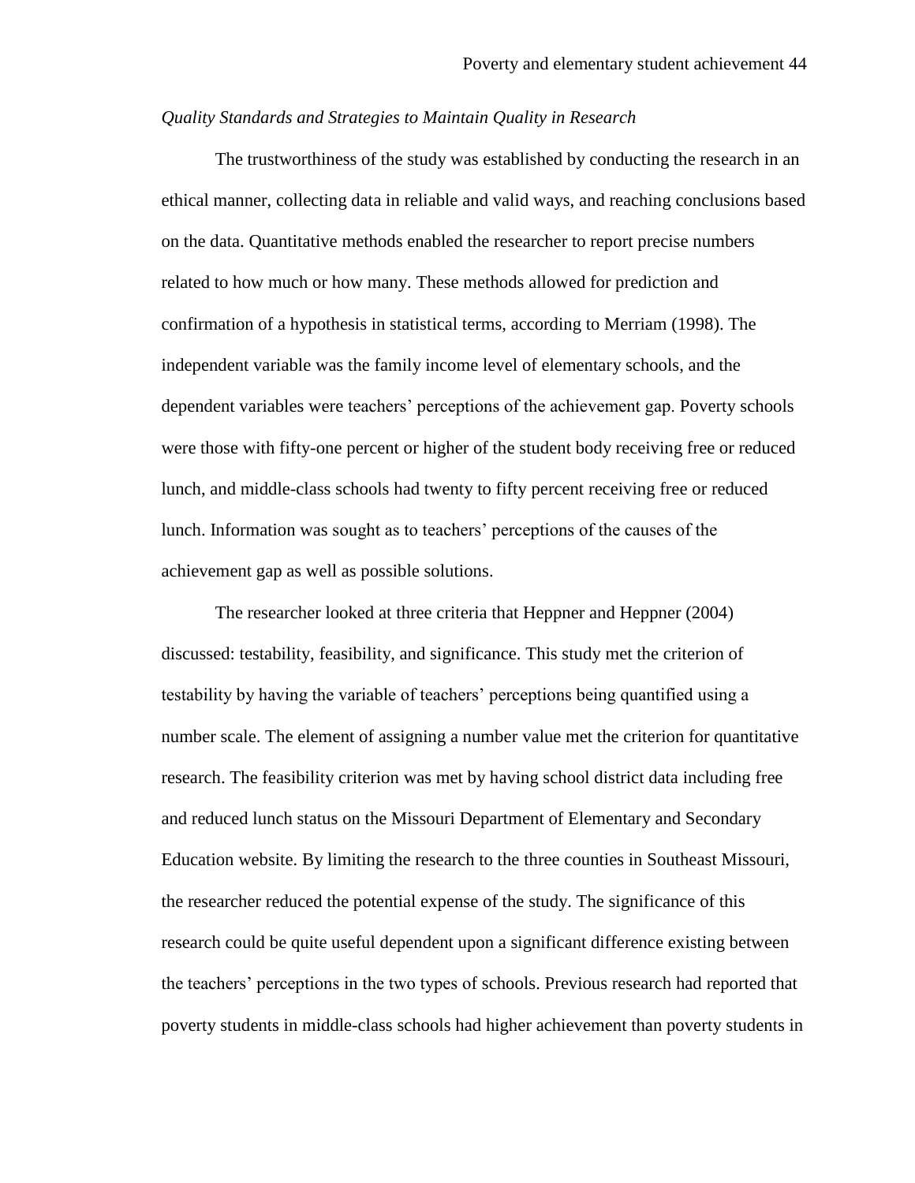*Quality Standards and Strategies to Maintain Quality in Research*

The trustworthiness of the study was established by conducting the research in an ethical manner, collecting data in reliable and valid ways, and reaching conclusions based on the data. Quantitative methods enabled the researcher to report precise numbers related to how much or how many. These methods allowed for prediction and confirmation of a hypothesis in statistical terms, according to Merriam (1998). The independent variable was the family income level of elementary schools, and the dependent variables were teachers' perceptions of the achievement gap. Poverty schools were those with fifty-one percent or higher of the student body receiving free or reduced lunch, and middle-class schools had twenty to fifty percent receiving free or reduced lunch. Information was sought as to teachers' perceptions of the causes of the achievement gap as well as possible solutions.

The researcher looked at three criteria that Heppner and Heppner (2004) discussed: testability, feasibility, and significance. This study met the criterion of testability by having the variable of teachers' perceptions being quantified using a number scale. The element of assigning a number value met the criterion for quantitative research. The feasibility criterion was met by having school district data including free and reduced lunch status on the Missouri Department of Elementary and Secondary Education website. By limiting the research to the three counties in Southeast Missouri, the researcher reduced the potential expense of the study. The significance of this research could be quite useful dependent upon a significant difference existing between the teachers' perceptions in the two types of schools. Previous research had reported that poverty students in middle-class schools had higher achievement than poverty students in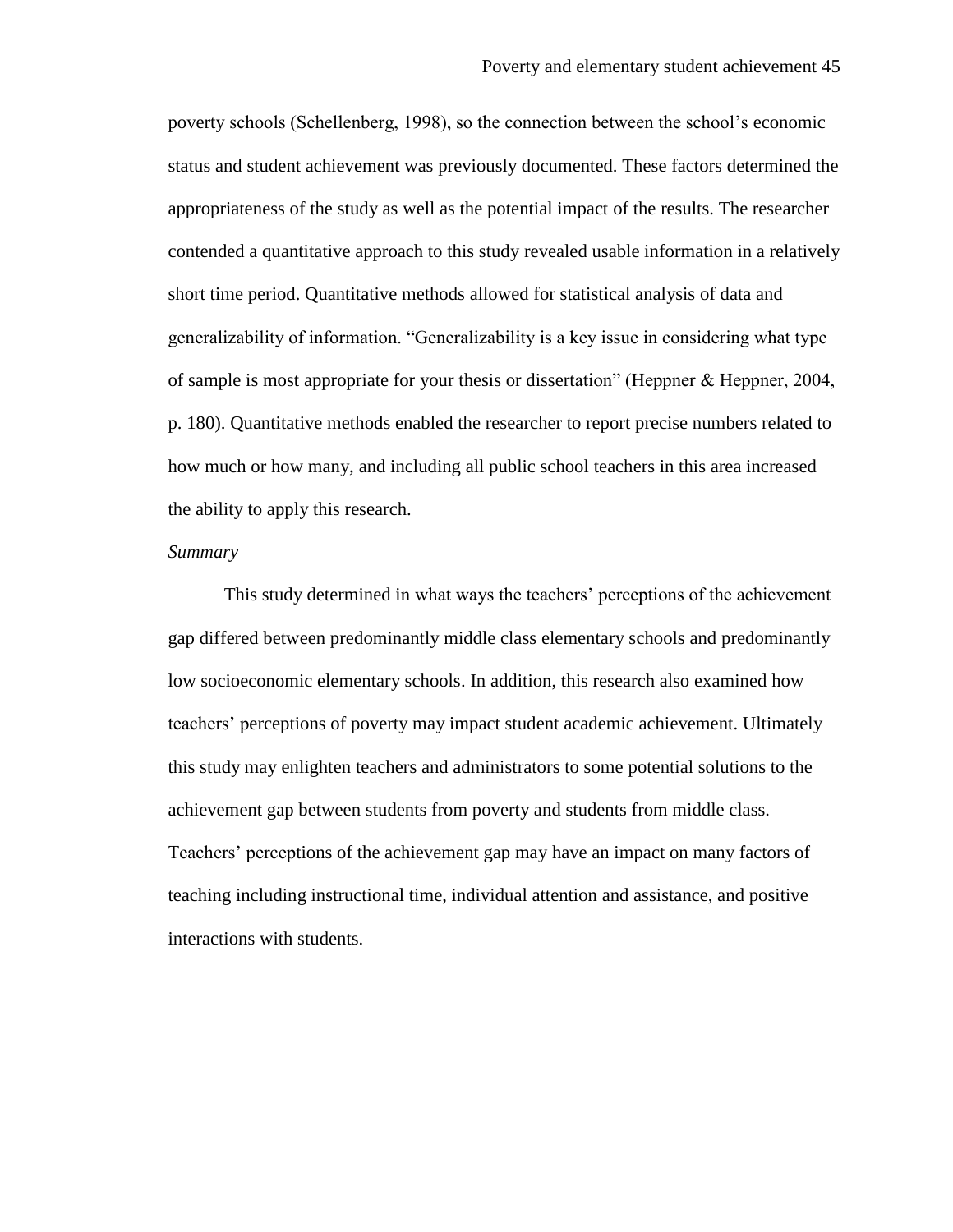poverty schools (Schellenberg, 1998), so the connection between the school's economic status and student achievement was previously documented. These factors determined the appropriateness of the study as well as the potential impact of the results. The researcher contended a quantitative approach to this study revealed usable information in a relatively short time period. Quantitative methods allowed for statistical analysis of data and generalizability of information. "Generalizability is a key issue in considering what type of sample is most appropriate for your thesis or dissertation" (Heppner & Heppner, 2004, p. 180). Quantitative methods enabled the researcher to report precise numbers related to how much or how many, and including all public school teachers in this area increased the ability to apply this research.

*Summary*

This study determined in what ways the teachers' perceptions of the achievement gap differed between predominantly middle class elementary schools and predominantly low socioeconomic elementary schools. In addition, this research also examined how teachers' perceptions of poverty may impact student academic achievement. Ultimately this study may enlighten teachers and administrators to some potential solutions to the achievement gap between students from poverty and students from middle class. Teachers' perceptions of the achievement gap may have an impact on many factors of teaching including instructional time, individual attention and assistance, and positive interactions with students.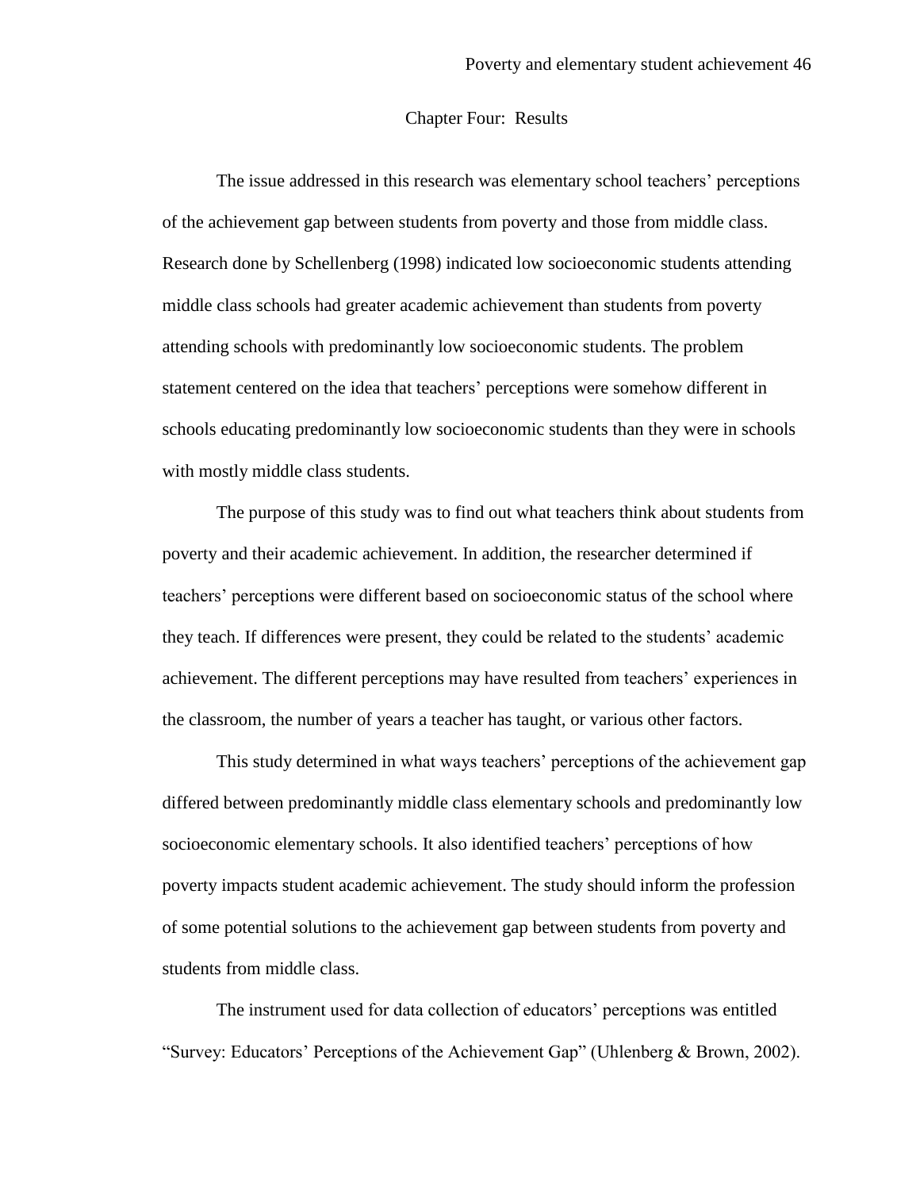# Chapter Four: Results

The issue addressed in this research was elementary school teachers' perceptions of the achievement gap between students from poverty and those from middle class. Research done by Schellenberg (1998) indicated low socioeconomic students attending middle class schools had greater academic achievement than students from poverty attending schools with predominantly low socioeconomic students. The problem statement centered on the idea that teachers' perceptions were somehow different in schools educating predominantly low socioeconomic students than they were in schools with mostly middle class students.

The purpose of this study was to find out what teachers think about students from poverty and their academic achievement. In addition, the researcher determined if teachers' perceptions were different based on socioeconomic status of the school where they teach. If differences were present, they could be related to the students' academic achievement. The different perceptions may have resulted from teachers' experiences in the classroom, the number of years a teacher has taught, or various other factors.

This study determined in what ways teachers' perceptions of the achievement gap differed between predominantly middle class elementary schools and predominantly low socioeconomic elementary schools. It also identified teachers' perceptions of how poverty impacts student academic achievement. The study should inform the profession of some potential solutions to the achievement gap between students from poverty and students from middle class.

The instrument used for data collection of educators' perceptions was entitled "Survey: Educators' Perceptions of the Achievement Gap" (Uhlenberg & Brown, 2002).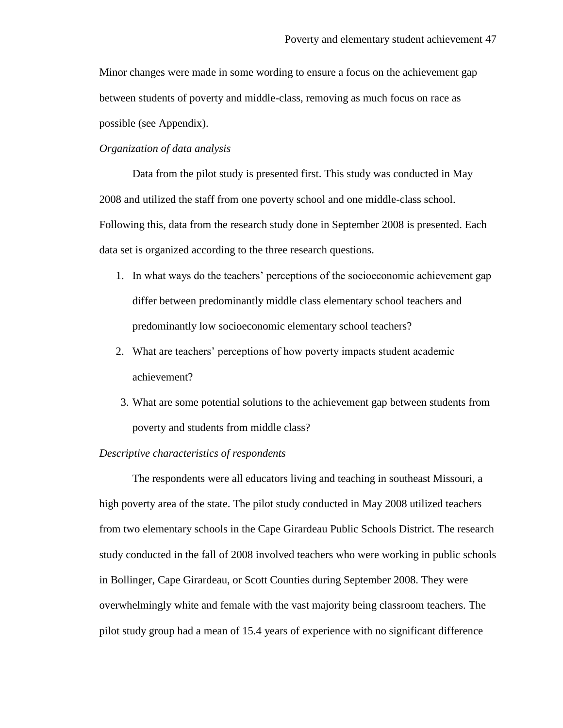Minor changes were made in some wording to ensure a focus on the achievement gap between students of poverty and middle-class, removing as much focus on race as possible (see Appendix).

*Organization of data analysis*

Data from the pilot study is presented first. This study was conducted in May 2008 and utilized the staff from one poverty school and one middle-class school. Following this, data from the research study done in September 2008 is presented. Each data set is organized according to the three research questions.

1. In what ways do the teachers' perceptions of the socioeconomic achievement gap differ between predominantly middle class elementary school teachers and predominantly low socioeconomic elementary school teachers?
2. What are teachers' perceptions of how poverty impacts student academic achievement?
3. What are some potential solutions to the achievement gap between students from poverty and students from middle class?

*Descriptive characteristics of respondents*

The respondents were all educators living and teaching in southeast Missouri, a high poverty area of the state. The pilot study conducted in May 2008 utilized teachers from two elementary schools in the Cape Girardeau Public Schools District. The research study conducted in the fall of 2008 involved teachers who were working in public schools in Bollinger, Cape Girardeau, or Scott Counties during September 2008. They were overwhelmingly white and female with the vast majority being classroom teachers. The pilot study group had a mean of 15.4 years of experience with no significant difference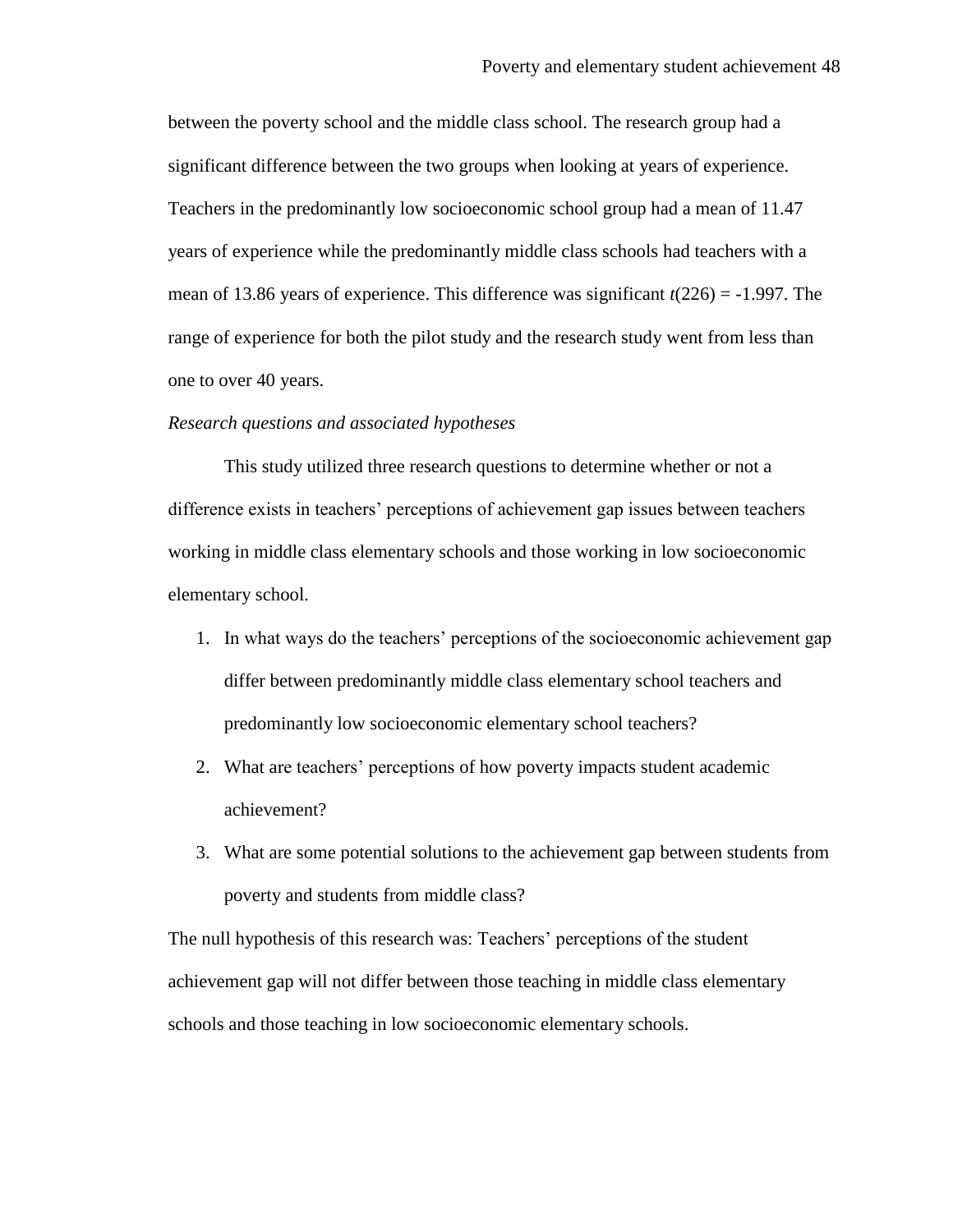between the poverty school and the middle class school. The research group had a significant difference between the two groups when looking at years of experience. Teachers in the predominantly low socioeconomic school group had a mean of 11.47 years of experience while the predominantly middle class schools had teachers with a mean of 13.86 years of experience. This difference was significant $t(226) = -1.997$. The range of experience for both the pilot study and the research study went from less than one to over 40 years.

*Research questions and associated hypotheses*

This study utilized three research questions to determine whether or not a difference exists in teachers' perceptions of achievement gap issues between teachers working in middle class elementary schools and those working in low socioeconomic elementary school.

1. In what ways do the teachers' perceptions of the socioeconomic achievement gap differ between predominantly middle class elementary school teachers and predominantly low socioeconomic elementary school teachers?
2. What are teachers' perceptions of how poverty impacts student academic achievement?
3. What are some potential solutions to the achievement gap between students from poverty and students from middle class?

The null hypothesis of this research was: Teachers' perceptions of the student achievement gap will not differ between those teaching in middle class elementary schools and those teaching in low socioeconomic elementary schools.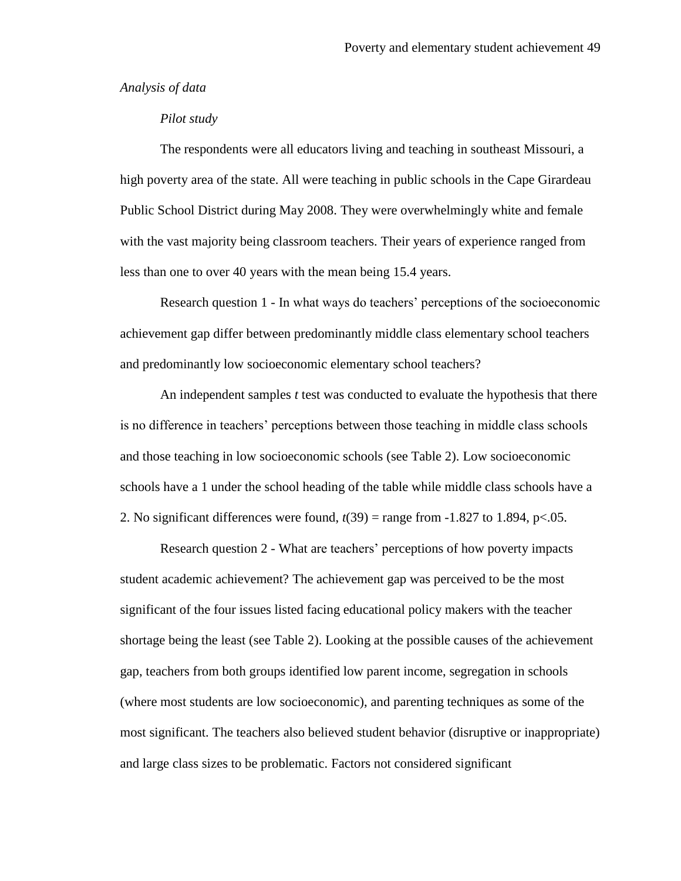*Analysis of data*

*Pilot study*

The respondents were all educators living and teaching in southeast Missouri, a high poverty area of the state. All were teaching in public schools in the Cape Girardeau Public School District during May 2008. They were overwhelmingly white and female with the vast majority being classroom teachers. Their years of experience ranged from less than one to over 40 years with the mean being 15.4 years.

Research question 1 - In what ways do teachers' perceptions of the socioeconomic achievement gap differ between predominantly middle class elementary school teachers and predominantly low socioeconomic elementary school teachers?

An independent samples $t$ test was conducted to evaluate the hypothesis that there is no difference in teachers' perceptions between those teaching in middle class schools and those teaching in low socioeconomic schools (see Table 2). Low socioeconomic schools have a 1 under the school heading of the table while middle class schools have a 2. No significant differences were found, $t(39)$ = range from -1.827 to 1.894, $p<.05$.

Research question 2 - What are teachers' perceptions of how poverty impacts student academic achievement? The achievement gap was perceived to be the most significant of the four issues listed facing educational policy makers with the teacher shortage being the least (see Table 2). Looking at the possible causes of the achievement gap, teachers from both groups identified low parent income, segregation in schools (where most students are low socioeconomic), and parenting techniques as some of the most significant. The teachers also believed student behavior (disruptive or inappropriate) and large class sizes to be problematic. Factors not considered significant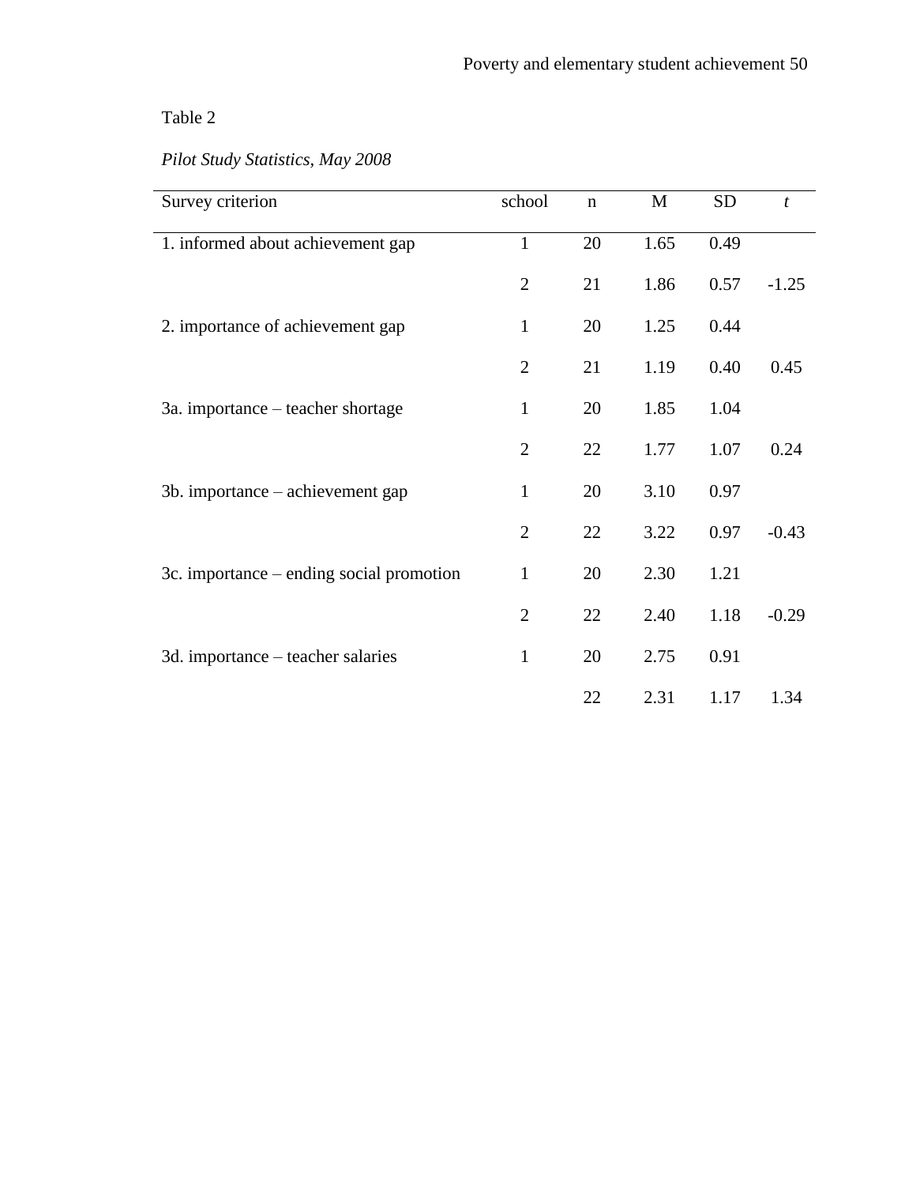Table 2

*Pilot Study Statistics, May 2008*

| Survey criterion | school | n | M | SD | *t* |
|---|---|---|---|---|---|
| 1. informed about achievement gap | 1 | 20 | 1.65 | 0.49 | |
| | 2 | 21 | 1.86 | 0.57 | -1.25 |
| 2. importance of achievement gap | 1 | 20 | 1.25 | 0.44 | |
| | 2 | 21 | 1.19 | 0.40 | 0.45 |
| 3a. importance – teacher shortage | 1 | 20 | 1.85 | 1.04 | |
| | 2 | 22 | 1.77 | 1.07 | 0.24 |
| 3b. importance – achievement gap | 1 | 20 | 3.10 | 0.97 | |
| | 2 | 22 | 3.22 | 0.97 | -0.43 |
| 3c. importance – ending social promotion | 1 | 20 | 2.30 | 1.21 | |
| | 2 | 22 | 2.40 | 1.18 | -0.29 |
| 3d. importance – teacher salaries | 1 | 20 | 2.75 | 0.91 | |
| | | 22 | 2.31 | 1.17 | 1.34 |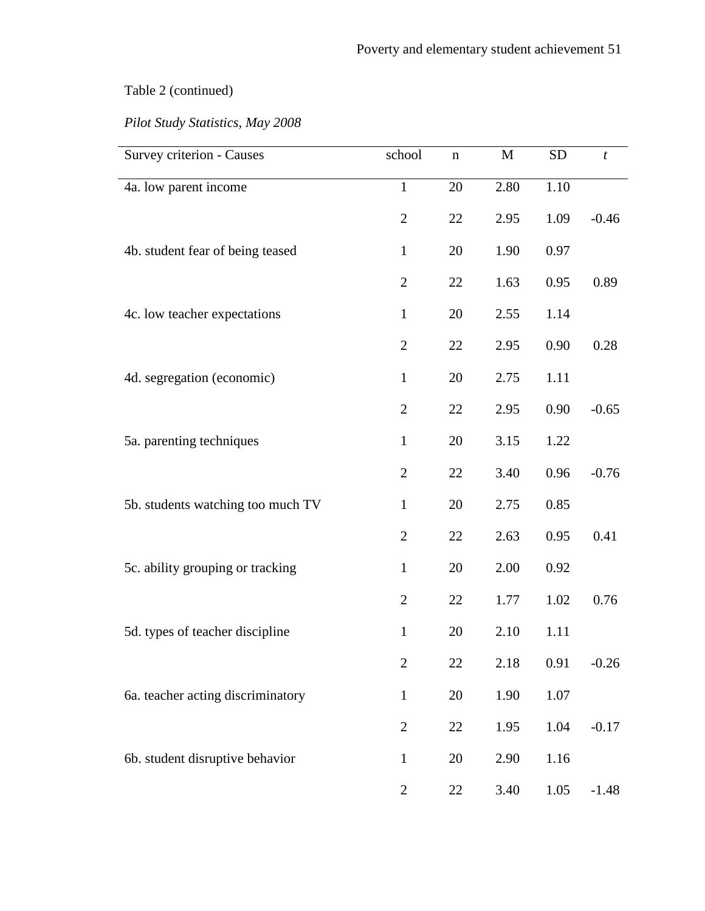Table 2 (continued)

*Pilot Study Statistics, May 2008*

| Survey criterion - Causes | school | n | M | SD | *t* |
|---|---|---|---|---|---|
| 4a. low parent income | 1 | 20 | 2.80 | 1.10 | |
| | 2 | 22 | 2.95 | 1.09 | -0.46 |
| 4b. student fear of being teased | 1 | 20 | 1.90 | 0.97 | |
| | 2 | 22 | 1.63 | 0.95 | 0.89 |
| 4c. low teacher expectations | 1 | 20 | 2.55 | 1.14 | |
| | 2 | 22 | 2.95 | 0.90 | 0.28 |
| 4d. segregation (economic) | 1 | 20 | 2.75 | 1.11 | |
| | 2 | 22 | 2.95 | 0.90 | -0.65 |
| 5a. parenting techniques | 1 | 20 | 3.15 | 1.22 | |
| | 2 | 22 | 3.40 | 0.96 | -0.76 |
| 5b. students watching too much TV | 1 | 20 | 2.75 | 0.85 | |
| | 2 | 22 | 2.63 | 0.95 | 0.41 |
| 5c. ability grouping or tracking | 1 | 20 | 2.00 | 0.92 | |
| | 2 | 22 | 1.77 | 1.02 | 0.76 |
| 5d. types of teacher discipline | 1 | 20 | 2.10 | 1.11 | |
| | 2 | 22 | 2.18 | 0.91 | -0.26 |
| 6a. teacher acting discriminatory | 1 | 20 | 1.90 | 1.07 | |
| | 2 | 22 | 1.95 | 1.04 | -0.17 |
| 6b. student disruptive behavior | 1 | 20 | 2.90 | 1.16 | |
| | 2 | 22 | 3.40 | 1.05 | -1.48 |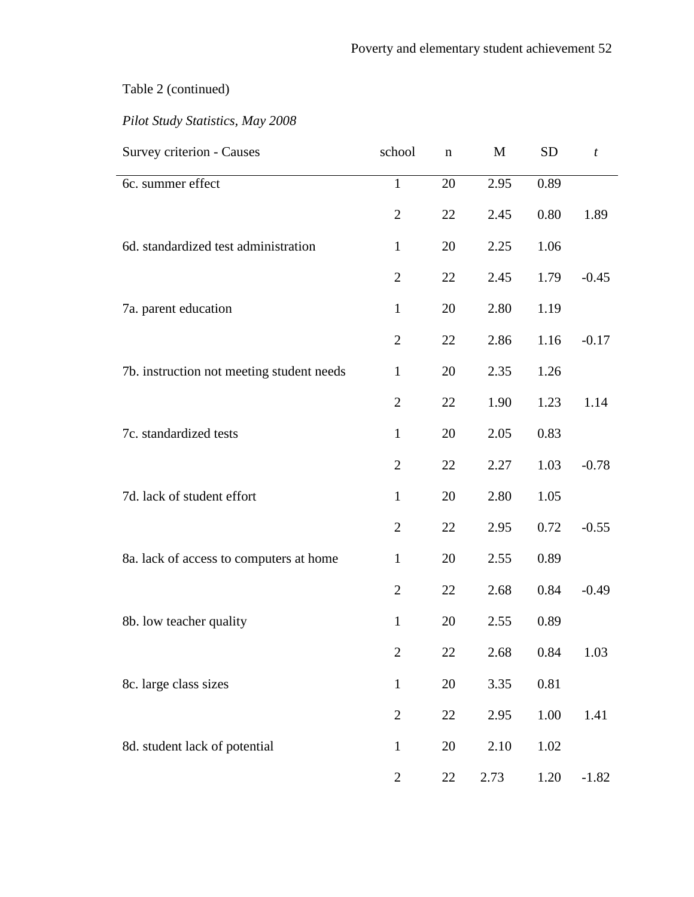Table 2 (continued)

*Pilot Study Statistics, May 2008*

| Survey criterion - Causes | school | n | M | SD | *t* |
|---|---|---|---|---|---|
| 6c. summer effect | 1 | 20 | 2.95 | 0.89 | |
| | 2 | 22 | 2.45 | 0.80 | 1.89 |
| 6d. standardized test administration | 1 | 20 | 2.25 | 1.06 | |
| | 2 | 22 | 2.45 | 1.79 | -0.45 |
| 7a. parent education | 1 | 20 | 2.80 | 1.19 | |
| | 2 | 22 | 2.86 | 1.16 | -0.17 |
| 7b. instruction not meeting student needs | 1 | 20 | 2.35 | 1.26 | |
| | 2 | 22 | 1.90 | 1.23 | 1.14 |
| 7c. standardized tests | 1 | 20 | 2.05 | 0.83 | |
| | 2 | 22 | 2.27 | 1.03 | -0.78 |
| 7d. lack of student effort | 1 | 20 | 2.80 | 1.05 | |
| | 2 | 22 | 2.95 | 0.72 | -0.55 |
| 8a. lack of access to computers at home | 1 | 20 | 2.55 | 0.89 | |
| | 2 | 22 | 2.68 | 0.84 | -0.49 |
| 8b. low teacher quality | 1 | 20 | 2.55 | 0.89 | |
| | 2 | 22 | 2.68 | 0.84 | 1.03 |
| 8c. large class sizes | 1 | 20 | 3.35 | 0.81 | |
| | 2 | 22 | 2.95 | 1.00 | 1.41 |
| 8d. student lack of potential | 1 | 20 | 2.10 | 1.02 | |
| | 2 | 22 | 2.73 | 1.20 | -1.82 |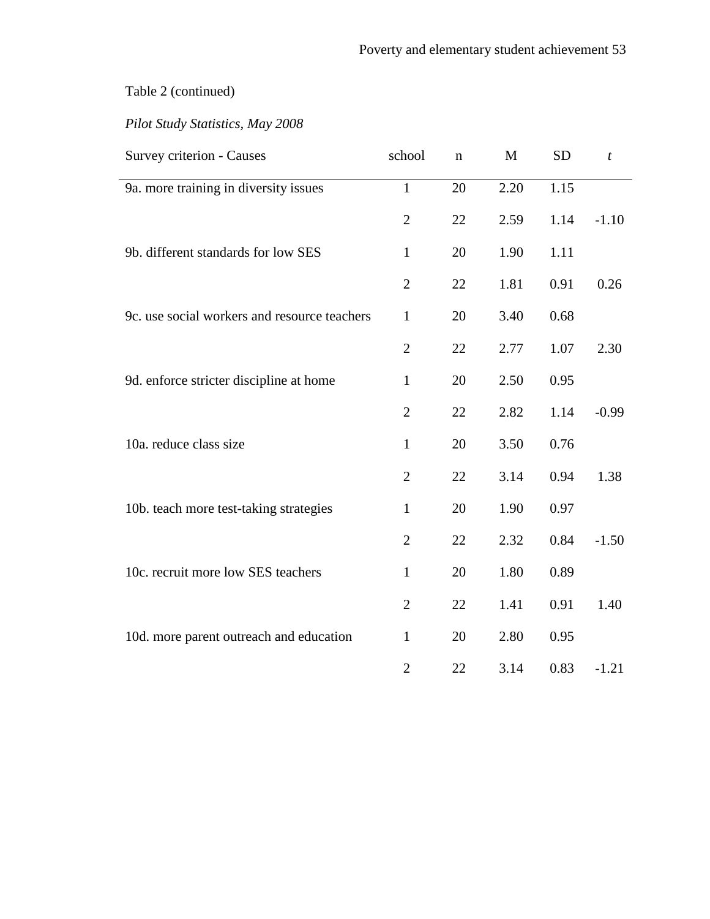Table 2 (continued)

*Pilot Study Statistics, May 2008*

| Survey criterion - Causes | school | n | M | SD | *t* |
|---|---|---|---|---|---|
| 9a. more training in diversity issues | 1 | 20 | 2.20 | 1.15 | |
| | 2 | 22 | 2.59 | 1.14 | -1.10 |
| 9b. different standards for low SES | 1 | 20 | 1.90 | 1.11 | |
| | 2 | 22 | 1.81 | 0.91 | 0.26 |
| 9c. use social workers and resource teachers | 1 | 20 | 3.40 | 0.68 | |
| | 2 | 22 | 2.77 | 1.07 | 2.30 |
| 9d. enforce stricter discipline at home | 1 | 20 | 2.50 | 0.95 | |
| | 2 | 22 | 2.82 | 1.14 | -0.99 |
| 10a. reduce class size | 1 | 20 | 3.50 | 0.76 | |
| | 2 | 22 | 3.14 | 0.94 | 1.38 |
| 10b. teach more test-taking strategies | 1 | 20 | 1.90 | 0.97 | |
| | 2 | 22 | 2.32 | 0.84 | -1.50 |
| 10c. recruit more low SES teachers | 1 | 20 | 1.80 | 0.89 | |
| | 2 | 22 | 1.41 | 0.91 | 1.40 |
| 10d. more parent outreach and education | 1 | 20 | 2.80 | 0.95 | |
| | 2 | 22 | 3.14 | 0.83 | -1.21 |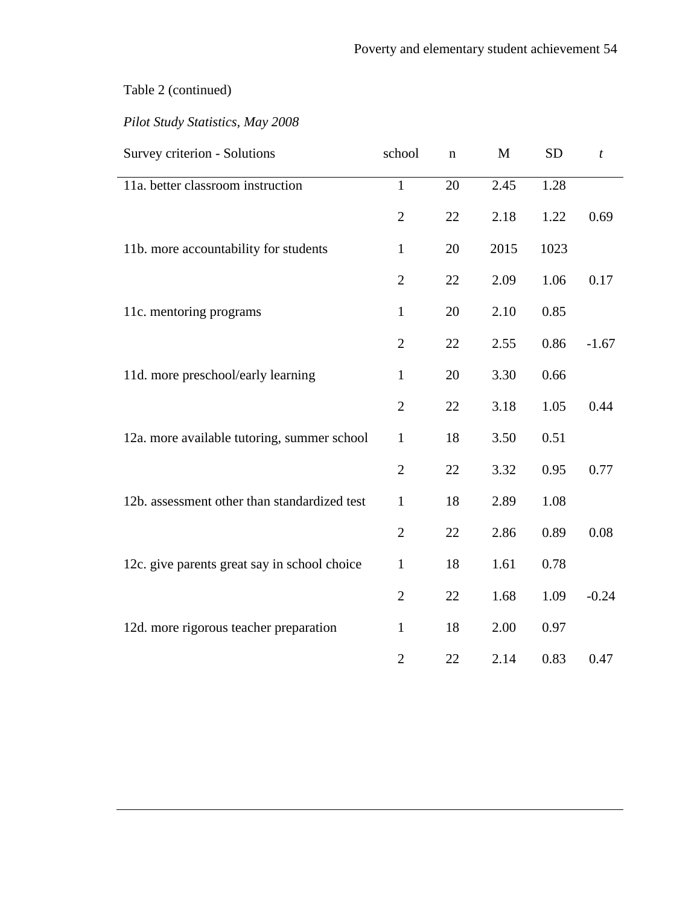Table 2 (continued)

*Pilot Study Statistics, May 2008*

| Survey criterion - Solutions | school | n | M | SD | *t* |
|---|---|---|---|---|---|
| 11a. better classroom instruction | 1 | 20 | 2.45 | 1.28 | |
| | 2 | 22 | 2.18 | 1.22 | 0.69 |
| 11b. more accountability for students | 1 | 20 | 2015 | 1023 | |
| | 2 | 22 | 2.09 | 1.06 | 0.17 |
| 11c. mentoring programs | 1 | 20 | 2.10 | 0.85 | |
| | 2 | 22 | 2.55 | 0.86 | -1.67 |
| 11d. more preschool/early learning | 1 | 20 | 3.30 | 0.66 | |
| | 2 | 22 | 3.18 | 1.05 | 0.44 |
| 12a. more available tutoring, summer school | 1 | 18 | 3.50 | 0.51 | |
| | 2 | 22 | 3.32 | 0.95 | 0.77 |
| 12b. assessment other than standardized test | 1 | 18 | 2.89 | 1.08 | |
| | 2 | 22 | 2.86 | 0.89 | 0.08 |
| 12c. give parents great say in school choice | 1 | 18 | 1.61 | 0.78 | |
| | 2 | 22 | 1.68 | 1.09 | -0.24 |
| 12d. more rigorous teacher preparation | 1 | 18 | 2.00 | 0.97 | |
| | 2 | 22 | 2.14 | 0.83 | 0.47 |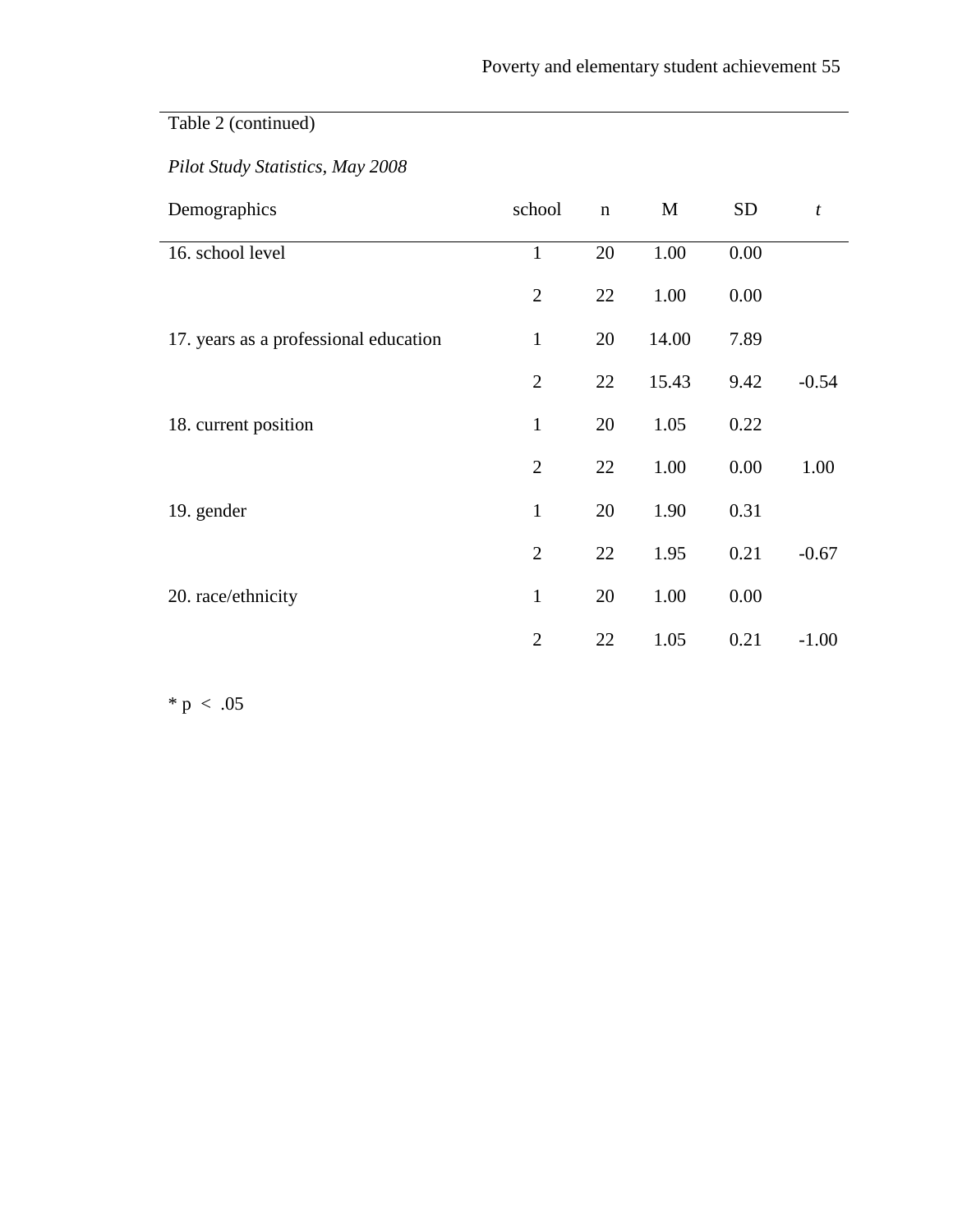Table 2 (continued)

*Pilot Study Statistics, May 2008*

| Demographics | school | n | M | SD | *t* |
|---|---|---|---|---|---|
| 16. school level | 1 | 20 | 1.00 | 0.00 | |
| | 2 | 22 | 1.00 | 0.00 | |
| 17. years as a professional education | 1 | 20 | 14.00 | 7.89 | |
| | 2 | 22 | 15.43 | 9.42 | -0.54 |
| 18. current position | 1 | 20 | 1.05 | 0.22 | |
| | 2 | 22 | 1.00 | 0.00 | 1.00 |
| 19. gender | 1 | 20 | 1.90 | 0.31 | |
| | 2 | 22 | 1.95 | 0.21 | -0.67 |
| 20. race/ethnicity | 1 | 20 | 1.00 | 0.00 | |
| | 2 | 22 | 1.05 | 0.21 | -1.00 |

* $p < .05$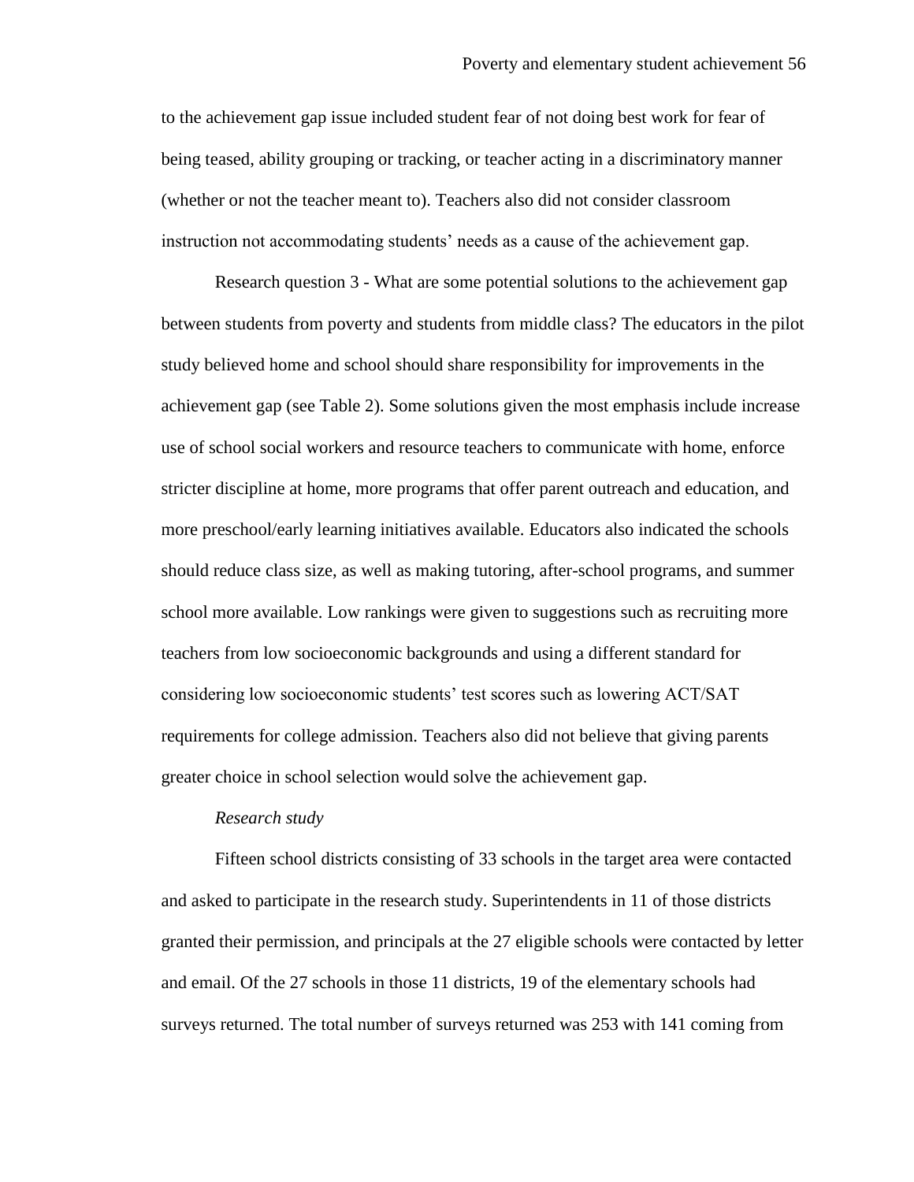to the achievement gap issue included student fear of not doing best work for fear of being teased, ability grouping or tracking, or teacher acting in a discriminatory manner (whether or not the teacher meant to). Teachers also did not consider classroom instruction not accommodating students' needs as a cause of the achievement gap.

Research question 3 - What are some potential solutions to the achievement gap between students from poverty and students from middle class? The educators in the pilot study believed home and school should share responsibility for improvements in the achievement gap (see Table 2). Some solutions given the most emphasis include increase use of school social workers and resource teachers to communicate with home, enforce stricter discipline at home, more programs that offer parent outreach and education, and more preschool/early learning initiatives available. Educators also indicated the schools should reduce class size, as well as making tutoring, after-school programs, and summer school more available. Low rankings were given to suggestions such as recruiting more teachers from low socioeconomic backgrounds and using a different standard for considering low socioeconomic students' test scores such as lowering ACT/SAT requirements for college admission. Teachers also did not believe that giving parents greater choice in school selection would solve the achievement gap.

*Research study*

Fifteen school districts consisting of 33 schools in the target area were contacted and asked to participate in the research study. Superintendents in 11 of those districts granted their permission, and principals at the 27 eligible schools were contacted by letter and email. Of the 27 schools in those 11 districts, 19 of the elementary schools had surveys returned. The total number of surveys returned was 253 with 141 coming from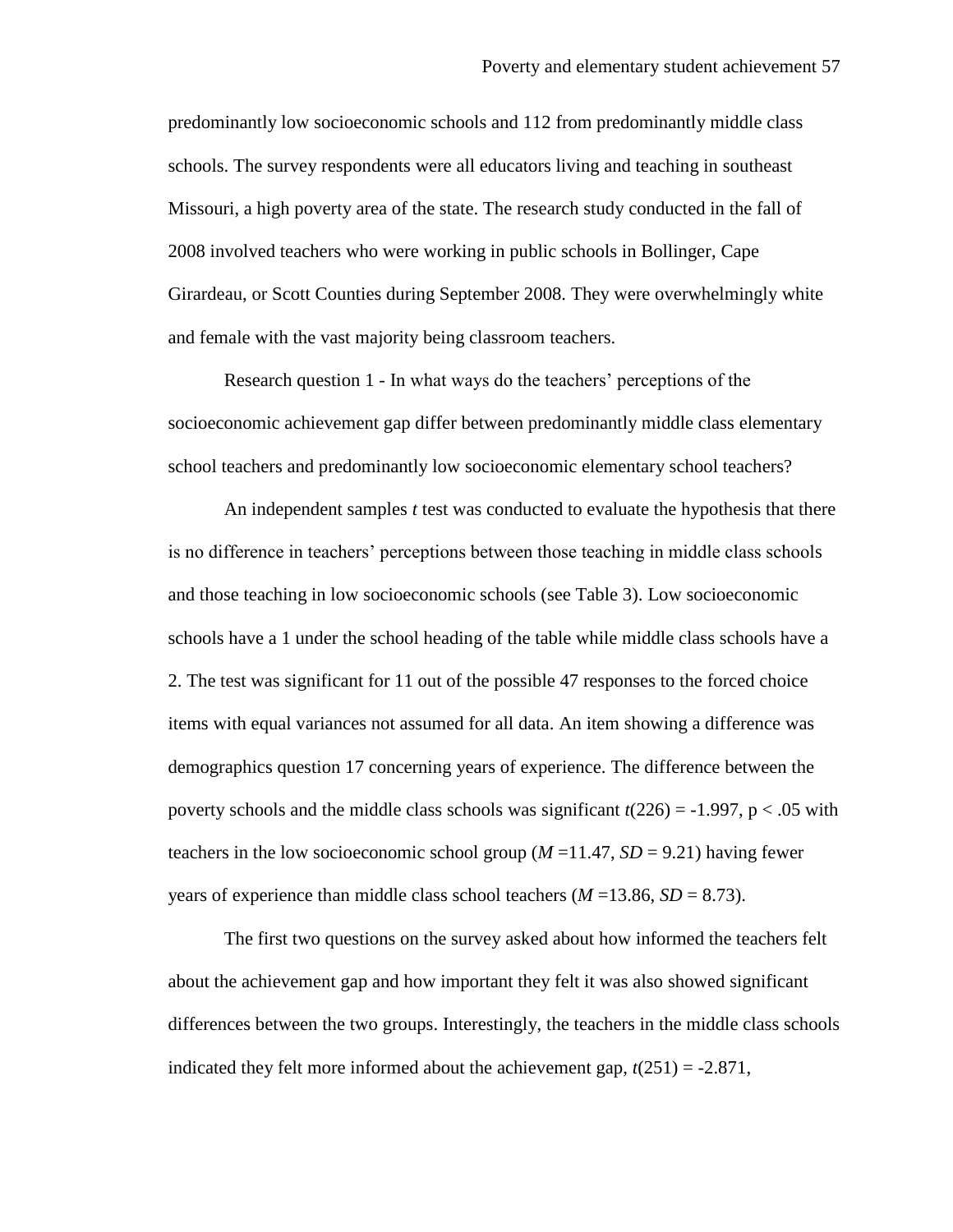predominantly low socioeconomic schools and 112 from predominantly middle class schools. The survey respondents were all educators living and teaching in southeast Missouri, a high poverty area of the state. The research study conducted in the fall of 2008 involved teachers who were working in public schools in Bollinger, Cape Girardeau, or Scott Counties during September 2008. They were overwhelmingly white and female with the vast majority being classroom teachers.

Research question 1 - In what ways do the teachers' perceptions of the socioeconomic achievement gap differ between predominantly middle class elementary school teachers and predominantly low socioeconomic elementary school teachers?

An independent samples *t* test was conducted to evaluate the hypothesis that there is no difference in teachers' perceptions between those teaching in middle class schools and those teaching in low socioeconomic schools (see Table 3). Low socioeconomic schools have a 1 under the school heading of the table while middle class schools have a 2. The test was significant for 11 out of the possible 47 responses to the forced choice items with equal variances not assumed for all data. An item showing a difference was demographics question 17 concerning years of experience. The difference between the poverty schools and the middle class schools was significant $t(226) = -1.997$, $p < .05$ with teachers in the low socioeconomic school group ($M = 11.47$, $SD = 9.21$) having fewer years of experience than middle class school teachers ($M = 13.86$, $SD = 8.73$).

The first two questions on the survey asked about how informed the teachers felt about the achievement gap and how important they felt it was also showed significant differences between the two groups. Interestingly, the teachers in the middle class schools indicated they felt more informed about the achievement gap, $t(251) = -2.871$,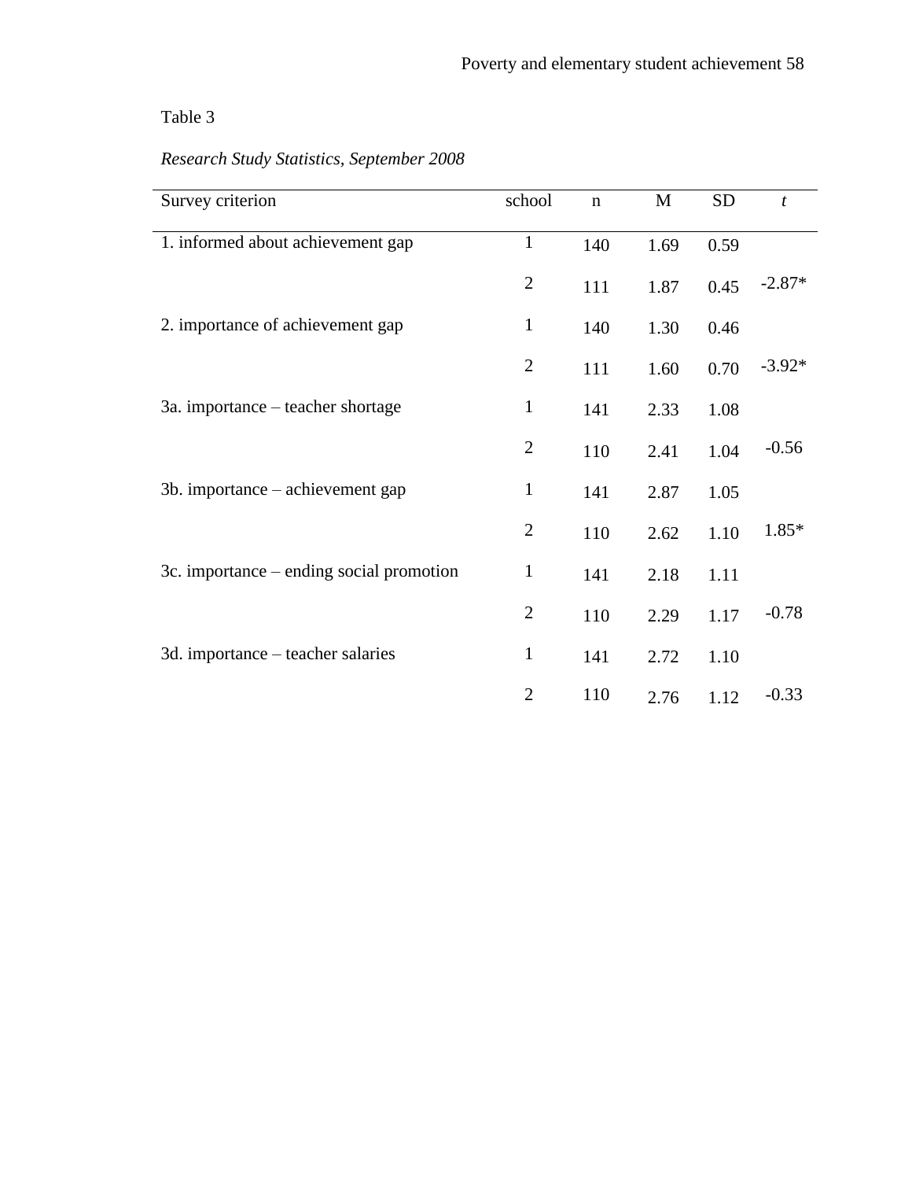Table 3

*Research Study Statistics, September 2008*

| Survey criterion | school | n | M | SD | *t* |
|---|---|---|---|---|---|
| 1. informed about achievement gap | 1 | 140 | 1.69 | 0.59 | |
| | 2 | 111 | 1.87 | 0.45 | -2.87* |
| 2. importance of achievement gap | 1 | 140 | 1.30 | 0.46 | |
| | 2 | 111 | 1.60 | 0.70 | -3.92* |
| 3a. importance – teacher shortage | 1 | 141 | 2.33 | 1.08 | |
| | 2 | 110 | 2.41 | 1.04 | -0.56 |
| 3b. importance – achievement gap | 1 | 141 | 2.87 | 1.05 | |
| | 2 | 110 | 2.62 | 1.10 | 1.85* |
| 3c. importance – ending social promotion | 1 | 141 | 2.18 | 1.11 | |
| | 2 | 110 | 2.29 | 1.17 | -0.78 |
| 3d. importance – teacher salaries | 1 | 141 | 2.72 | 1.10 | |
| | 2 | 110 | 2.76 | 1.12 | -0.33 |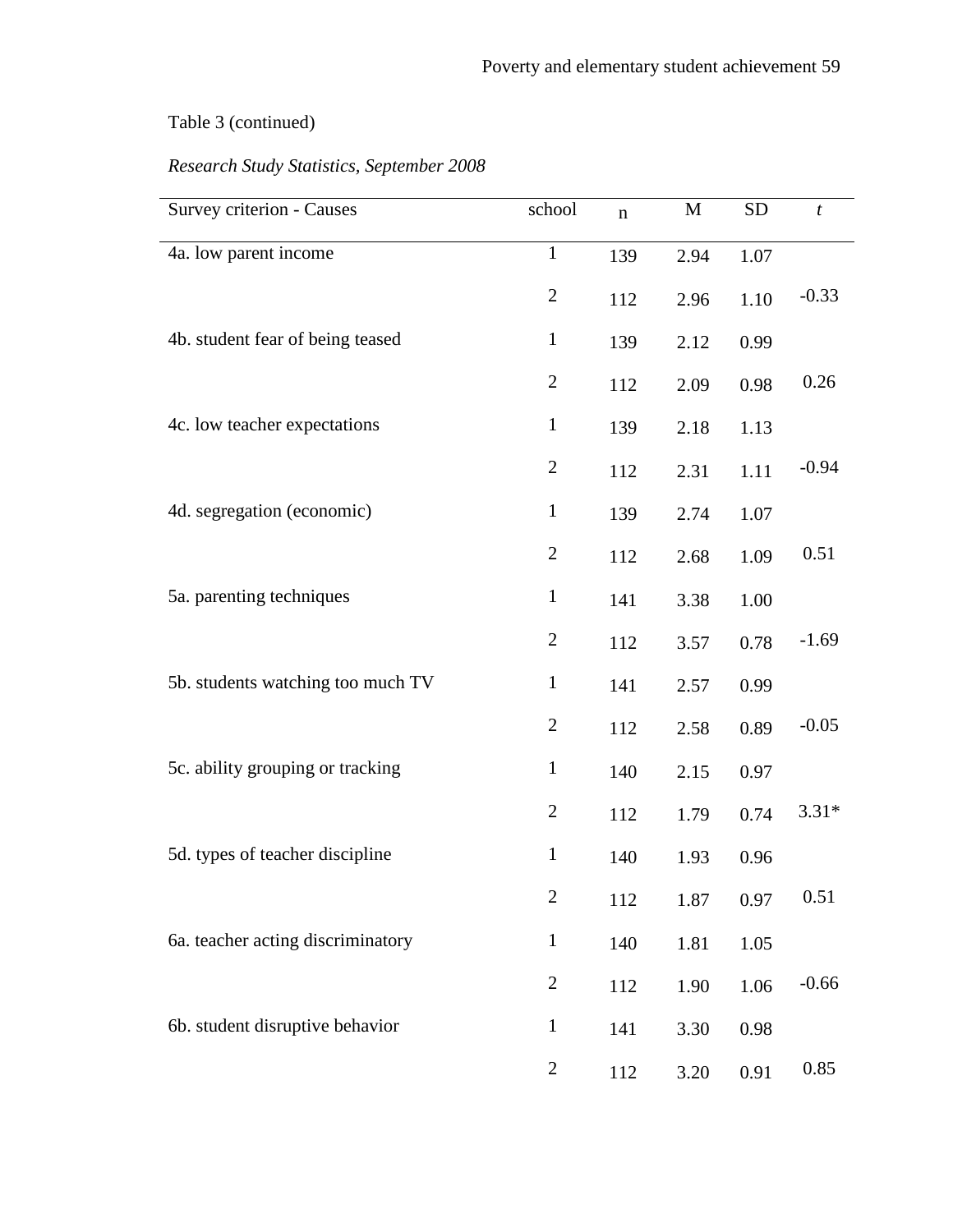Table 3 (continued)

*Research Study Statistics, September 2008*

| Survey criterion - Causes | school | n | M | SD | *t* |
|---|---|---|---|---|---|
| 4a. low parent income | 1 | 139 | 2.94 | 1.07 | |
| | 2 | 112 | 2.96 | 1.10 | -0.33 |
| 4b. student fear of being teased | 1 | 139 | 2.12 | 0.99 | |
| | 2 | 112 | 2.09 | 0.98 | 0.26 |
| 4c. low teacher expectations | 1 | 139 | 2.18 | 1.13 | |
| | 2 | 112 | 2.31 | 1.11 | -0.94 |
| 4d. segregation (economic) | 1 | 139 | 2.74 | 1.07 | |
| | 2 | 112 | 2.68 | 1.09 | 0.51 |
| 5a. parenting techniques | 1 | 141 | 3.38 | 1.00 | |
| | 2 | 112 | 3.57 | 0.78 | -1.69 |
| 5b. students watching too much TV | 1 | 141 | 2.57 | 0.99 | |
| | 2 | 112 | 2.58 | 0.89 | -0.05 |
| 5c. ability grouping or tracking | 1 | 140 | 2.15 | 0.97 | |
| | 2 | 112 | 1.79 | 0.74 | 3.31* |
| 5d. types of teacher discipline | 1 | 140 | 1.93 | 0.96 | |
| | 2 | 112 | 1.87 | 0.97 | 0.51 |
| 6a. teacher acting discriminatory | 1 | 140 | 1.81 | 1.05 | |
| | 2 | 112 | 1.90 | 1.06 | -0.66 |
| 6b. student disruptive behavior | 1 | 141 | 3.30 | 0.98 | |
| | 2 | 112 | 3.20 | 0.91 | 0.85 |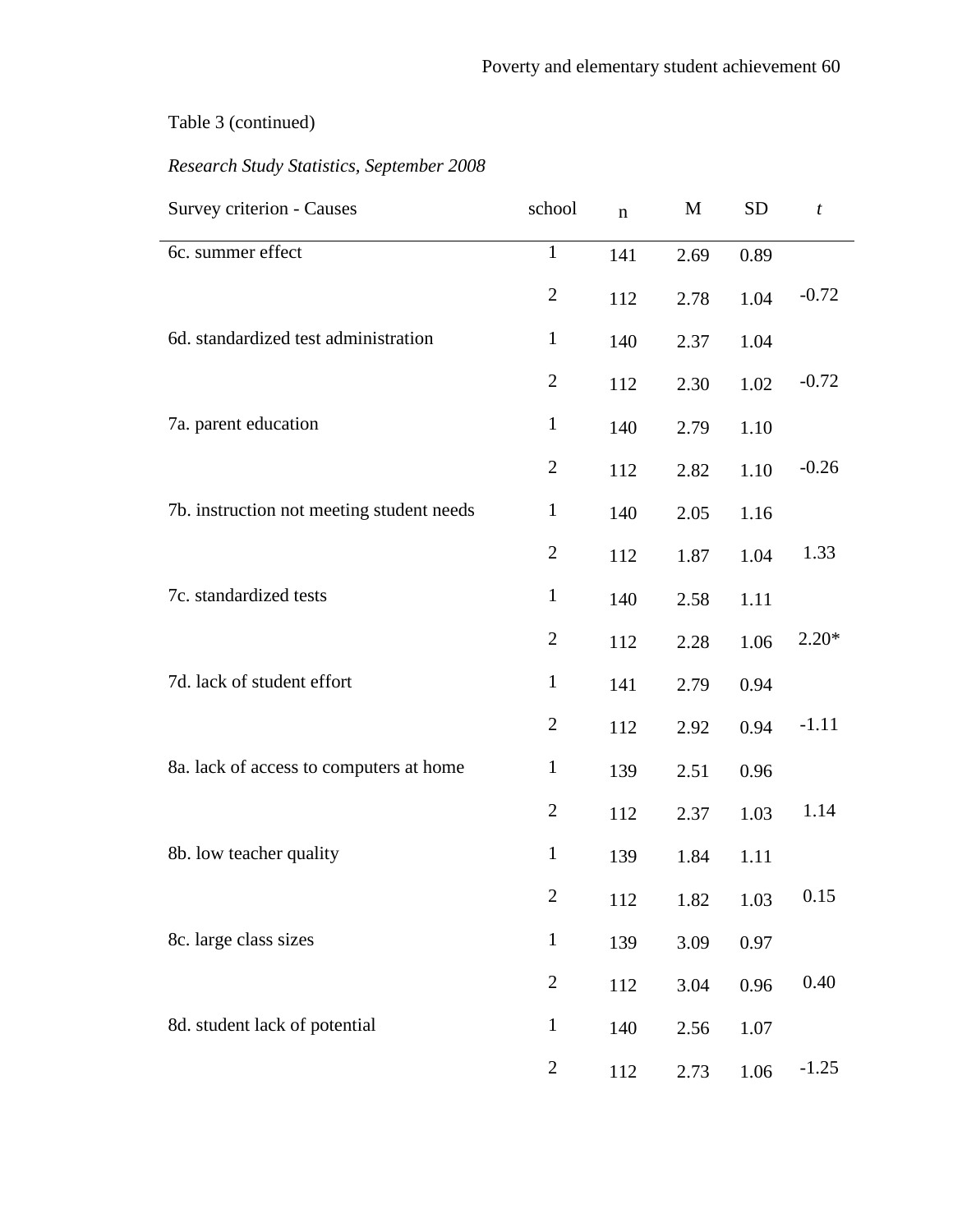Table 3 (continued)

*Research Study Statistics, September 2008*

| Survey criterion - Causes | school | n | M | SD | *t* |
|---|---|---|---|---|---|
| 6c. summer effect | 1 | 141 | 2.69 | 0.89 | |
| | 2 | 112 | 2.78 | 1.04 | -0.72 |
| 6d. standardized test administration | 1 | 140 | 2.37 | 1.04 | |
| | 2 | 112 | 2.30 | 1.02 | -0.72 |
| 7a. parent education | 1 | 140 | 2.79 | 1.10 | |
| | 2 | 112 | 2.82 | 1.10 | -0.26 |
| 7b. instruction not meeting student needs | 1 | 140 | 2.05 | 1.16 | |
| | 2 | 112 | 1.87 | 1.04 | 1.33 |
| 7c. standardized tests | 1 | 140 | 2.58 | 1.11 | |
| | 2 | 112 | 2.28 | 1.06 | 2.20* |
| 7d. lack of student effort | 1 | 141 | 2.79 | 0.94 | |
| | 2 | 112 | 2.92 | 0.94 | -1.11 |
| 8a. lack of access to computers at home | 1 | 139 | 2.51 | 0.96 | |
| | 2 | 112 | 2.37 | 1.03 | 1.14 |
| 8b. low teacher quality | 1 | 139 | 1.84 | 1.11 | |
| | 2 | 112 | 1.82 | 1.03 | 0.15 |
| 8c. large class sizes | 1 | 139 | 3.09 | 0.97 | |
| | 2 | 112 | 3.04 | 0.96 | 0.40 |
| 8d. student lack of potential | 1 | 140 | 2.56 | 1.07 | |
| | 2 | 112 | 2.73 | 1.06 | -1.25 |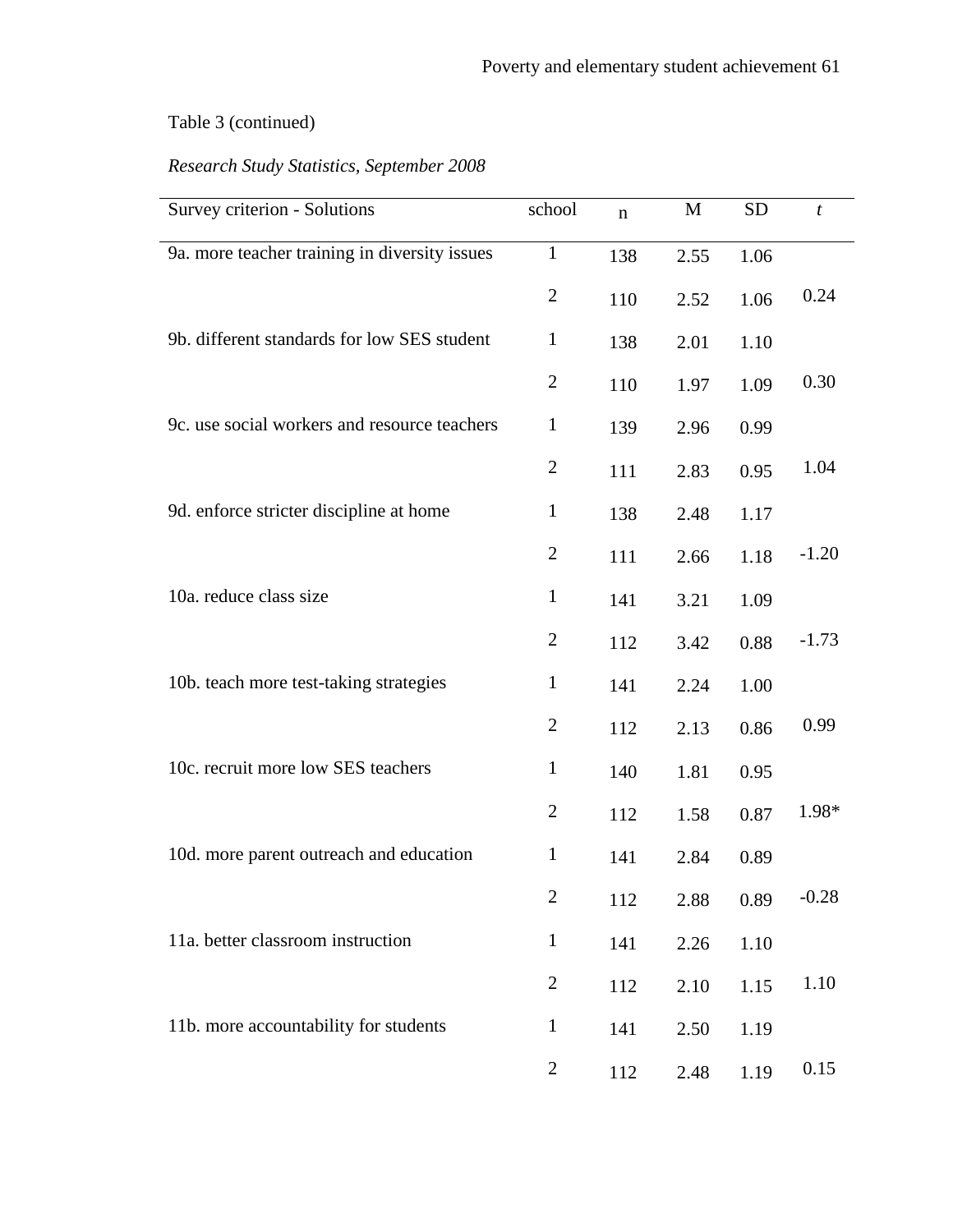Table 3 (continued)

*Research Study Statistics, September 2008*

| Survey criterion - Solutions | school | n | M | SD | *t* |
|---|---|---|---|---|---|
| 9a. more teacher training in diversity issues | 1 | 138 | 2.55 | 1.06 | |
| | 2 | 110 | 2.52 | 1.06 | 0.24 |
| 9b. different standards for low SES student | 1 | 138 | 2.01 | 1.10 | |
| | 2 | 110 | 1.97 | 1.09 | 0.30 |
| 9c. use social workers and resource teachers | 1 | 139 | 2.96 | 0.99 | |
| | 2 | 111 | 2.83 | 0.95 | 1.04 |
| 9d. enforce stricter discipline at home | 1 | 138 | 2.48 | 1.17 | |
| | 2 | 111 | 2.66 | 1.18 | -1.20 |
| 10a. reduce class size | 1 | 141 | 3.21 | 1.09 | |
| | 2 | 112 | 3.42 | 0.88 | -1.73 |
| 10b. teach more test-taking strategies | 1 | 141 | 2.24 | 1.00 | |
| | 2 | 112 | 2.13 | 0.86 | 0.99 |
| 10c. recruit more low SES teachers | 1 | 140 | 1.81 | 0.95 | |
| | 2 | 112 | 1.58 | 0.87 | 1.98* |
| 10d. more parent outreach and education | 1 | 141 | 2.84 | 0.89 | |
| | 2 | 112 | 2.88 | 0.89 | -0.28 |
| 11a. better classroom instruction | 1 | 141 | 2.26 | 1.10 | |
| | 2 | 112 | 2.10 | 1.15 | 1.10 |
| 11b. more accountability for students | 1 | 141 | 2.50 | 1.19 | |
| | 2 | 112 | 2.48 | 1.19 | 0.15 |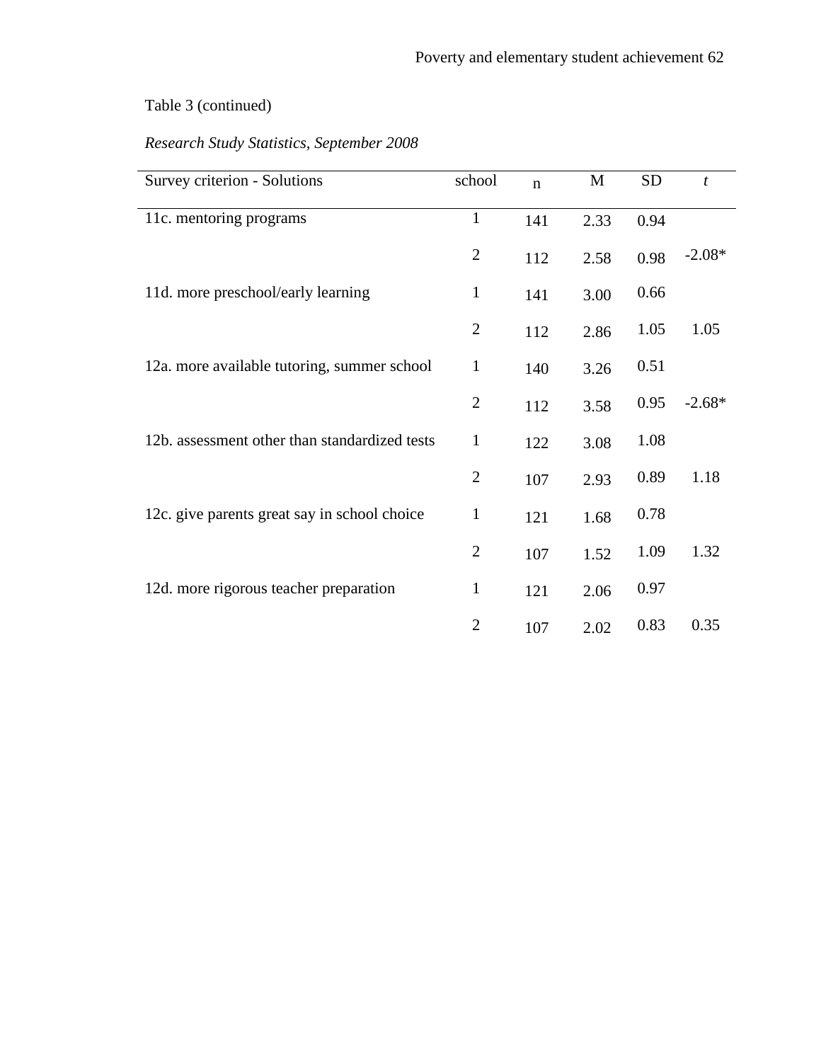Table 3 (continued)

*Research Study Statistics, September 2008*

| Survey criterion - Solutions | school | n | M | SD | *t* |
|---|---|---|---|---|---|
| 11c. mentoring programs | 1 | 141 | 2.33 | 0.94 | |
| | 2 | 112 | 2.58 | 0.98 | -2.08* |
| 11d. more preschool/early learning | 1 | 141 | 3.00 | 0.66 | |
| | 2 | 112 | 2.86 | 1.05 | 1.05 |
| 12a. more available tutoring, summer school | 1 | 140 | 3.26 | 0.51 | |
| | 2 | 112 | 3.58 | 0.95 | -2.68* |
| 12b. assessment other than standardized tests | 1 | 122 | 3.08 | 1.08 | |
| | 2 | 107 | 2.93 | 0.89 | 1.18 |
| 12c. give parents great say in school choice | 1 | 121 | 1.68 | 0.78 | |
| | 2 | 107 | 1.52 | 1.09 | 1.32 |
| 12d. more rigorous teacher preparation | 1 | 121 | 2.06 | 0.97 | |
| | 2 | 107 | 2.02 | 0.83 | 0.35 |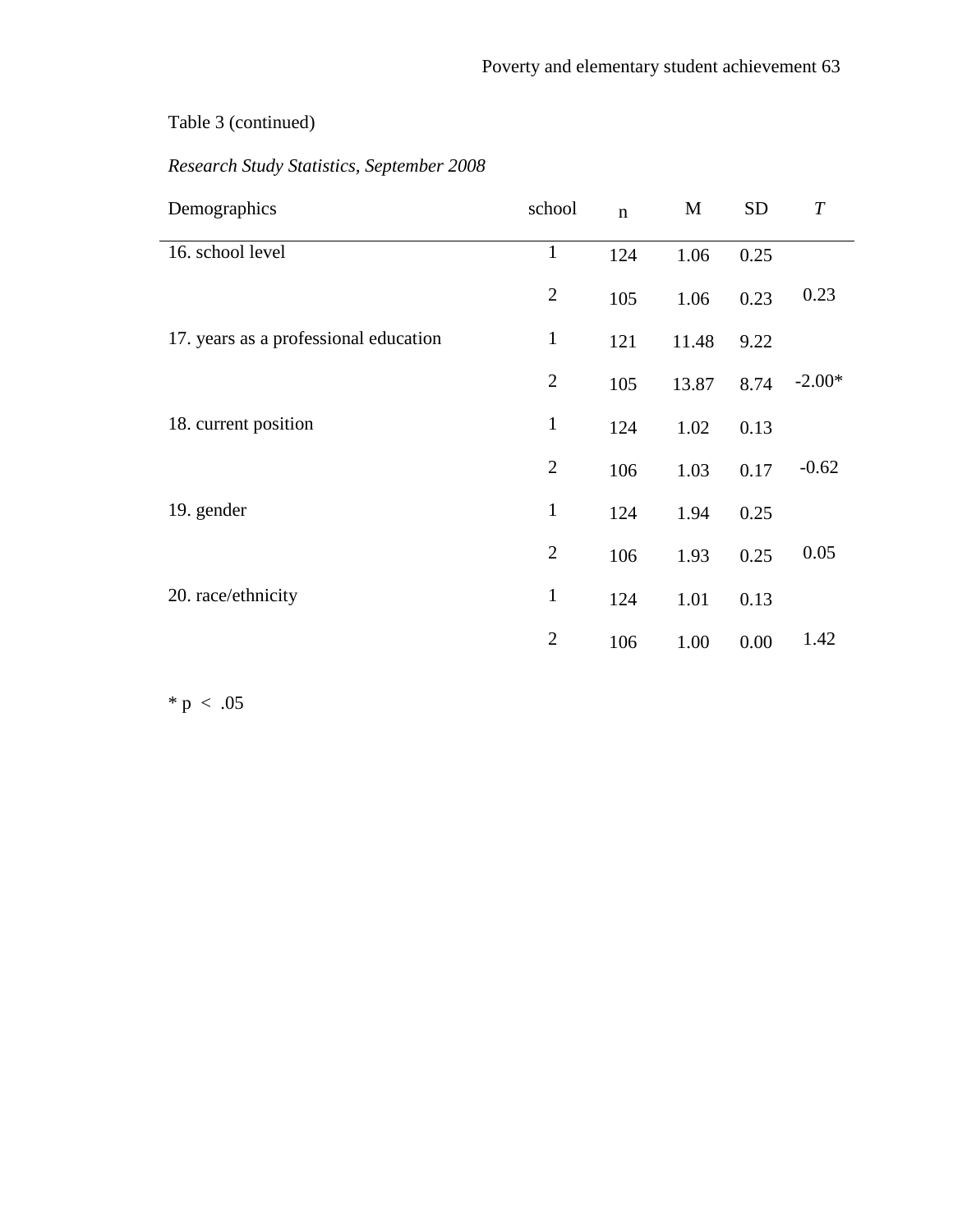Table 3 (continued)

*Research Study Statistics, September 2008*

| Demographics | school | n | M | SD | *T* |
|---|---|---|---|---|---|
| 16. school level | 1 | 124 | 1.06 | 0.25 | |
| | 2 | 105 | 1.06 | 0.23 | 0.23 |
| 17. years as a professional education | 1 | 121 | 11.48 | 9.22 | |
| | 2 | 105 | 13.87 | 8.74 | -2.00* |
| 18. current position | 1 | 124 | 1.02 | 0.13 | |
| | 2 | 106 | 1.03 | 0.17 | -0.62 |
| 19. gender | 1 | 124 | 1.94 | 0.25 | |
| | 2 | 106 | 1.93 | 0.25 | 0.05 |
| 20. race/ethnicity | 1 | 124 | 1.01 | 0.13 | |
| | 2 | 106 | 1.00 | 0.00 | 1.42 |

* $p < .05$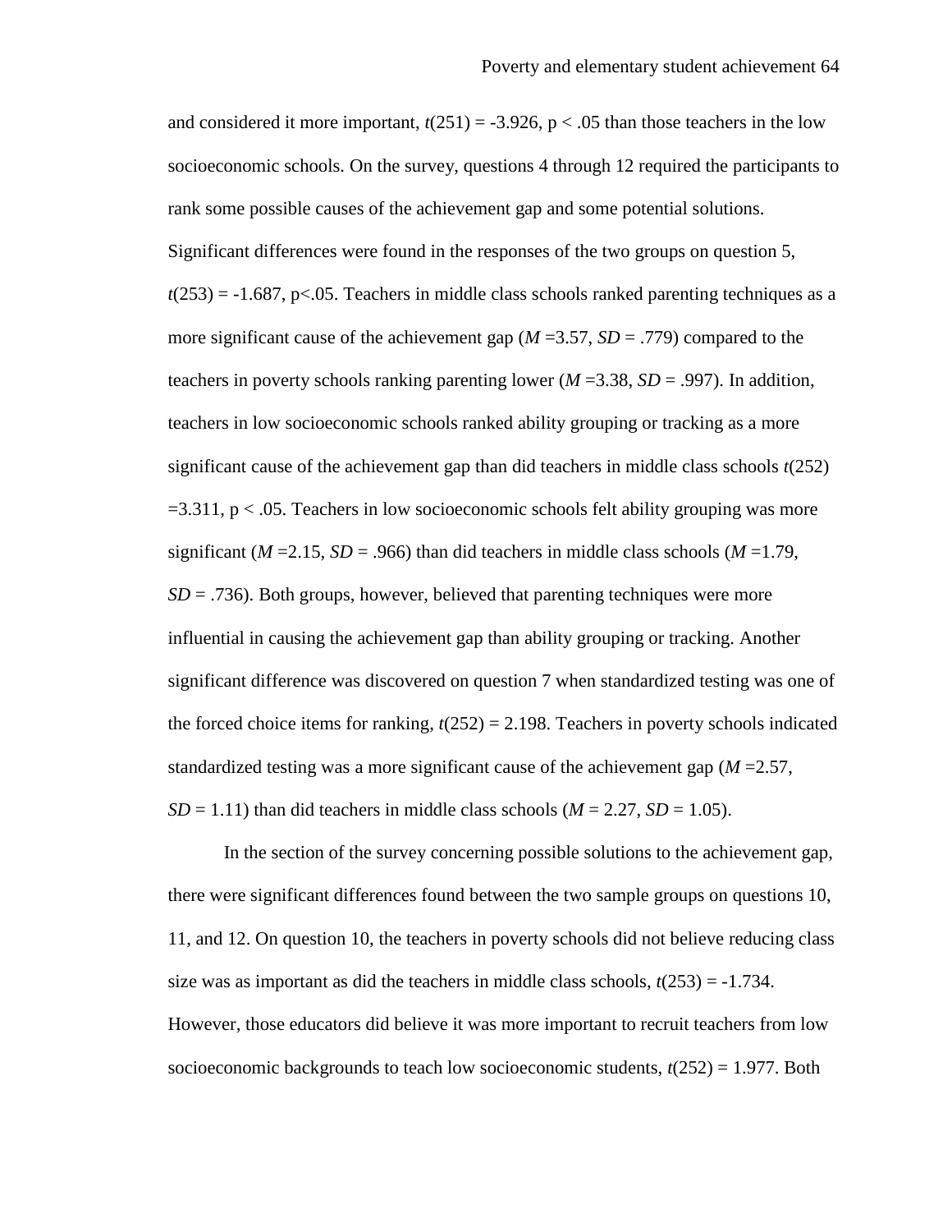and considered it more important, $t(251) = -3.926$, $p < .05$ than those teachers in the low socioeconomic schools. On the survey, questions 4 through 12 required the participants to rank some possible causes of the achievement gap and some potential solutions. Significant differences were found in the responses of the two groups on question 5, $t(253) = -1.687$, $p<.05$. Teachers in middle class schools ranked parenting techniques as a more significant cause of the achievement gap ($M$ =3.57, $SD$ = .779) compared to the teachers in poverty schools ranking parenting lower ($M$ =3.38, $SD$ = .997). In addition, teachers in low socioeconomic schools ranked ability grouping or tracking as a more significant cause of the achievement gap than did teachers in middle class schools $t(252) =3.311$, $p < .05$. Teachers in low socioeconomic schools felt ability grouping was more significant ($M$ =2.15, $SD$ = .966) than did teachers in middle class schools ($M$ =1.79, $SD$ = .736). Both groups, however, believed that parenting techniques were more influential in causing the achievement gap than ability grouping or tracking. Another significant difference was discovered on question 7 when standardized testing was one of the forced choice items for ranking, $t(252) = 2.198$. Teachers in poverty schools indicated standardized testing was a more significant cause of the achievement gap ($M$ =2.57, $SD$ = 1.11) than did teachers in middle class schools ($M$ = 2.27, $SD$ = 1.05).

In the section of the survey concerning possible solutions to the achievement gap, there were significant differences found between the two sample groups on questions 10, 11, and 12. On question 10, the teachers in poverty schools did not believe reducing class size was as important as did the teachers in middle class schools, $t(253) = -1.734$. However, those educators did believe it was more important to recruit teachers from low socioeconomic backgrounds to teach low socioeconomic students, $t(252) = 1.977$. Both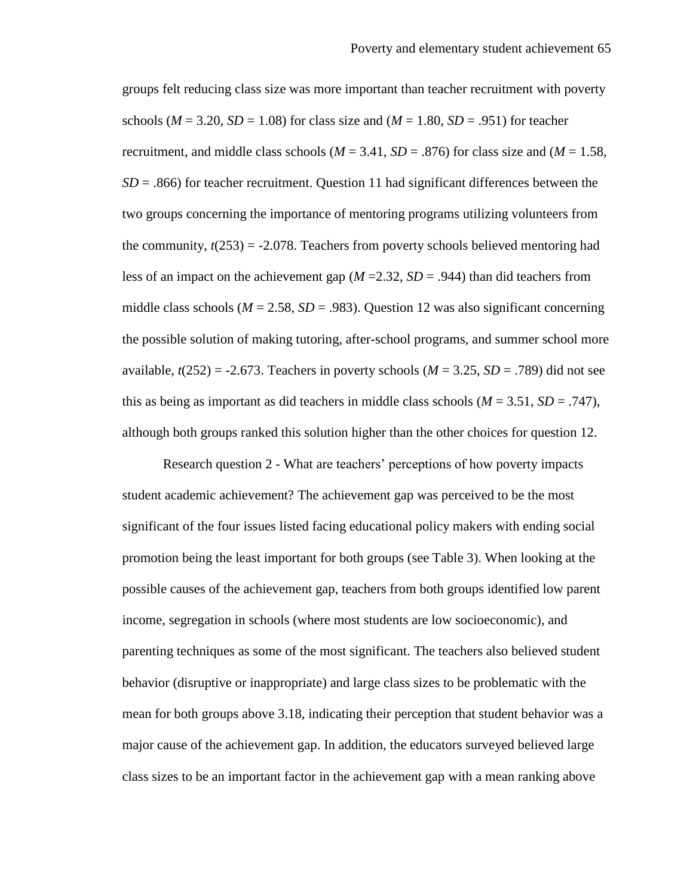groups felt reducing class size was more important than teacher recruitment with poverty schools ($M$ = 3.20, $SD$ = 1.08) for class size and ($M$ = 1.80, $SD$ = .951) for teacher recruitment, and middle class schools ($M$ = 3.41, $SD$ = .876) for class size and ($M$ = 1.58, $SD$ = .866) for teacher recruitment. Question 11 had significant differences between the two groups concerning the importance of mentoring programs utilizing volunteers from the community, $t(253) = -2.078$. Teachers from poverty schools believed mentoring had less of an impact on the achievement gap ($M$ =2.32, $SD$ = .944) than did teachers from middle class schools ($M$ = 2.58, $SD$ = .983). Question 12 was also significant concerning the possible solution of making tutoring, after-school programs, and summer school more available, $t(252) = -2.673$. Teachers in poverty schools ($M$ = 3.25, $SD$ = .789) did not see this as being as important as did teachers in middle class schools ($M$ = 3.51, $SD$ = .747), although both groups ranked this solution higher than the other choices for question 12.

Research question 2 - What are teachers' perceptions of how poverty impacts student academic achievement? The achievement gap was perceived to be the most significant of the four issues listed facing educational policy makers with ending social promotion being the least important for both groups (see Table 3). When looking at the possible causes of the achievement gap, teachers from both groups identified low parent income, segregation in schools (where most students are low socioeconomic), and parenting techniques as some of the most significant. The teachers also believed student behavior (disruptive or inappropriate) and large class sizes to be problematic with the mean for both groups above 3.18, indicating their perception that student behavior was a major cause of the achievement gap. In addition, the educators surveyed believed large class sizes to be an important factor in the achievement gap with a mean ranking above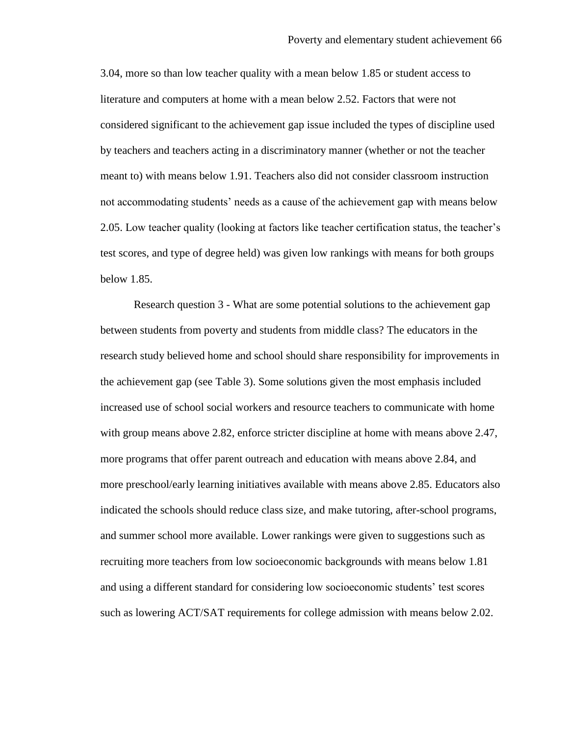3.04, more so than low teacher quality with a mean below 1.85 or student access to literature and computers at home with a mean below 2.52. Factors that were not considered significant to the achievement gap issue included the types of discipline used by teachers and teachers acting in a discriminatory manner (whether or not the teacher meant to) with means below 1.91. Teachers also did not consider classroom instruction not accommodating students' needs as a cause of the achievement gap with means below 2.05. Low teacher quality (looking at factors like teacher certification status, the teacher's test scores, and type of degree held) was given low rankings with means for both groups below 1.85.

Research question 3 - What are some potential solutions to the achievement gap between students from poverty and students from middle class? The educators in the research study believed home and school should share responsibility for improvements in the achievement gap (see Table 3). Some solutions given the most emphasis included increased use of school social workers and resource teachers to communicate with home with group means above 2.82, enforce stricter discipline at home with means above 2.47, more programs that offer parent outreach and education with means above 2.84, and more preschool/early learning initiatives available with means above 2.85. Educators also indicated the schools should reduce class size, and make tutoring, after-school programs, and summer school more available. Lower rankings were given to suggestions such as recruiting more teachers from low socioeconomic backgrounds with means below 1.81 and using a different standard for considering low socioeconomic students' test scores such as lowering ACT/SAT requirements for college admission with means below 2.02.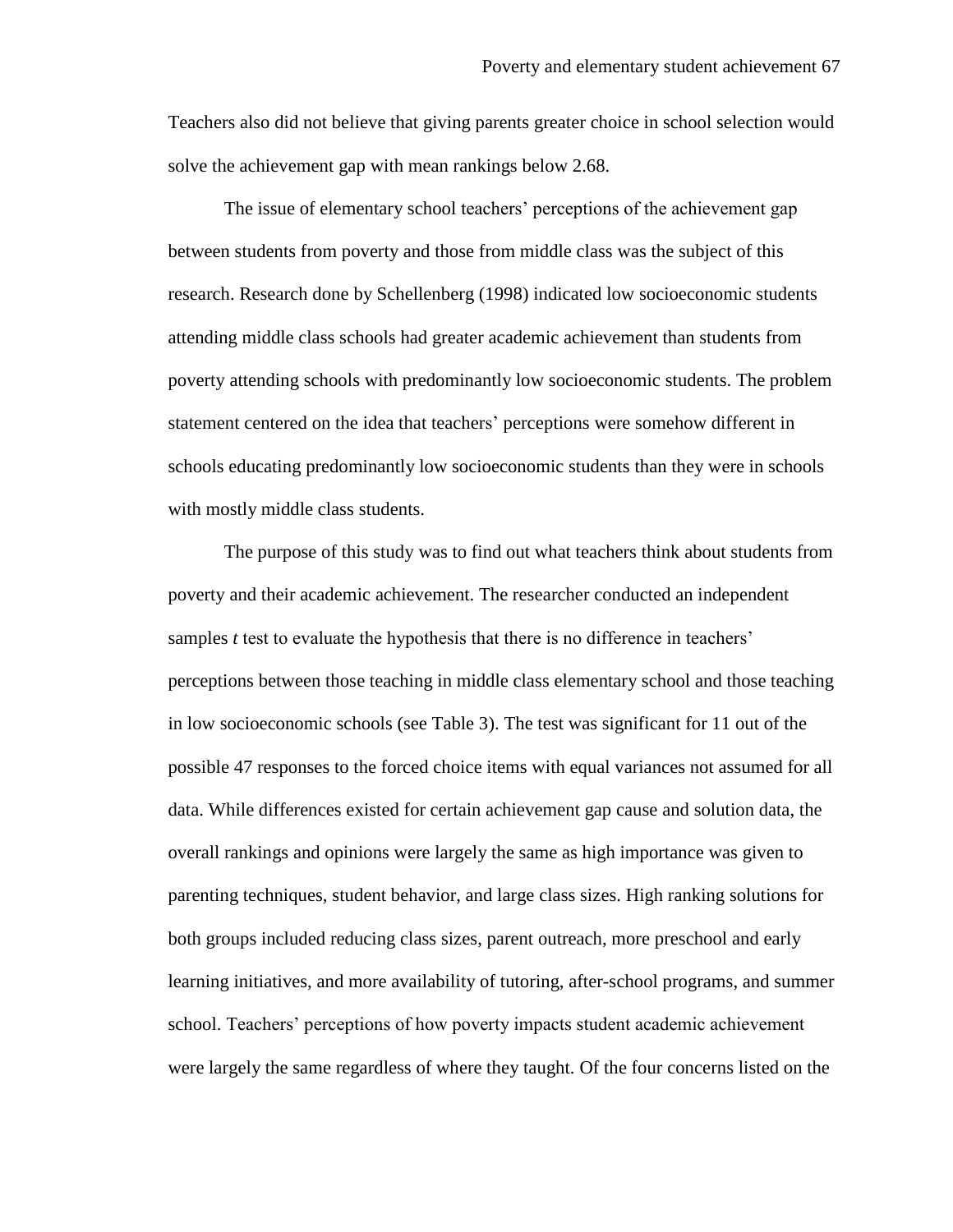Teachers also did not believe that giving parents greater choice in school selection would solve the achievement gap with mean rankings below 2.68.

The issue of elementary school teachers' perceptions of the achievement gap between students from poverty and those from middle class was the subject of this research. Research done by Schellenberg (1998) indicated low socioeconomic students attending middle class schools had greater academic achievement than students from poverty attending schools with predominantly low socioeconomic students. The problem statement centered on the idea that teachers' perceptions were somehow different in schools educating predominantly low socioeconomic students than they were in schools with mostly middle class students.

The purpose of this study was to find out what teachers think about students from poverty and their academic achievement. The researcher conducted an independent samples *t* test to evaluate the hypothesis that there is no difference in teachers' perceptions between those teaching in middle class elementary school and those teaching in low socioeconomic schools (see Table 3). The test was significant for 11 out of the possible 47 responses to the forced choice items with equal variances not assumed for all data. While differences existed for certain achievement gap cause and solution data, the overall rankings and opinions were largely the same as high importance was given to parenting techniques, student behavior, and large class sizes. High ranking solutions for both groups included reducing class sizes, parent outreach, more preschool and early learning initiatives, and more availability of tutoring, after-school programs, and summer school. Teachers' perceptions of how poverty impacts student academic achievement were largely the same regardless of where they taught. Of the four concerns listed on the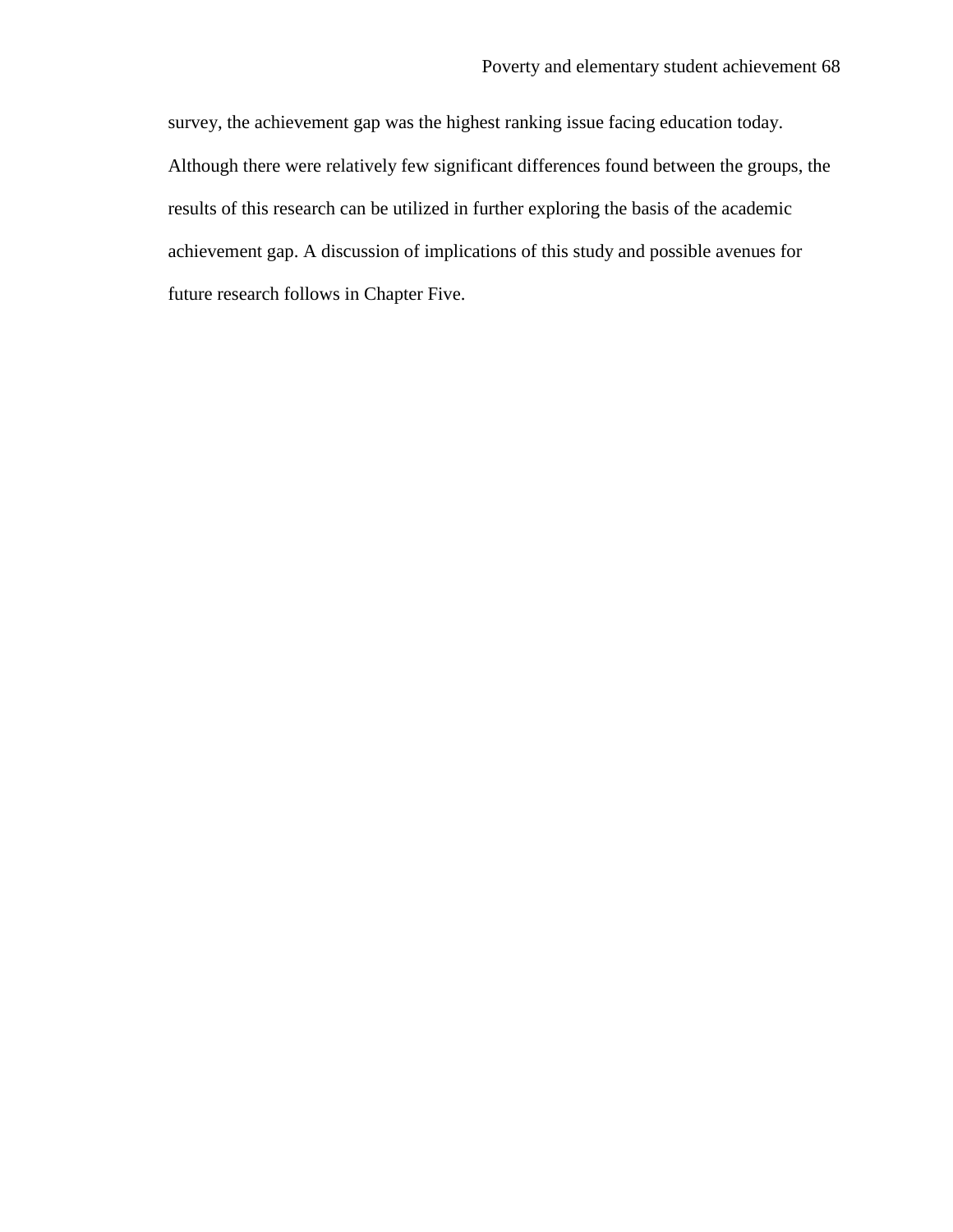survey, the achievement gap was the highest ranking issue facing education today. Although there were relatively few significant differences found between the groups, the results of this research can be utilized in further exploring the basis of the academic achievement gap. A discussion of implications of this study and possible avenues for future research follows in Chapter Five.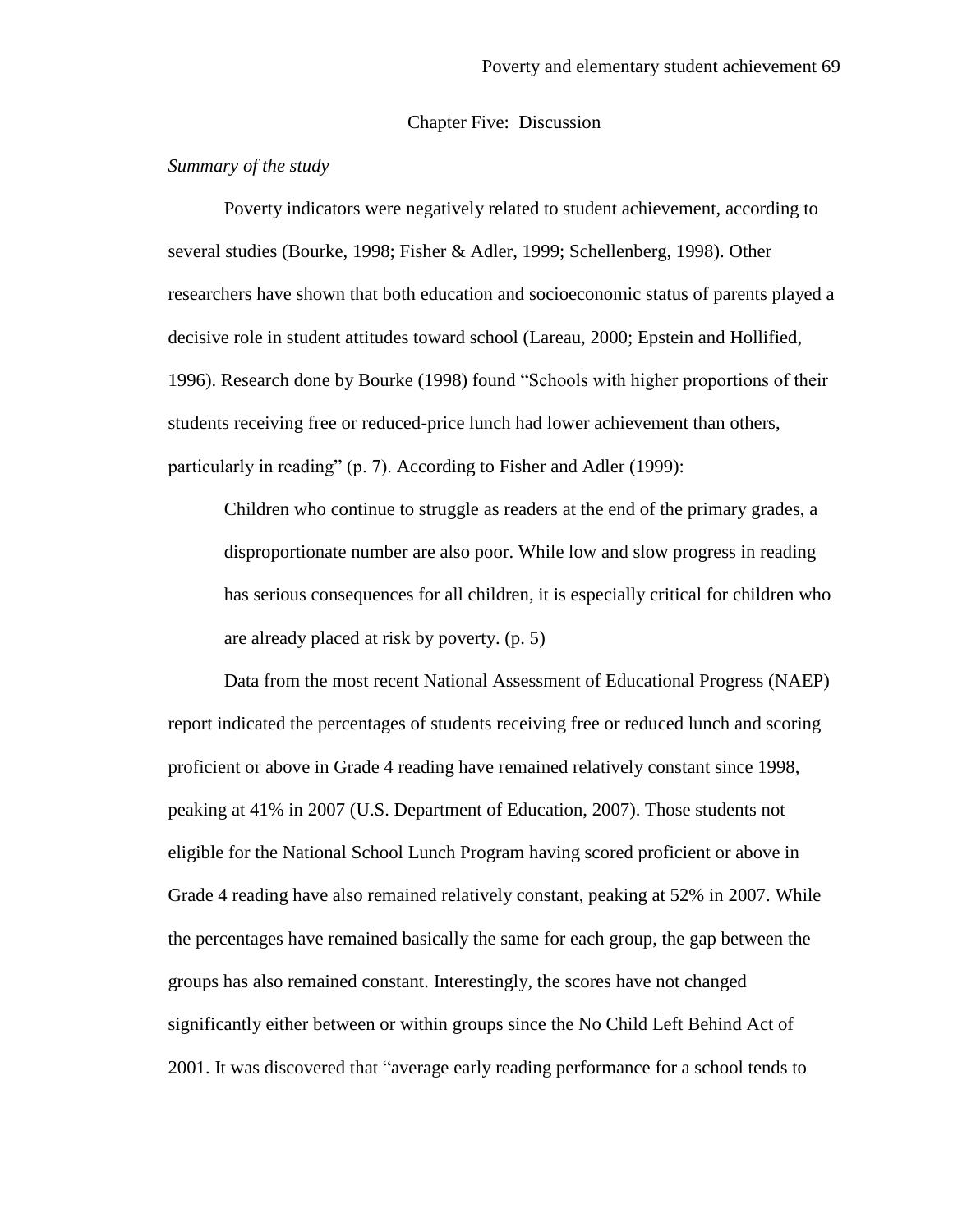# Chapter Five: Discussion

*Summary of the study*

Poverty indicators were negatively related to student achievement, according to several studies (Bourke, 1998; Fisher & Adler, 1999; Schellenberg, 1998). Other researchers have shown that both education and socioeconomic status of parents played a decisive role in student attitudes toward school (Lareau, 2000; Epstein and Hollified, 1996). Research done by Bourke (1998) found "Schools with higher proportions of their students receiving free or reduced-price lunch had lower achievement than others, particularly in reading" (p. 7). According to Fisher and Adler (1999):

> Children who continue to struggle as readers at the end of the primary grades, a disproportionate number are also poor. While low and slow progress in reading has serious consequences for all children, it is especially critical for children who are already placed at risk by poverty. (p. 5)

Data from the most recent National Assessment of Educational Progress (NAEP) report indicated the percentages of students receiving free or reduced lunch and scoring proficient or above in Grade 4 reading have remained relatively constant since 1998, peaking at 41% in 2007 (U.S. Department of Education, 2007). Those students not eligible for the National School Lunch Program having scored proficient or above in Grade 4 reading have also remained relatively constant, peaking at 52% in 2007. While the percentages have remained basically the same for each group, the gap between the groups has also remained constant. Interestingly, the scores have not changed significantly either between or within groups since the No Child Left Behind Act of 2001. It was discovered that "average early reading performance for a school tends to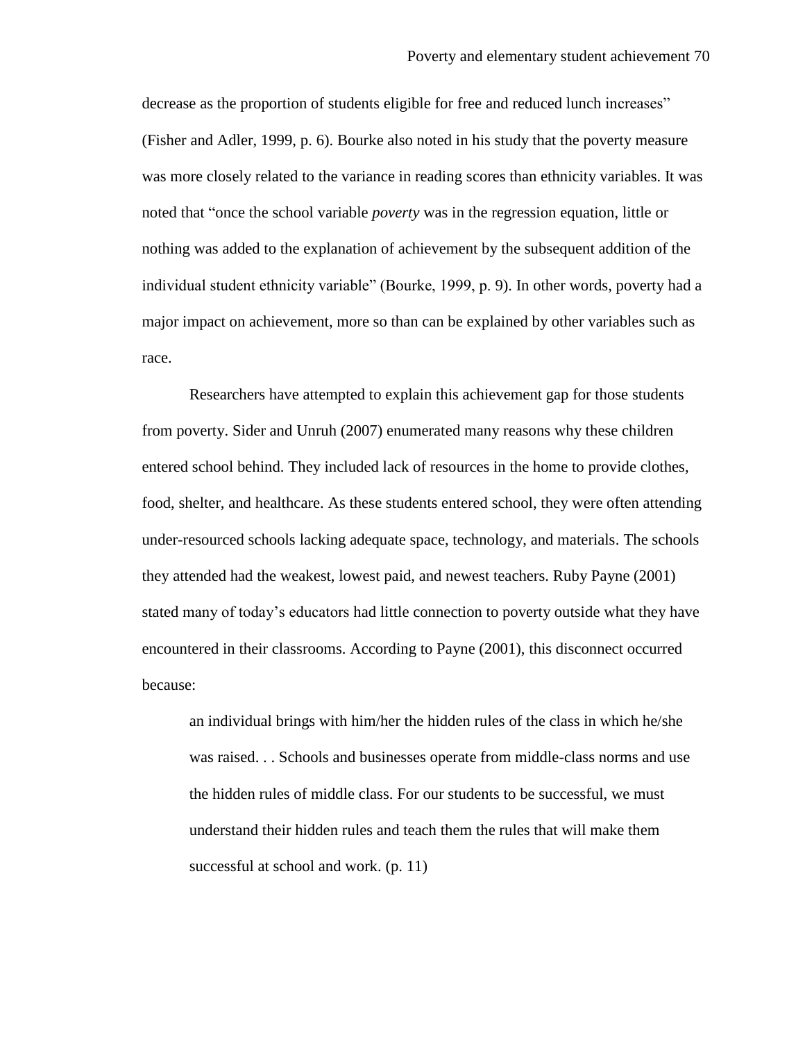decrease as the proportion of students eligible for free and reduced lunch increases" (Fisher and Adler, 1999, p. 6). Bourke also noted in his study that the poverty measure was more closely related to the variance in reading scores than ethnicity variables. It was noted that "once the school variable *poverty* was in the regression equation, little or nothing was added to the explanation of achievement by the subsequent addition of the individual student ethnicity variable" (Bourke, 1999, p. 9). In other words, poverty had a major impact on achievement, more so than can be explained by other variables such as race.

Researchers have attempted to explain this achievement gap for those students from poverty. Sider and Unruh (2007) enumerated many reasons why these children entered school behind. They included lack of resources in the home to provide clothes, food, shelter, and healthcare. As these students entered school, they were often attending under-resourced schools lacking adequate space, technology, and materials. The schools they attended had the weakest, lowest paid, and newest teachers. Ruby Payne (2001) stated many of today's educators had little connection to poverty outside what they have encountered in their classrooms. According to Payne (2001), this disconnect occurred because:

> an individual brings with him/her the hidden rules of the class in which he/she was raised. . . Schools and businesses operate from middle-class norms and use the hidden rules of middle class. For our students to be successful, we must understand their hidden rules and teach them the rules that will make them successful at school and work. (p. 11)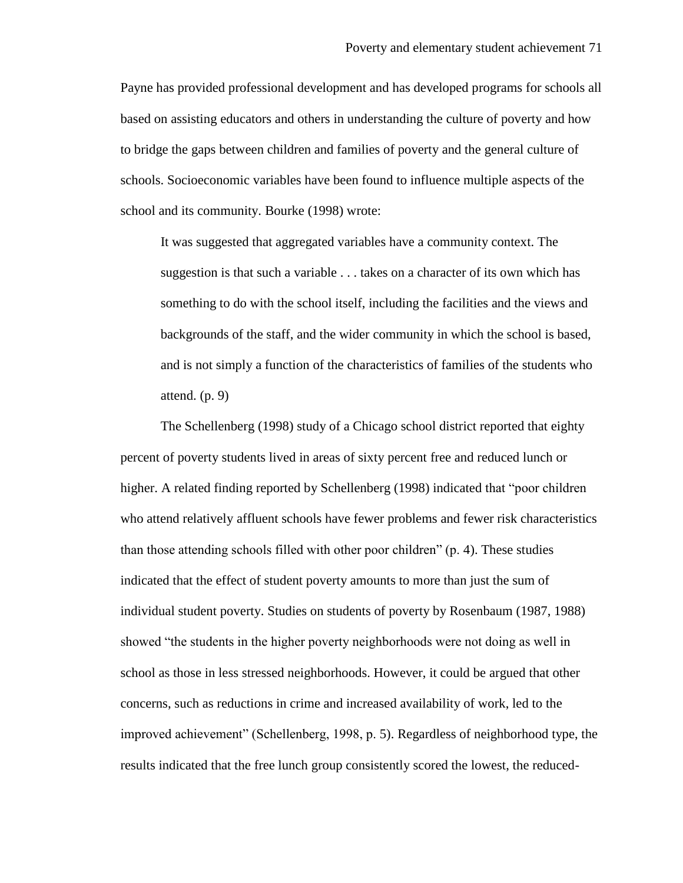Payne has provided professional development and has developed programs for schools all based on assisting educators and others in understanding the culture of poverty and how to bridge the gaps between children and families of poverty and the general culture of schools. Socioeconomic variables have been found to influence multiple aspects of the school and its community. Bourke (1998) wrote:

> It was suggested that aggregated variables have a community context. The suggestion is that such a variable . . . takes on a character of its own which has something to do with the school itself, including the facilities and the views and backgrounds of the staff, and the wider community in which the school is based, and is not simply a function of the characteristics of families of the students who attend. (p. 9)

The Schellenberg (1998) study of a Chicago school district reported that eighty percent of poverty students lived in areas of sixty percent free and reduced lunch or higher. A related finding reported by Schellenberg (1998) indicated that "poor children who attend relatively affluent schools have fewer problems and fewer risk characteristics than those attending schools filled with other poor children" (p. 4). These studies indicated that the effect of student poverty amounts to more than just the sum of individual student poverty. Studies on students of poverty by Rosenbaum (1987, 1988) showed "the students in the higher poverty neighborhoods were not doing as well in school as those in less stressed neighborhoods. However, it could be argued that other concerns, such as reductions in crime and increased availability of work, led to the improved achievement" (Schellenberg, 1998, p. 5). Regardless of neighborhood type, the results indicated that the free lunch group consistently scored the lowest, the reduced-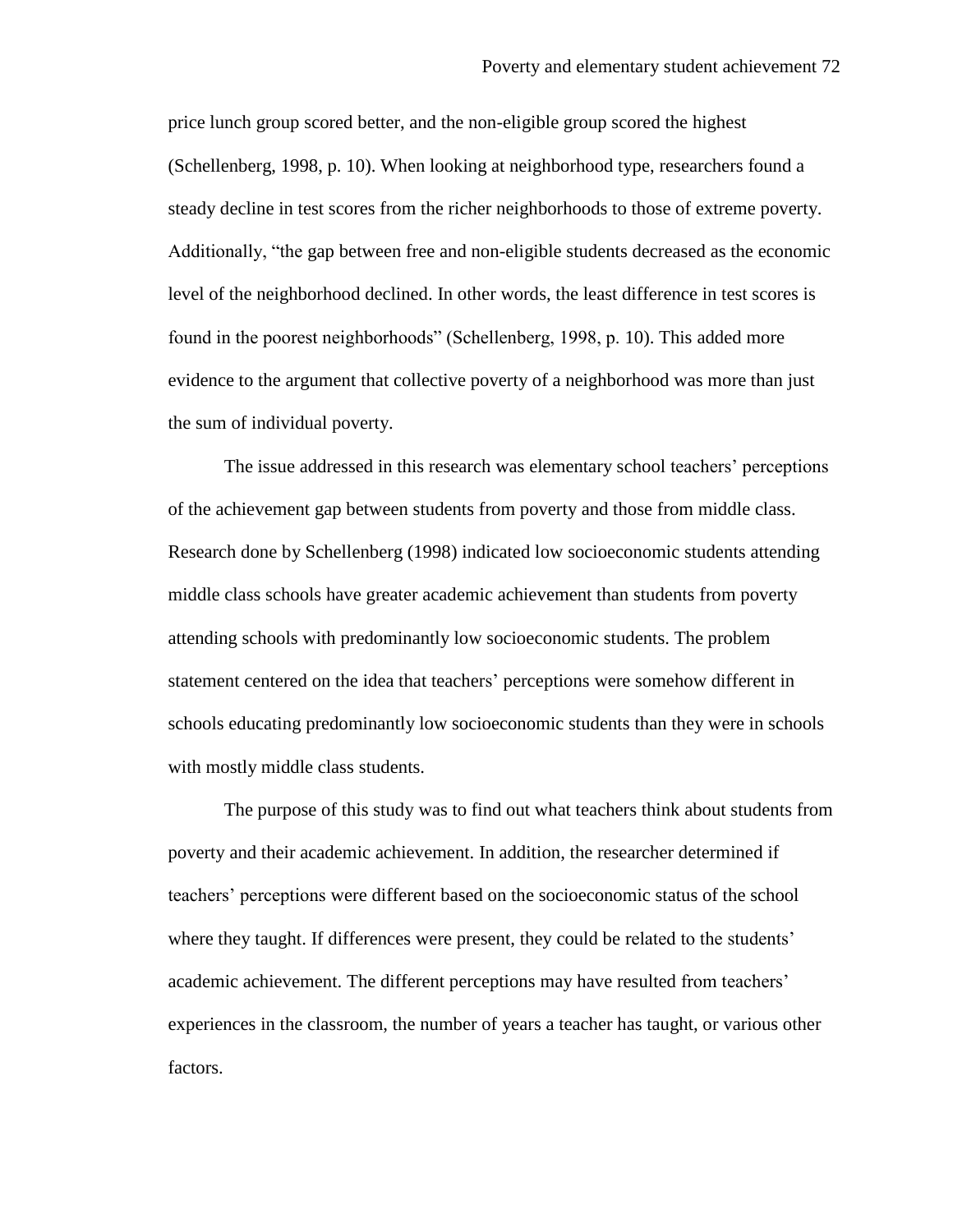price lunch group scored better, and the non-eligible group scored the highest (Schellenberg, 1998, p. 10). When looking at neighborhood type, researchers found a steady decline in test scores from the richer neighborhoods to those of extreme poverty. Additionally, "the gap between free and non-eligible students decreased as the economic level of the neighborhood declined. In other words, the least difference in test scores is found in the poorest neighborhoods" (Schellenberg, 1998, p. 10). This added more evidence to the argument that collective poverty of a neighborhood was more than just the sum of individual poverty.

The issue addressed in this research was elementary school teachers' perceptions of the achievement gap between students from poverty and those from middle class. Research done by Schellenberg (1998) indicated low socioeconomic students attending middle class schools have greater academic achievement than students from poverty attending schools with predominantly low socioeconomic students. The problem statement centered on the idea that teachers' perceptions were somehow different in schools educating predominantly low socioeconomic students than they were in schools with mostly middle class students.

The purpose of this study was to find out what teachers think about students from poverty and their academic achievement. In addition, the researcher determined if teachers' perceptions were different based on the socioeconomic status of the school where they taught. If differences were present, they could be related to the students' academic achievement. The different perceptions may have resulted from teachers' experiences in the classroom, the number of years a teacher has taught, or various other factors.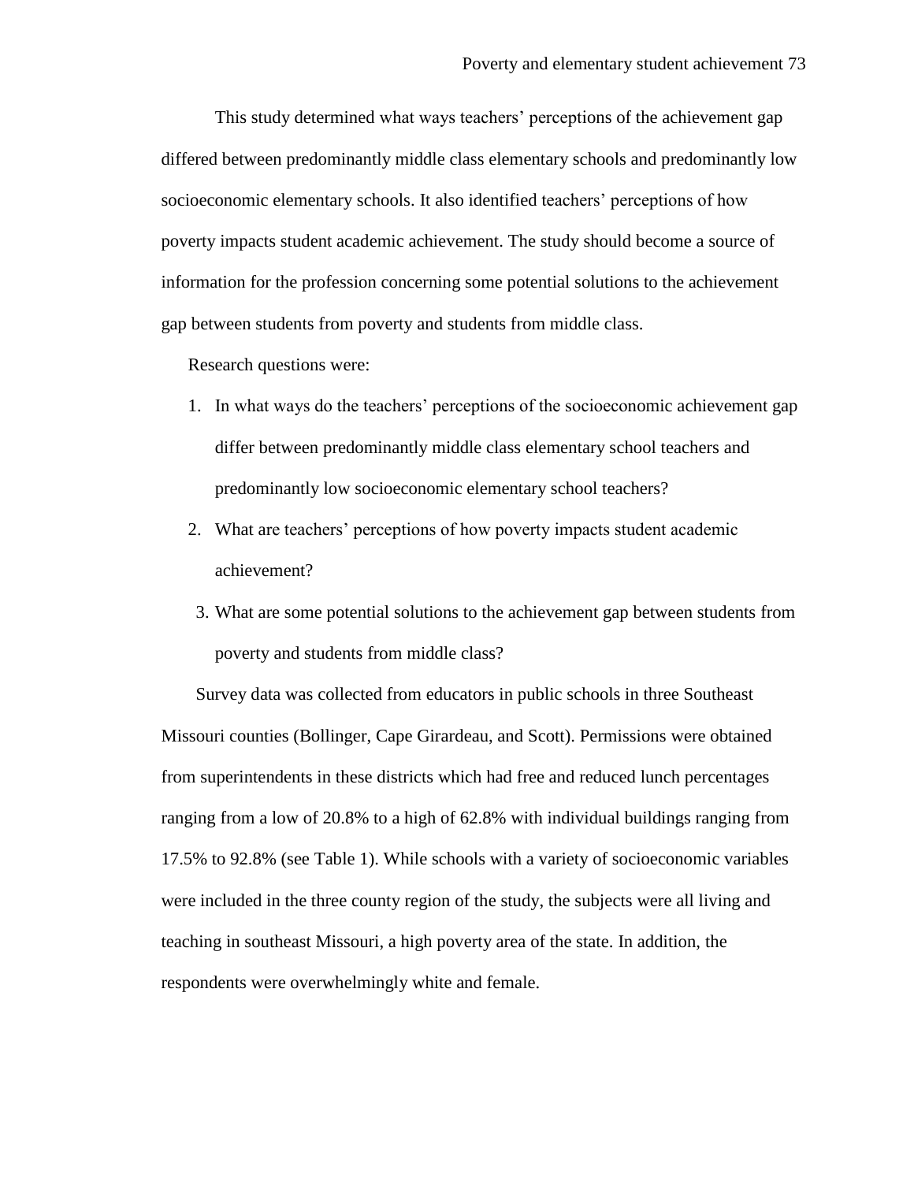This study determined what ways teachers' perceptions of the achievement gap differed between predominantly middle class elementary schools and predominantly low socioeconomic elementary schools. It also identified teachers' perceptions of how poverty impacts student academic achievement. The study should become a source of information for the profession concerning some potential solutions to the achievement gap between students from poverty and students from middle class.

Research questions were:

1. In what ways do the teachers' perceptions of the socioeconomic achievement gap differ between predominantly middle class elementary school teachers and predominantly low socioeconomic elementary school teachers?
2. What are teachers' perceptions of how poverty impacts student academic achievement?
3. What are some potential solutions to the achievement gap between students from poverty and students from middle class?

Survey data was collected from educators in public schools in three Southeast Missouri counties (Bollinger, Cape Girardeau, and Scott). Permissions were obtained from superintendents in these districts which had free and reduced lunch percentages ranging from a low of 20.8% to a high of 62.8% with individual buildings ranging from 17.5% to 92.8% (see Table 1). While schools with a variety of socioeconomic variables were included in the three county region of the study, the subjects were all living and teaching in southeast Missouri, a high poverty area of the state. In addition, the respondents were overwhelmingly white and female.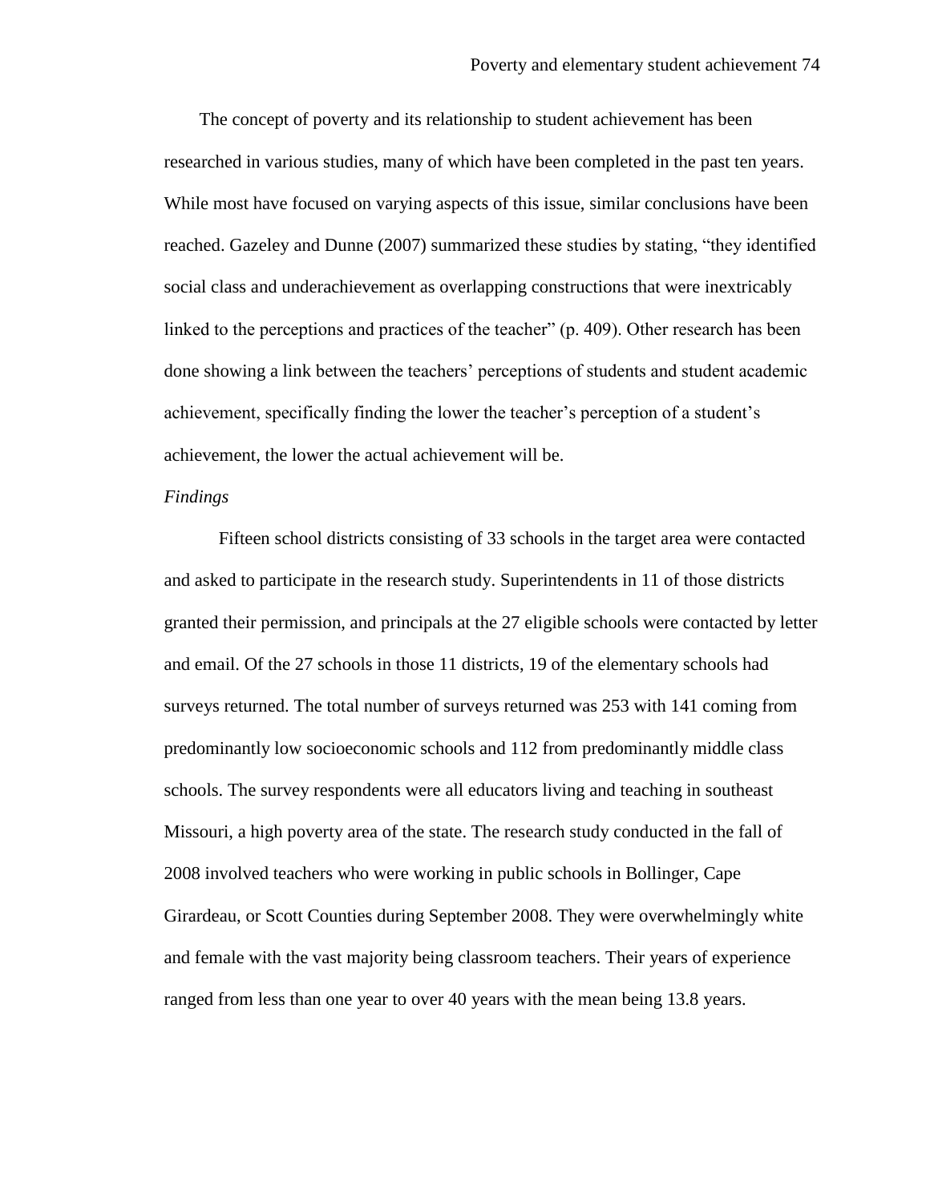The concept of poverty and its relationship to student achievement has been researched in various studies, many of which have been completed in the past ten years. While most have focused on varying aspects of this issue, similar conclusions have been reached. Gazeley and Dunne (2007) summarized these studies by stating, "they identified social class and underachievement as overlapping constructions that were inextricably linked to the perceptions and practices of the teacher" (p. 409). Other research has been done showing a link between the teachers' perceptions of students and student academic achievement, specifically finding the lower the teacher's perception of a student's achievement, the lower the actual achievement will be.

*Findings*

Fifteen school districts consisting of 33 schools in the target area were contacted and asked to participate in the research study. Superintendents in 11 of those districts granted their permission, and principals at the 27 eligible schools were contacted by letter and email. Of the 27 schools in those 11 districts, 19 of the elementary schools had surveys returned. The total number of surveys returned was 253 with 141 coming from predominantly low socioeconomic schools and 112 from predominantly middle class schools. The survey respondents were all educators living and teaching in southeast Missouri, a high poverty area of the state. The research study conducted in the fall of 2008 involved teachers who were working in public schools in Bollinger, Cape Girardeau, or Scott Counties during September 2008. They were overwhelmingly white and female with the vast majority being classroom teachers. Their years of experience ranged from less than one year to over 40 years with the mean being 13.8 years.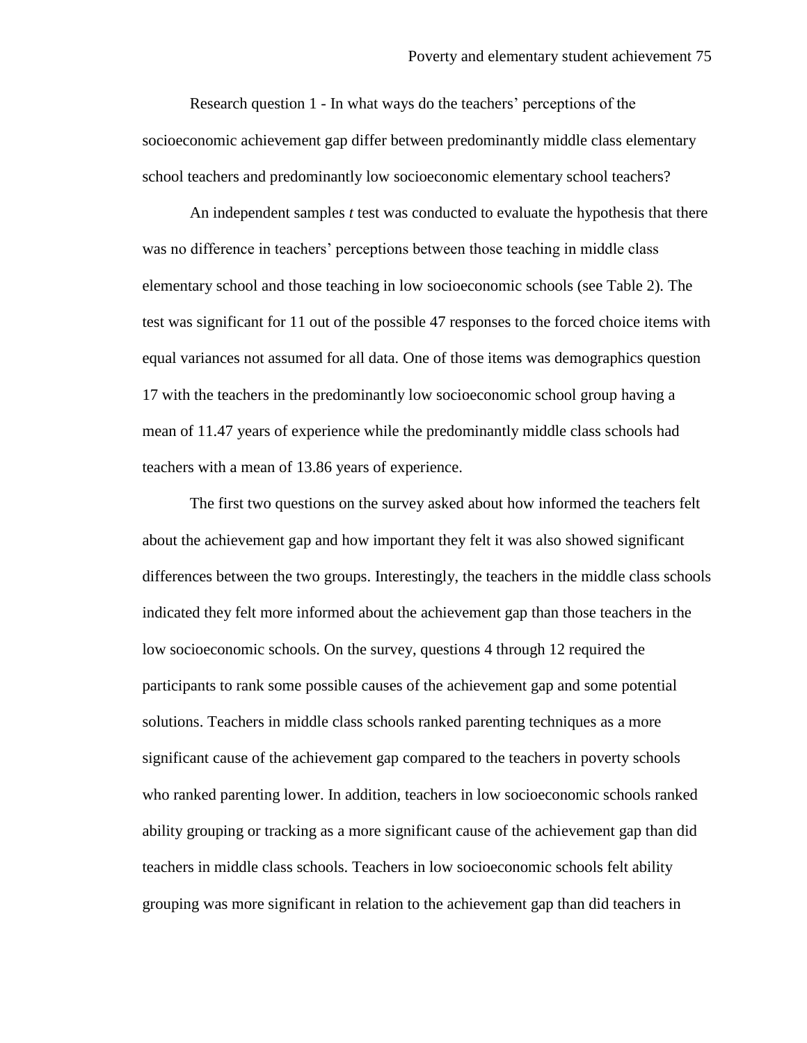Research question 1 - In what ways do the teachers' perceptions of the socioeconomic achievement gap differ between predominantly middle class elementary school teachers and predominantly low socioeconomic elementary school teachers?

An independent samples *t* test was conducted to evaluate the hypothesis that there was no difference in teachers' perceptions between those teaching in middle class elementary school and those teaching in low socioeconomic schools (see Table 2). The test was significant for 11 out of the possible 47 responses to the forced choice items with equal variances not assumed for all data. One of those items was demographics question 17 with the teachers in the predominantly low socioeconomic school group having a mean of 11.47 years of experience while the predominantly middle class schools had teachers with a mean of 13.86 years of experience.

The first two questions on the survey asked about how informed the teachers felt about the achievement gap and how important they felt it was also showed significant differences between the two groups. Interestingly, the teachers in the middle class schools indicated they felt more informed about the achievement gap than those teachers in the low socioeconomic schools. On the survey, questions 4 through 12 required the participants to rank some possible causes of the achievement gap and some potential solutions. Teachers in middle class schools ranked parenting techniques as a more significant cause of the achievement gap compared to the teachers in poverty schools who ranked parenting lower. In addition, teachers in low socioeconomic schools ranked ability grouping or tracking as a more significant cause of the achievement gap than did teachers in middle class schools. Teachers in low socioeconomic schools felt ability grouping was more significant in relation to the achievement gap than did teachers in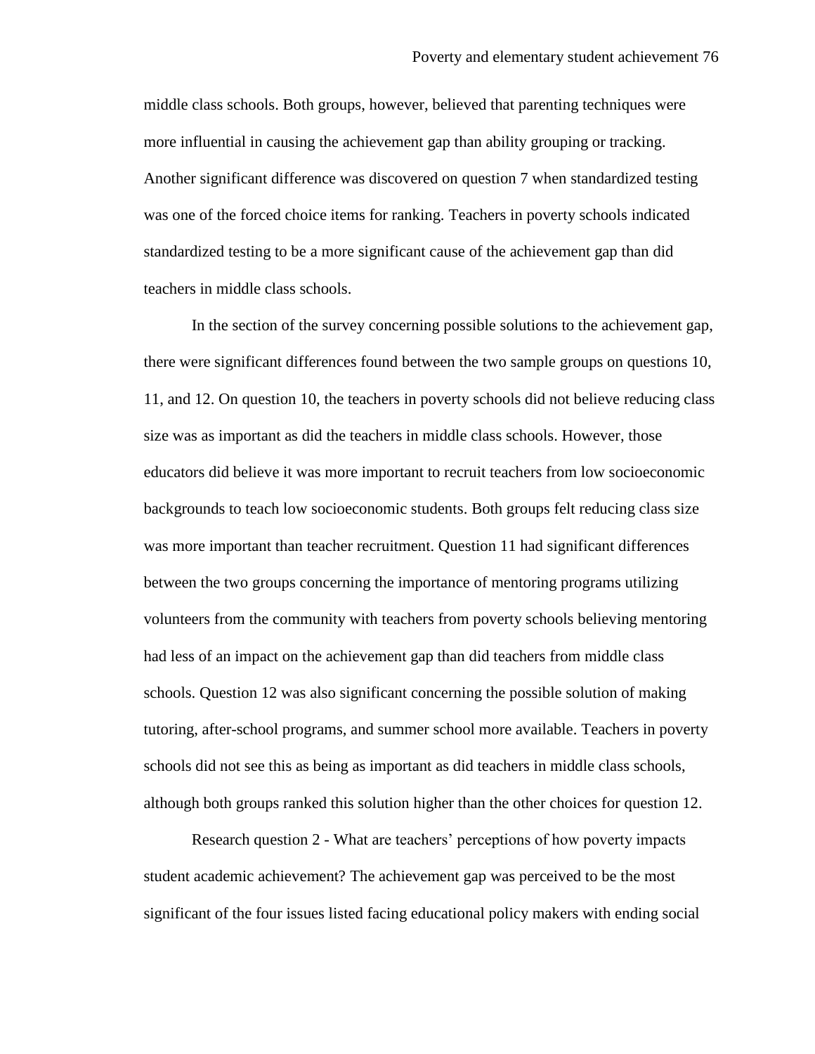middle class schools. Both groups, however, believed that parenting techniques were more influential in causing the achievement gap than ability grouping or tracking. Another significant difference was discovered on question 7 when standardized testing was one of the forced choice items for ranking. Teachers in poverty schools indicated standardized testing to be a more significant cause of the achievement gap than did teachers in middle class schools.

In the section of the survey concerning possible solutions to the achievement gap, there were significant differences found between the two sample groups on questions 10, 11, and 12. On question 10, the teachers in poverty schools did not believe reducing class size was as important as did the teachers in middle class schools. However, those educators did believe it was more important to recruit teachers from low socioeconomic backgrounds to teach low socioeconomic students. Both groups felt reducing class size was more important than teacher recruitment. Question 11 had significant differences between the two groups concerning the importance of mentoring programs utilizing volunteers from the community with teachers from poverty schools believing mentoring had less of an impact on the achievement gap than did teachers from middle class schools. Question 12 was also significant concerning the possible solution of making tutoring, after-school programs, and summer school more available. Teachers in poverty schools did not see this as being as important as did teachers in middle class schools, although both groups ranked this solution higher than the other choices for question 12.

Research question 2 - What are teachers' perceptions of how poverty impacts student academic achievement? The achievement gap was perceived to be the most significant of the four issues listed facing educational policy makers with ending social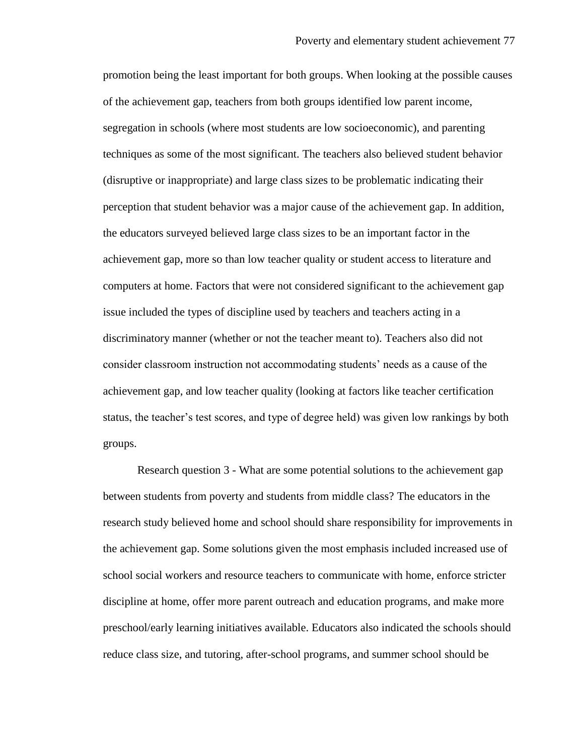promotion being the least important for both groups. When looking at the possible causes of the achievement gap, teachers from both groups identified low parent income, segregation in schools (where most students are low socioeconomic), and parenting techniques as some of the most significant. The teachers also believed student behavior (disruptive or inappropriate) and large class sizes to be problematic indicating their perception that student behavior was a major cause of the achievement gap. In addition, the educators surveyed believed large class sizes to be an important factor in the achievement gap, more so than low teacher quality or student access to literature and computers at home. Factors that were not considered significant to the achievement gap issue included the types of discipline used by teachers and teachers acting in a discriminatory manner (whether or not the teacher meant to). Teachers also did not consider classroom instruction not accommodating students' needs as a cause of the achievement gap, and low teacher quality (looking at factors like teacher certification status, the teacher's test scores, and type of degree held) was given low rankings by both groups.

Research question 3 - What are some potential solutions to the achievement gap between students from poverty and students from middle class? The educators in the research study believed home and school should share responsibility for improvements in the achievement gap. Some solutions given the most emphasis included increased use of school social workers and resource teachers to communicate with home, enforce stricter discipline at home, offer more parent outreach and education programs, and make more preschool/early learning initiatives available. Educators also indicated the schools should reduce class size, and tutoring, after-school programs, and summer school should be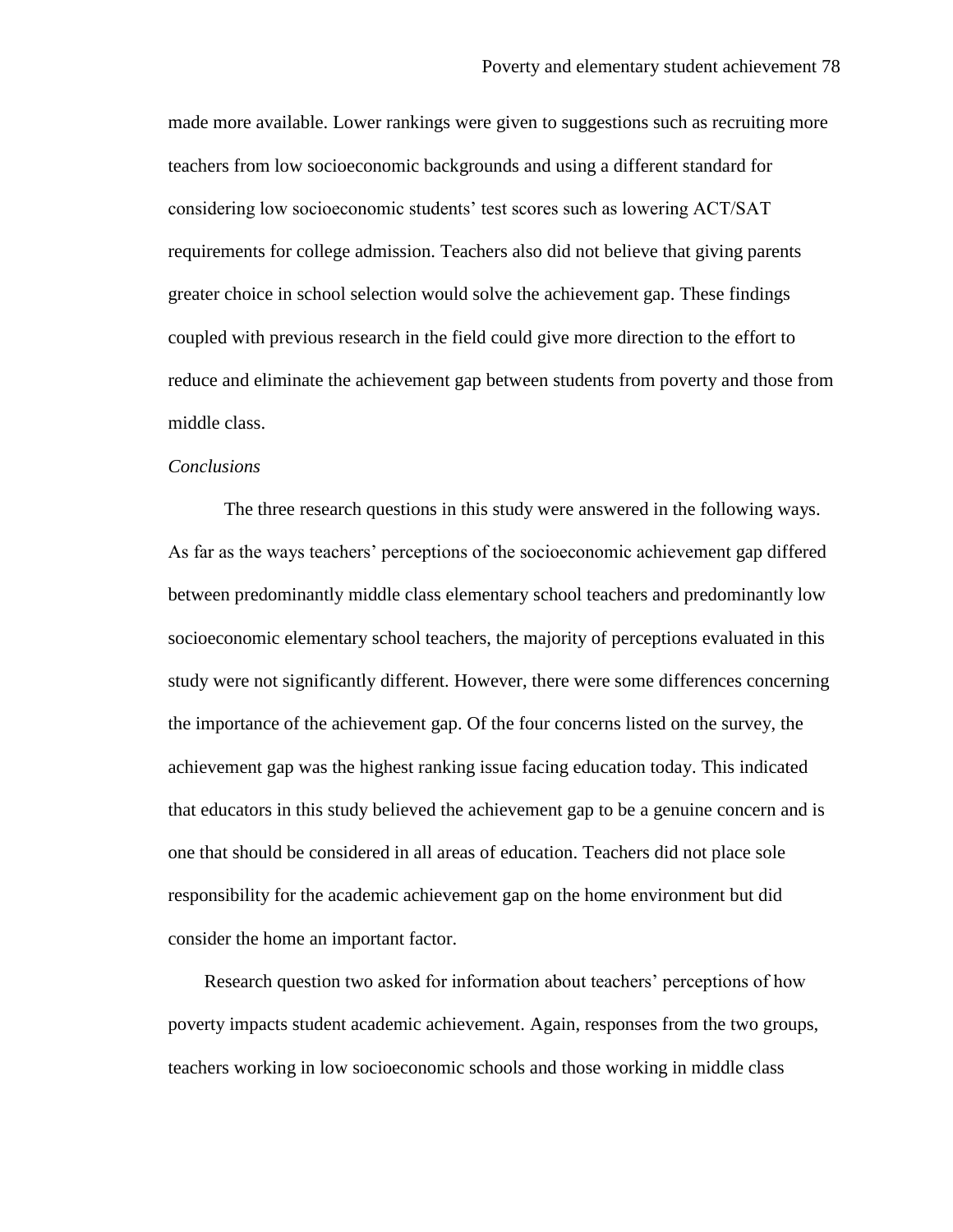made more available. Lower rankings were given to suggestions such as recruiting more teachers from low socioeconomic backgrounds and using a different standard for considering low socioeconomic students' test scores such as lowering ACT/SAT requirements for college admission. Teachers also did not believe that giving parents greater choice in school selection would solve the achievement gap. These findings coupled with previous research in the field could give more direction to the effort to reduce and eliminate the achievement gap between students from poverty and those from middle class.

*Conclusions*

The three research questions in this study were answered in the following ways. As far as the ways teachers' perceptions of the socioeconomic achievement gap differed between predominantly middle class elementary school teachers and predominantly low socioeconomic elementary school teachers, the majority of perceptions evaluated in this study were not significantly different. However, there were some differences concerning the importance of the achievement gap. Of the four concerns listed on the survey, the achievement gap was the highest ranking issue facing education today. This indicated that educators in this study believed the achievement gap to be a genuine concern and is one that should be considered in all areas of education. Teachers did not place sole responsibility for the academic achievement gap on the home environment but did consider the home an important factor.

Research question two asked for information about teachers' perceptions of how poverty impacts student academic achievement. Again, responses from the two groups, teachers working in low socioeconomic schools and those working in middle class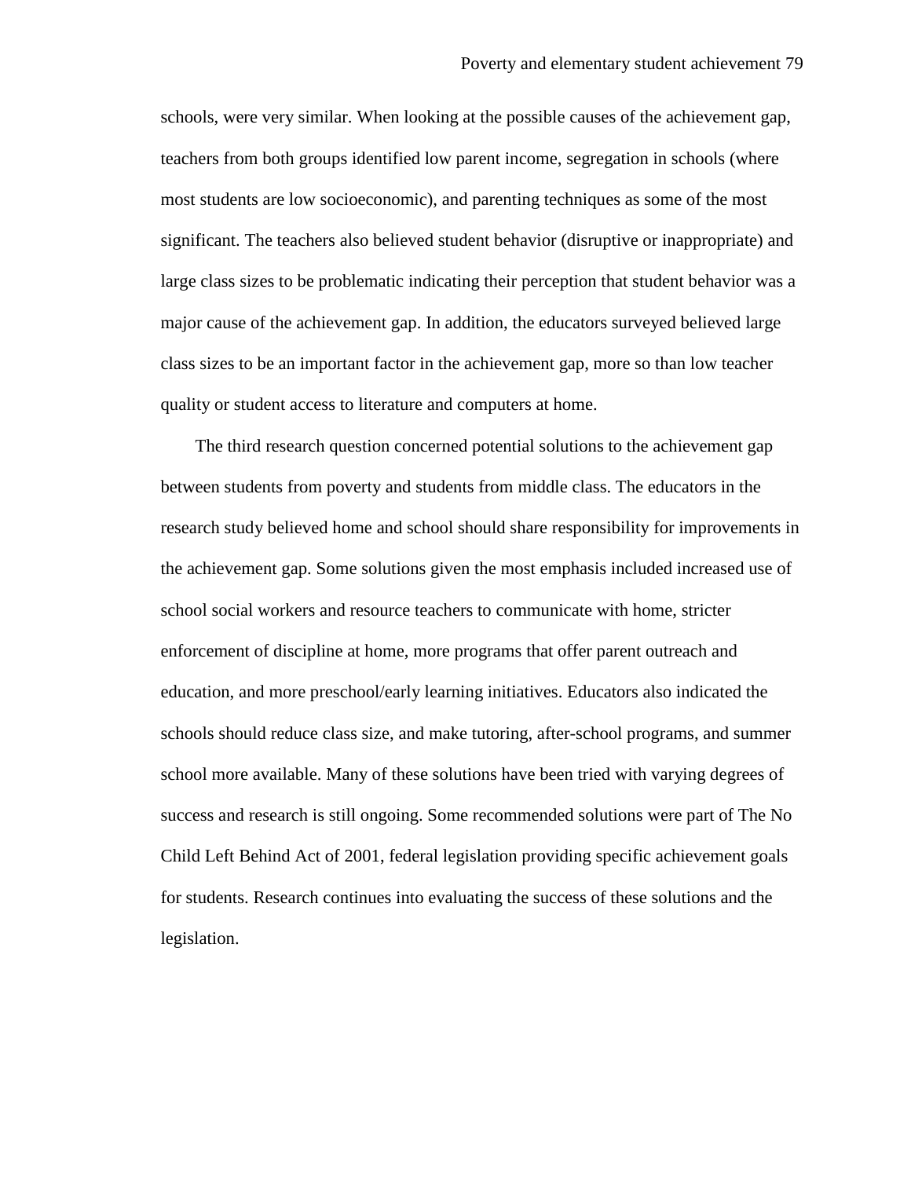schools, were very similar. When looking at the possible causes of the achievement gap, teachers from both groups identified low parent income, segregation in schools (where most students are low socioeconomic), and parenting techniques as some of the most significant. The teachers also believed student behavior (disruptive or inappropriate) and large class sizes to be problematic indicating their perception that student behavior was a major cause of the achievement gap. In addition, the educators surveyed believed large class sizes to be an important factor in the achievement gap, more so than low teacher quality or student access to literature and computers at home.

The third research question concerned potential solutions to the achievement gap between students from poverty and students from middle class. The educators in the research study believed home and school should share responsibility for improvements in the achievement gap. Some solutions given the most emphasis included increased use of school social workers and resource teachers to communicate with home, stricter enforcement of discipline at home, more programs that offer parent outreach and education, and more preschool/early learning initiatives. Educators also indicated the schools should reduce class size, and make tutoring, after-school programs, and summer school more available. Many of these solutions have been tried with varying degrees of success and research is still ongoing. Some recommended solutions were part of The No Child Left Behind Act of 2001, federal legislation providing specific achievement goals for students. Research continues into evaluating the success of these solutions and the legislation.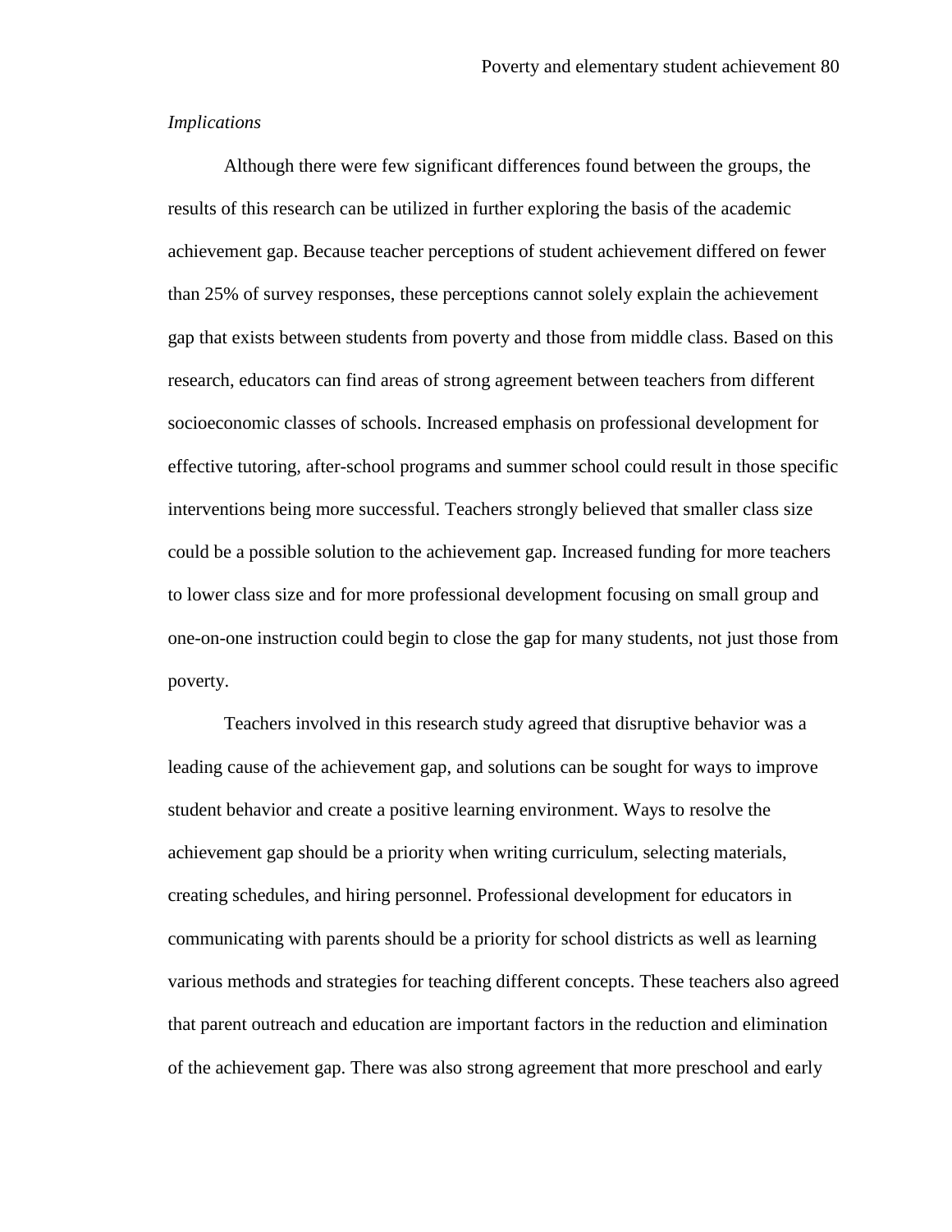*Implications*

Although there were few significant differences found between the groups, the results of this research can be utilized in further exploring the basis of the academic achievement gap. Because teacher perceptions of student achievement differed on fewer than 25% of survey responses, these perceptions cannot solely explain the achievement gap that exists between students from poverty and those from middle class. Based on this research, educators can find areas of strong agreement between teachers from different socioeconomic classes of schools. Increased emphasis on professional development for effective tutoring, after-school programs and summer school could result in those specific interventions being more successful. Teachers strongly believed that smaller class size could be a possible solution to the achievement gap. Increased funding for more teachers to lower class size and for more professional development focusing on small group and one-on-one instruction could begin to close the gap for many students, not just those from poverty.

Teachers involved in this research study agreed that disruptive behavior was a leading cause of the achievement gap, and solutions can be sought for ways to improve student behavior and create a positive learning environment. Ways to resolve the achievement gap should be a priority when writing curriculum, selecting materials, creating schedules, and hiring personnel. Professional development for educators in communicating with parents should be a priority for school districts as well as learning various methods and strategies for teaching different concepts. These teachers also agreed that parent outreach and education are important factors in the reduction and elimination of the achievement gap. There was also strong agreement that more preschool and early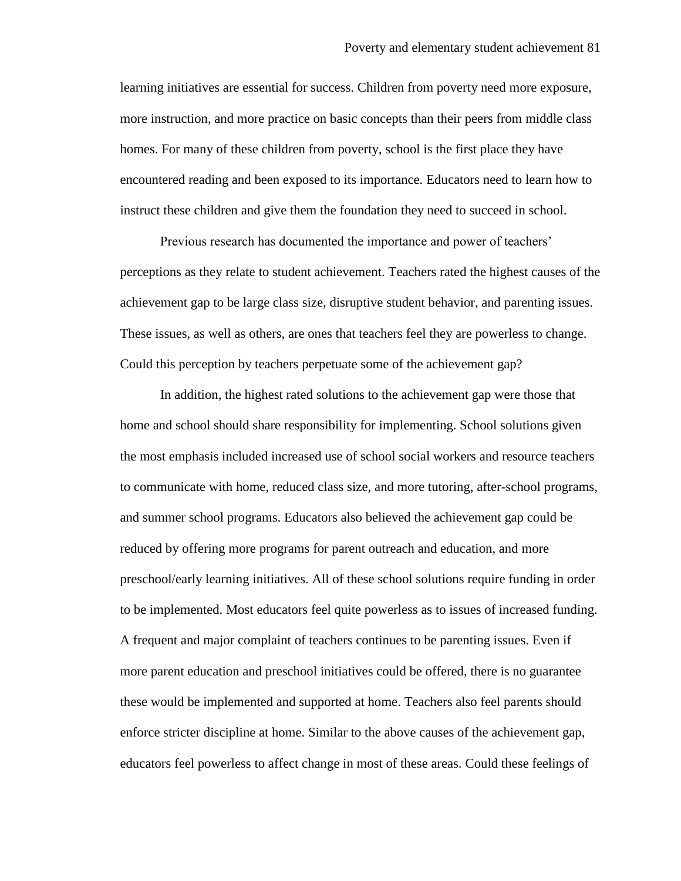learning initiatives are essential for success. Children from poverty need more exposure, more instruction, and more practice on basic concepts than their peers from middle class homes. For many of these children from poverty, school is the first place they have encountered reading and been exposed to its importance. Educators need to learn how to instruct these children and give them the foundation they need to succeed in school.

Previous research has documented the importance and power of teachers' perceptions as they relate to student achievement. Teachers rated the highest causes of the achievement gap to be large class size, disruptive student behavior, and parenting issues. These issues, as well as others, are ones that teachers feel they are powerless to change. Could this perception by teachers perpetuate some of the achievement gap?

In addition, the highest rated solutions to the achievement gap were those that home and school should share responsibility for implementing. School solutions given the most emphasis included increased use of school social workers and resource teachers to communicate with home, reduced class size, and more tutoring, after-school programs, and summer school programs. Educators also believed the achievement gap could be reduced by offering more programs for parent outreach and education, and more preschool/early learning initiatives. All of these school solutions require funding in order to be implemented. Most educators feel quite powerless as to issues of increased funding. A frequent and major complaint of teachers continues to be parenting issues. Even if more parent education and preschool initiatives could be offered, there is no guarantee these would be implemented and supported at home. Teachers also feel parents should enforce stricter discipline at home. Similar to the above causes of the achievement gap, educators feel powerless to affect change in most of these areas. Could these feelings of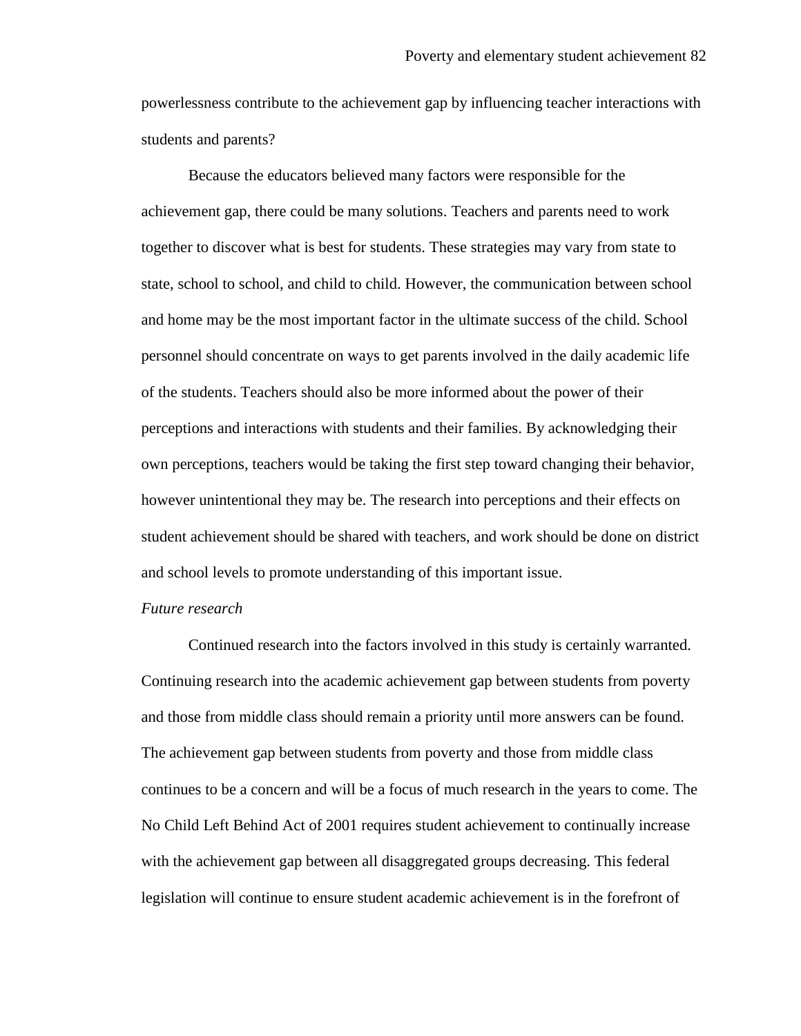powerlessness contribute to the achievement gap by influencing teacher interactions with students and parents?

Because the educators believed many factors were responsible for the achievement gap, there could be many solutions. Teachers and parents need to work together to discover what is best for students. These strategies may vary from state to state, school to school, and child to child. However, the communication between school and home may be the most important factor in the ultimate success of the child. School personnel should concentrate on ways to get parents involved in the daily academic life of the students. Teachers should also be more informed about the power of their perceptions and interactions with students and their families. By acknowledging their own perceptions, teachers would be taking the first step toward changing their behavior, however unintentional they may be. The research into perceptions and their effects on student achievement should be shared with teachers, and work should be done on district and school levels to promote understanding of this important issue.

*Future research*

Continued research into the factors involved in this study is certainly warranted. Continuing research into the academic achievement gap between students from poverty and those from middle class should remain a priority until more answers can be found. The achievement gap between students from poverty and those from middle class continues to be a concern and will be a focus of much research in the years to come. The No Child Left Behind Act of 2001 requires student achievement to continually increase with the achievement gap between all disaggregated groups decreasing. This federal legislation will continue to ensure student academic achievement is in the forefront of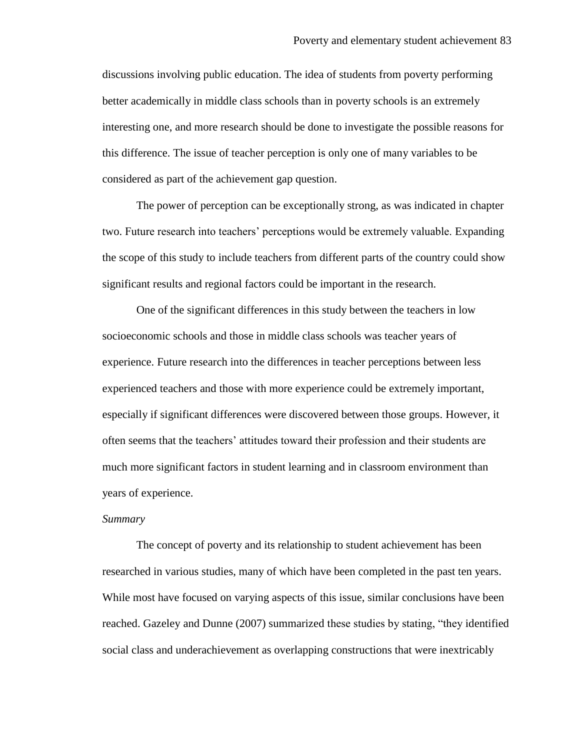discussions involving public education. The idea of students from poverty performing better academically in middle class schools than in poverty schools is an extremely interesting one, and more research should be done to investigate the possible reasons for this difference. The issue of teacher perception is only one of many variables to be considered as part of the achievement gap question.

The power of perception can be exceptionally strong, as was indicated in chapter two. Future research into teachers' perceptions would be extremely valuable. Expanding the scope of this study to include teachers from different parts of the country could show significant results and regional factors could be important in the research.

One of the significant differences in this study between the teachers in low socioeconomic schools and those in middle class schools was teacher years of experience. Future research into the differences in teacher perceptions between less experienced teachers and those with more experience could be extremely important, especially if significant differences were discovered between those groups. However, it often seems that the teachers' attitudes toward their profession and their students are much more significant factors in student learning and in classroom environment than years of experience.

*Summary*

The concept of poverty and its relationship to student achievement has been researched in various studies, many of which have been completed in the past ten years. While most have focused on varying aspects of this issue, similar conclusions have been reached. Gazeley and Dunne (2007) summarized these studies by stating, "they identified social class and underachievement as overlapping constructions that were inextricably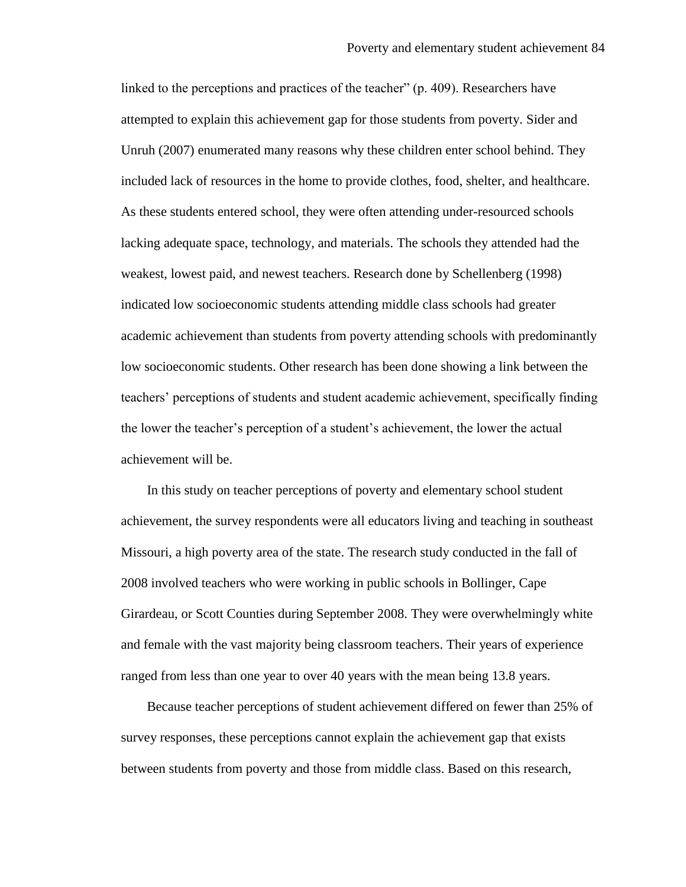linked to the perceptions and practices of the teacher" (p. 409). Researchers have attempted to explain this achievement gap for those students from poverty. Sider and Unruh (2007) enumerated many reasons why these children enter school behind. They included lack of resources in the home to provide clothes, food, shelter, and healthcare. As these students entered school, they were often attending under-resourced schools lacking adequate space, technology, and materials. The schools they attended had the weakest, lowest paid, and newest teachers. Research done by Schellenberg (1998) indicated low socioeconomic students attending middle class schools had greater academic achievement than students from poverty attending schools with predominantly low socioeconomic students. Other research has been done showing a link between the teachers' perceptions of students and student academic achievement, specifically finding the lower the teacher's perception of a student's achievement, the lower the actual achievement will be.

In this study on teacher perceptions of poverty and elementary school student achievement, the survey respondents were all educators living and teaching in southeast Missouri, a high poverty area of the state. The research study conducted in the fall of 2008 involved teachers who were working in public schools in Bollinger, Cape Girardeau, or Scott Counties during September 2008. They were overwhelmingly white and female with the vast majority being classroom teachers. Their years of experience ranged from less than one year to over 40 years with the mean being 13.8 years.

Because teacher perceptions of student achievement differed on fewer than 25% of survey responses, these perceptions cannot explain the achievement gap that exists between students from poverty and those from middle class. Based on this research,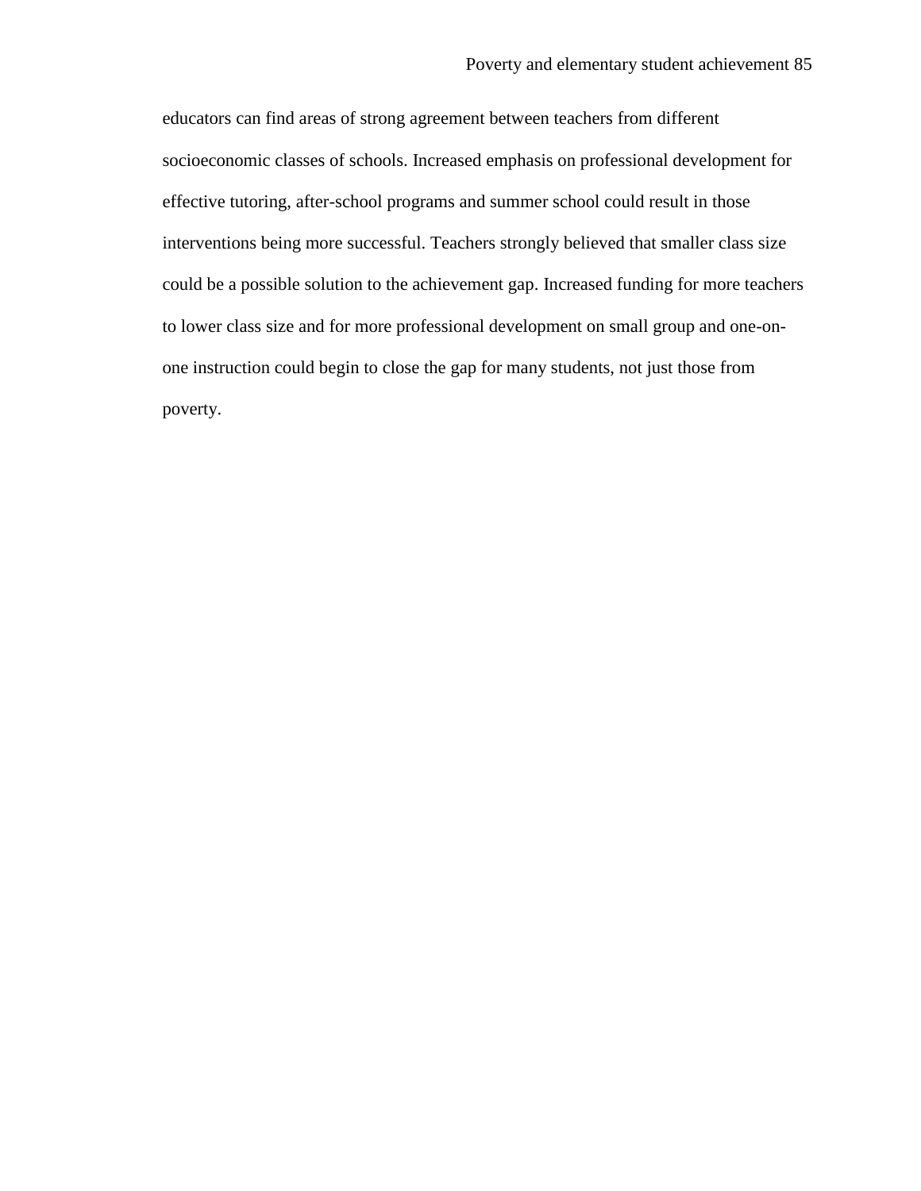educators can find areas of strong agreement between teachers from different socioeconomic classes of schools. Increased emphasis on professional development for effective tutoring, after-school programs and summer school could result in those interventions being more successful. Teachers strongly believed that smaller class size could be a possible solution to the achievement gap. Increased funding for more teachers to lower class size and for more professional development on small group and one-on-one instruction could begin to close the gap for many students, not just those from poverty.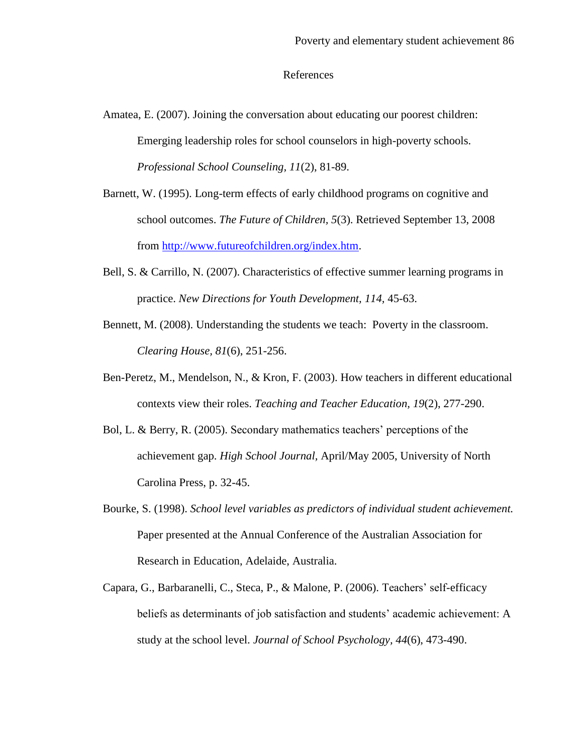# References

Amatea, E. (2007). Joining the conversation about educating our poorest children: Emerging leadership roles for school counselors in high-poverty schools. *Professional School Counseling, 11*(2), 81-89.

Barnett, W. (1995). Long-term effects of early childhood programs on cognitive and school outcomes. *The Future of Children, 5*(3). Retrieved September 13, 2008 from http://www.futureofchildren.org/index.htm.

Bell, S. & Carrillo, N. (2007). Characteristics of effective summer learning programs in practice. *New Directions for Youth Development, 114,* 45-63.

Bennett, M. (2008). Understanding the students we teach: Poverty in the classroom. *Clearing House, 81*(6), 251-256.

Ben-Peretz, M., Mendelson, N., & Kron, F. (2003). How teachers in different educational contexts view their roles. *Teaching and Teacher Education, 19*(2), 277-290.

Bol, L. & Berry, R. (2005). Secondary mathematics teachers' perceptions of the achievement gap. *High School Journal,* April/May 2005, University of North Carolina Press, p. 32-45.

Bourke, S. (1998). *School level variables as predictors of individual student achievement.* Paper presented at the Annual Conference of the Australian Association for Research in Education, Adelaide, Australia.

Capara, G., Barbaranelli, C., Steca, P., & Malone, P. (2006). Teachers' self-efficacy beliefs as determinants of job satisfaction and students' academic achievement: A study at the school level. *Journal of School Psychology, 44*(6), 473-490.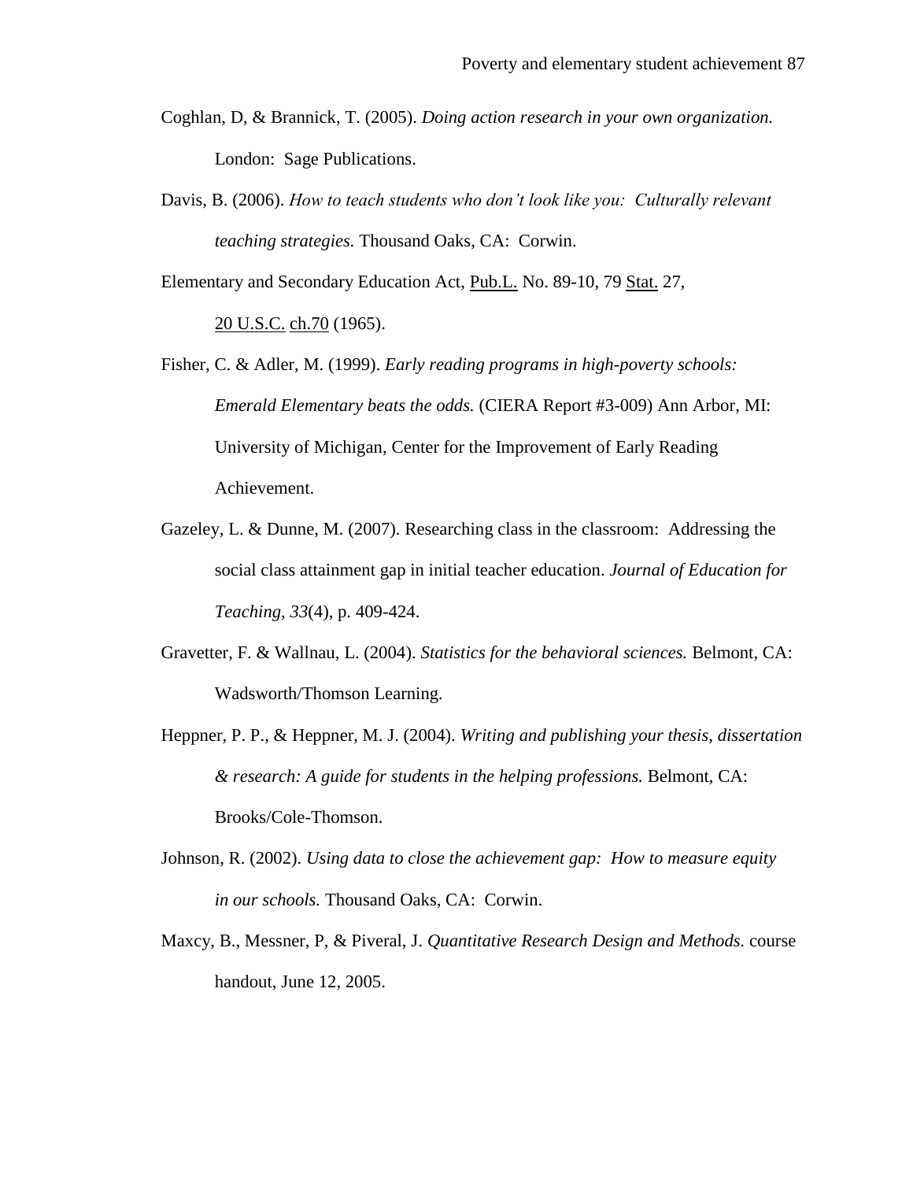Coghlan, D, & Brannick, T. (2005). *Doing action research in your own organization.* London: Sage Publications.

Davis, B. (2006). *How to teach students who don't look like you: Culturally relevant teaching strategies.* Thousand Oaks, CA: Corwin.

Elementary and Secondary Education Act, Pub.L. No. 89-10, 79 Stat. 27, 20 U.S.C. ch.70 (1965).

Fisher, C. & Adler, M. (1999). *Early reading programs in high-poverty schools: Emerald Elementary beats the odds.* (CIERA Report #3-009) Ann Arbor, MI: University of Michigan, Center for the Improvement of Early Reading Achievement.

Gazeley, L. & Dunne, M. (2007). Researching class in the classroom: Addressing the social class attainment gap in initial teacher education. *Journal of Education for Teaching, 33*(4), p. 409-424.

Gravetter, F. & Wallnau, L. (2004). *Statistics for the behavioral sciences.* Belmont, CA: Wadsworth/Thomson Learning.

Heppner, P. P., & Heppner, M. J. (2004). *Writing and publishing your thesis, dissertation & research: A guide for students in the helping professions.* Belmont, CA: Brooks/Cole-Thomson.

Johnson, R. (2002). *Using data to close the achievement gap: How to measure equity in our schools.* Thousand Oaks, CA: Corwin.

Maxcy, B., Messner, P, & Piveral, J. *Quantitative Research Design and Methods.* course handout, June 12, 2005.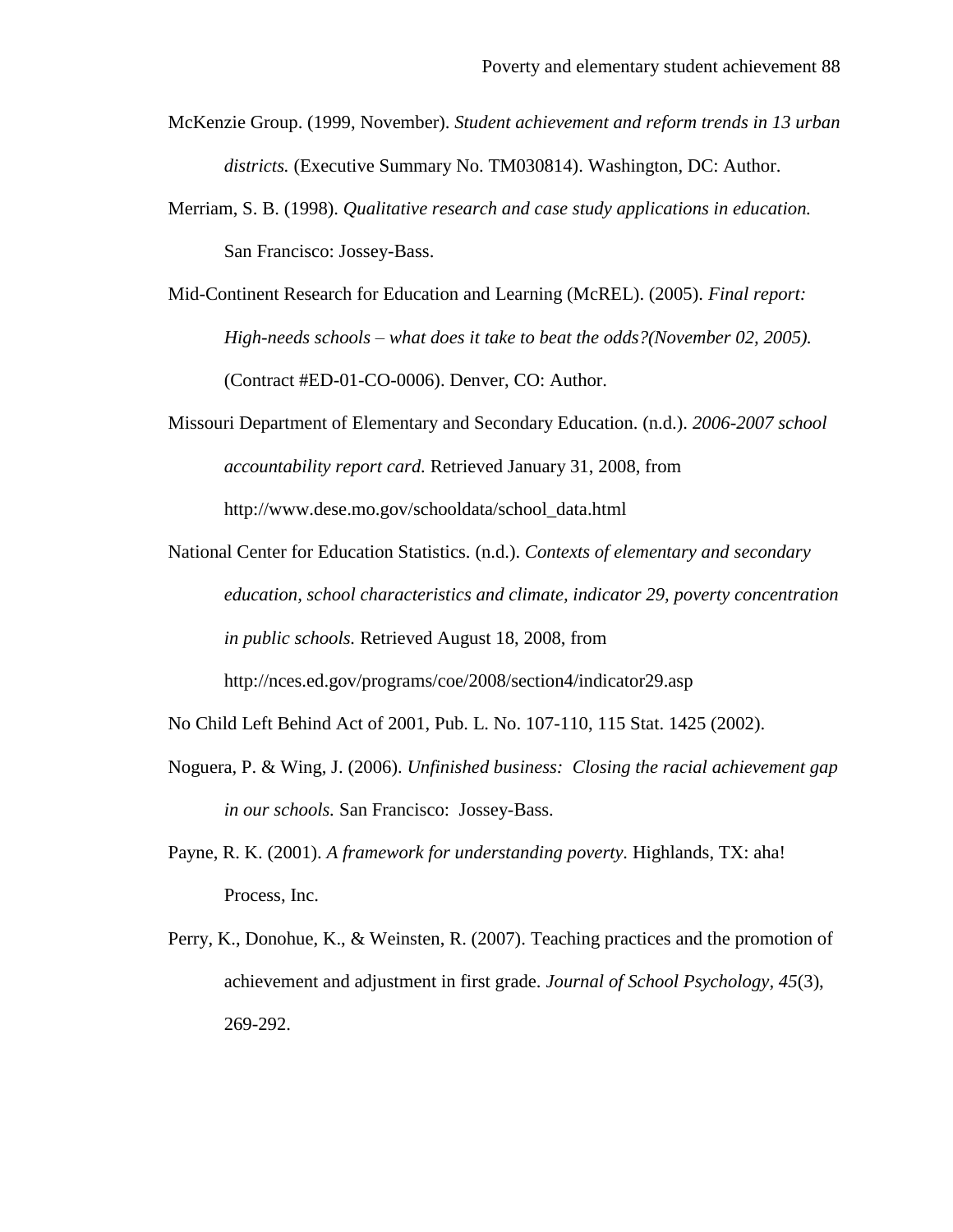McKenzie Group. (1999, November). *Student achievement and reform trends in 13 urban districts.* (Executive Summary No. TM030814). Washington, DC: Author.

Merriam, S. B. (1998). *Qualitative research and case study applications in education.* San Francisco: Jossey-Bass.

Mid-Continent Research for Education and Learning (McREL). (2005). *Final report: High-needs schools – what does it take to beat the odds?(November 02, 2005).* (Contract #ED-01-CO-0006). Denver, CO: Author.

Missouri Department of Elementary and Secondary Education. (n.d.). *2006-2007 school accountability report card.* Retrieved January 31, 2008, from http://www.dese.mo.gov/schooldata/school_data.html

National Center for Education Statistics. (n.d.). *Contexts of elementary and secondary education, school characteristics and climate, indicator 29, poverty concentration in public schools.* Retrieved August 18, 2008, from http://nces.ed.gov/programs/coe/2008/section4/indicator29.asp

No Child Left Behind Act of 2001, Pub. L. No. 107-110, 115 Stat. 1425 (2002).

Noguera, P. & Wing, J. (2006). *Unfinished business: Closing the racial achievement gap in our schools.* San Francisco: Jossey-Bass.

Payne, R. K. (2001). *A framework for understanding poverty.* Highlands, TX: aha! Process, Inc.

Perry, K., Donohue, K., & Weinsten, R. (2007). Teaching practices and the promotion of achievement and adjustment in first grade. *Journal of School Psychology, 45*(3), 269-292.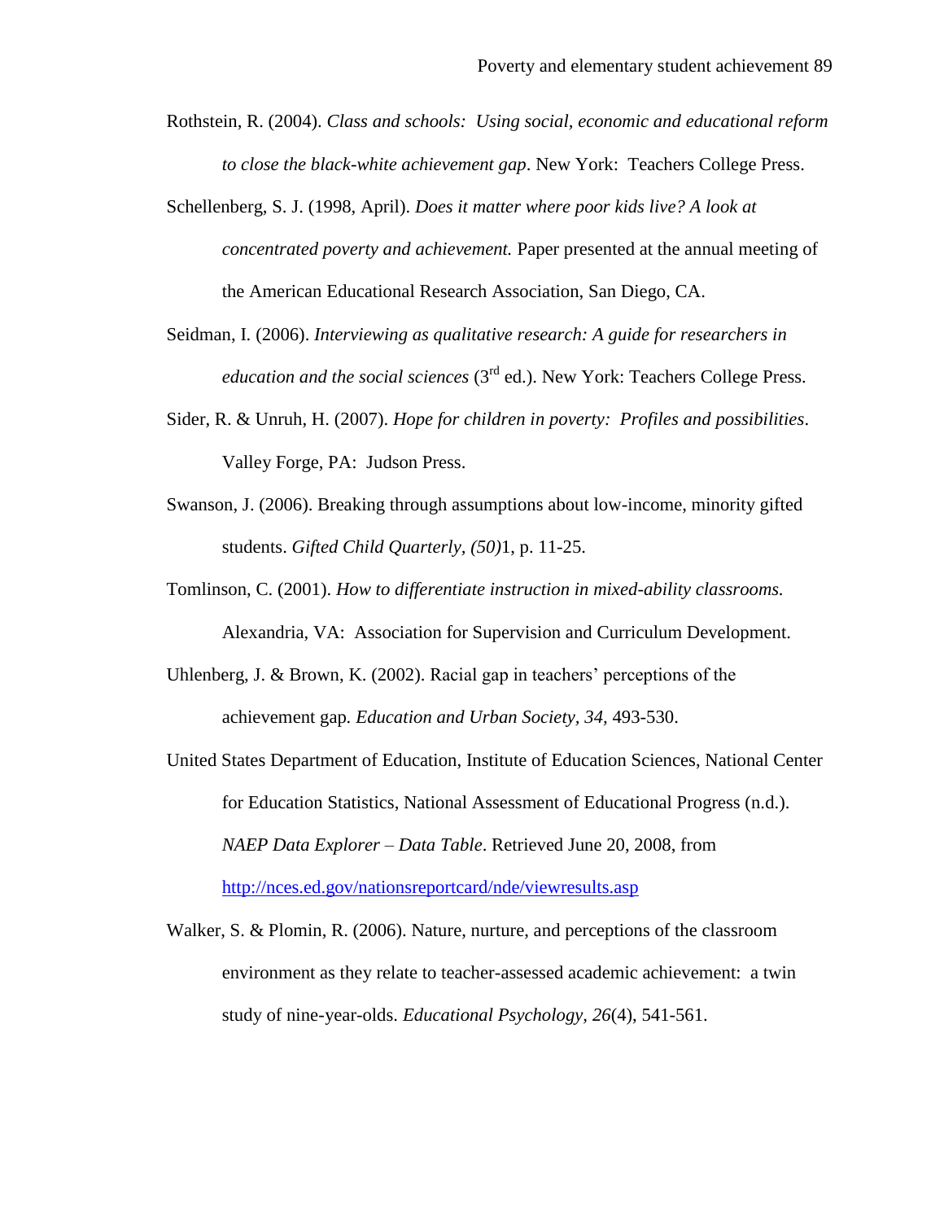Rothstein, R. (2004). *Class and schools: Using social, economic and educational reform to close the black-white achievement gap*. New York: Teachers College Press.

Schellenberg, S. J. (1998, April). *Does it matter where poor kids live? A look at concentrated poverty and achievement.* Paper presented at the annual meeting of the American Educational Research Association, San Diego, CA.

Seidman, I. (2006). *Interviewing as qualitative research: A guide for researchers in education and the social sciences* (3rd ed.). New York: Teachers College Press.

Sider, R. & Unruh, H. (2007). *Hope for children in poverty: Profiles and possibilities*. Valley Forge, PA: Judson Press.

Swanson, J. (2006). Breaking through assumptions about low-income, minority gifted students. *Gifted Child Quarterly, (50)*1, p. 11-25.

Tomlinson, C. (2001). *How to differentiate instruction in mixed-ability classrooms.* Alexandria, VA: Association for Supervision and Curriculum Development.

Uhlenberg, J. & Brown, K. (2002). Racial gap in teachers' perceptions of the achievement gap*. Education and Urban Society, 34,* 493-530.

United States Department of Education, Institute of Education Sciences, National Center for Education Statistics, National Assessment of Educational Progress (n.d.). *NAEP Data Explorer – Data Table*. Retrieved June 20, 2008, from http://nces.ed.gov/nationsreportcard/nde/viewresults.asp

Walker, S. & Plomin, R. (2006). Nature, nurture, and perceptions of the classroom environment as they relate to teacher-assessed academic achievement: a twin study of nine-year-olds. *Educational Psychology, 26*(4), 541-561.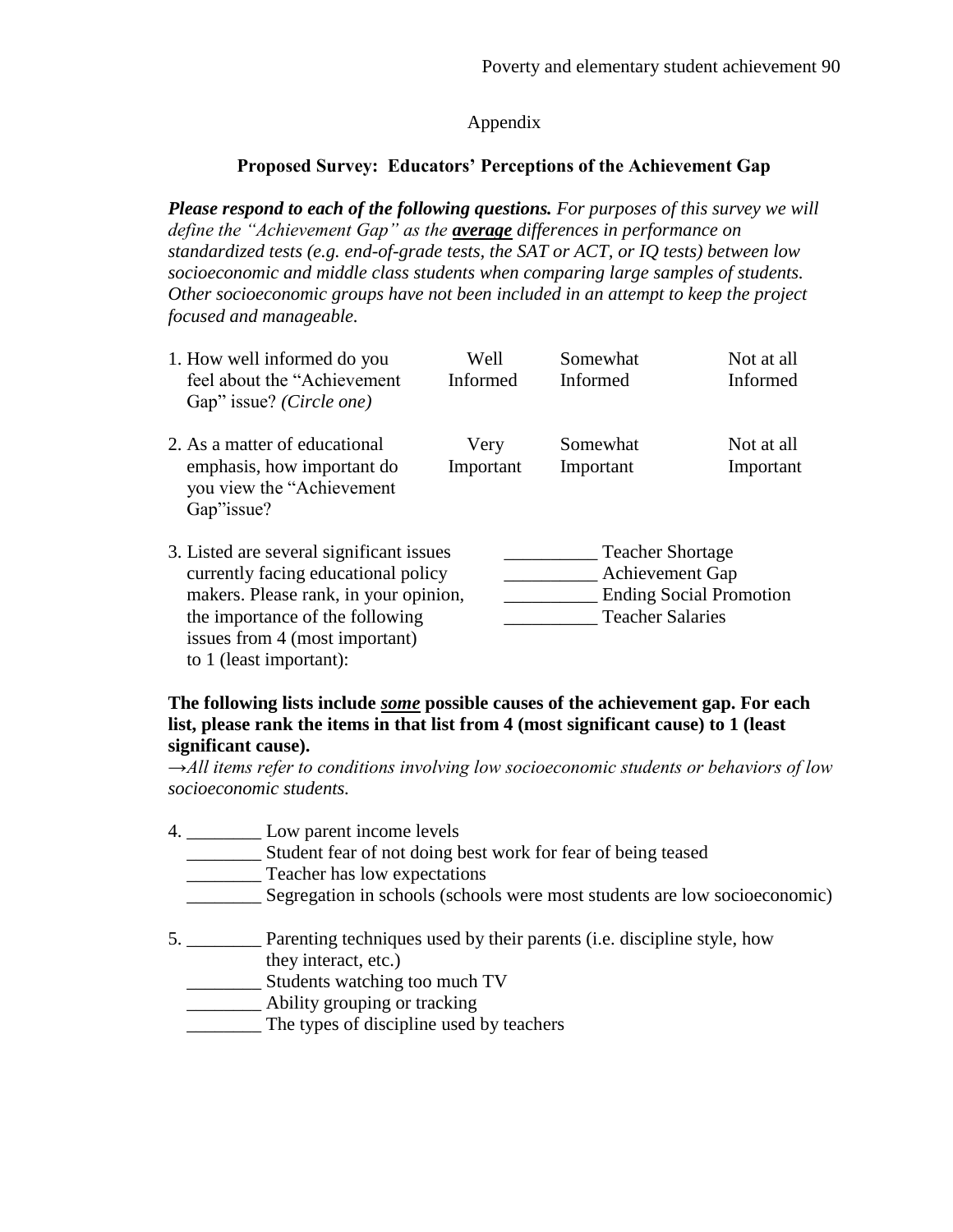Appendix

## Proposed Survey: Educators' Perceptions of the Achievement Gap

***Please respond to each of the following questions.*** *For purposes of this survey we will define the "Achievement Gap" as the* ***average*** *differences in performance on standardized tests (e.g. end-of-grade tests, the SAT or ACT, or IQ tests) between low socioeconomic and middle class students when comparing large samples of students. Other socioeconomic groups have not been included in an attempt to keep the project focused and manageable.*

| | | | |
|---|---|---|---|
| 1. How well informed do you feel about the "Achievement Gap" issue? *(Circle one)* | Well Informed | Somewhat Informed | Not at all Informed |
| 2. As a matter of educational emphasis, how important do you view the "Achievement Gap"issue? | Very Important | Somewhat Important | Not at all Important |

3. Listed are several significant issues currently facing educational policy makers. Please rank, in your opinion, the importance of the following issues from 4 (most important) to 1 (least important):

__________ Teacher Shortage
__________ Achievement Gap
__________ Ending Social Promotion
__________ Teacher Salaries

**The following lists include *some* possible causes of the achievement gap. For each list, please rank the items in that list from 4 (most significant cause) to 1 (least significant cause).**

*→All items refer to conditions involving low socioeconomic students or behaviors of low socioeconomic students.*

4. ________ Low parent income levels
________ Student fear of not doing best work for fear of being teased
________ Teacher has low expectations
________ Segregation in schools (schools were most students are low socioeconomic)

5. ________ Parenting techniques used by their parents (i.e. discipline style, how they interact, etc.)
________ Students watching too much TV
________ Ability grouping or tracking
________ The types of discipline used by teachers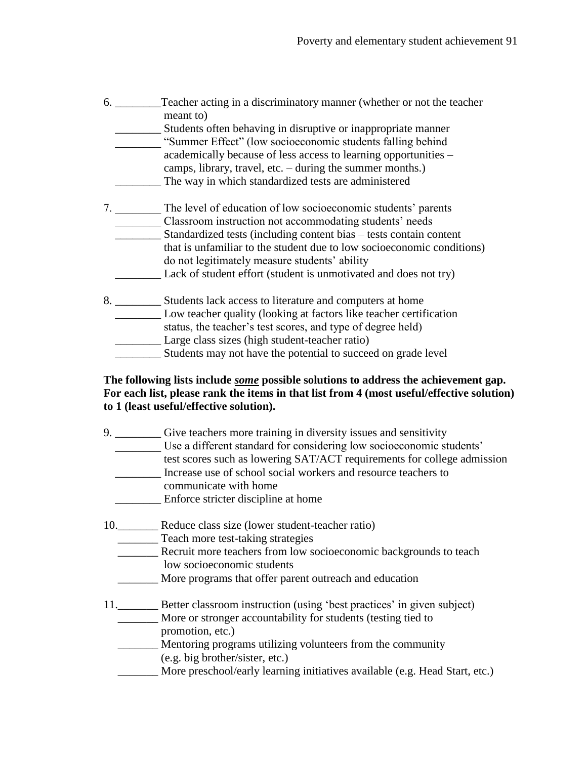6. ________Teacher acting in a discriminatory manner (whether or not the teacher meant to)
   ________ Students often behaving in disruptive or inappropriate manner
   ________ "Summer Effect" (low socioeconomic students falling behind academically because of less access to learning opportunities – camps, library, travel, etc. – during the summer months.)
   ________ The way in which standardized tests are administered

7. ________ The level of education of low socioeconomic students' parents
   ________ Classroom instruction not accommodating students' needs
   ________ Standardized tests (including content bias – tests contain content that is unfamiliar to the student due to low socioeconomic conditions) do not legitimately measure students' ability
   ________ Lack of student effort (student is unmotivated and does not try)

8. ________ Students lack access to literature and computers at home
   ________ Low teacher quality (looking at factors like teacher certification status, the teacher's test scores, and type of degree held)
   ________ Large class sizes (high student-teacher ratio)
   ________ Students may not have the potential to succeed on grade level

**The following lists include *some* possible solutions to address the achievement gap. For each list, please rank the items in that list from 4 (most useful/effective solution) to 1 (least useful/effective solution).**

9. ________ Give teachers more training in diversity issues and sensitivity
   ________ Use a different standard for considering low socioeconomic students' test scores such as lowering SAT/ACT requirements for college admission
   ________ Increase use of school social workers and resource teachers to communicate with home
   ________ Enforce stricter discipline at home

10._______ Reduce class size (lower student-teacher ratio)
   _______ Teach more test-taking strategies
   _______ Recruit more teachers from low socioeconomic backgrounds to teach low socioeconomic students
   _______ More programs that offer parent outreach and education

11._______ Better classroom instruction (using 'best practices' in given subject)
   _______ More or stronger accountability for students (testing tied to promotion, etc.)
   _______ Mentoring programs utilizing volunteers from the community (e.g. big brother/sister, etc.)
   _______ More preschool/early learning initiatives available (e.g. Head Start, etc.)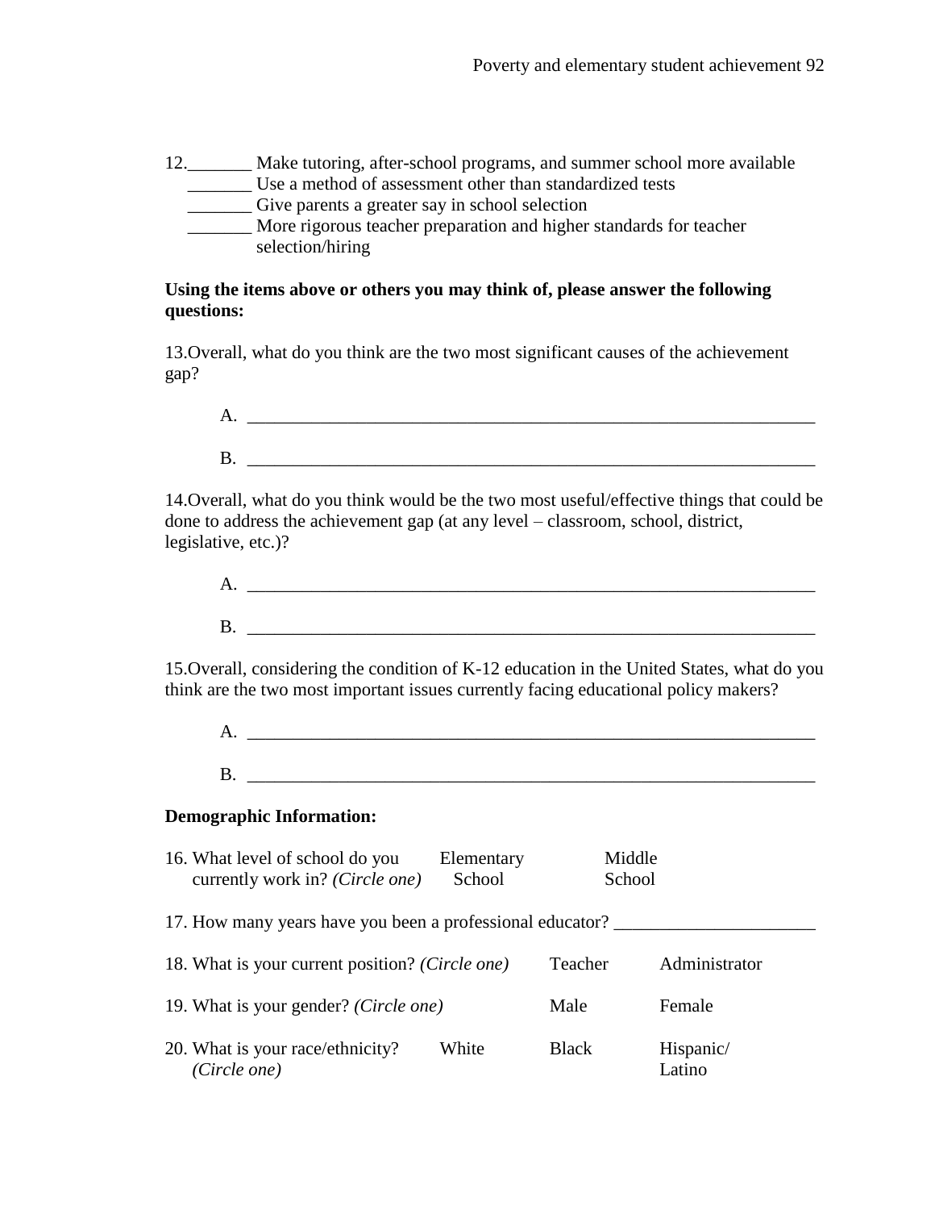12.\_\_\_\_\_\_\_ Make tutoring, after-school programs, and summer school more available
\_\_\_\_\_\_\_ Use a method of assessment other than standardized tests
\_\_\_\_\_\_\_ Give parents a greater say in school selection
\_\_\_\_\_\_\_ More rigorous teacher preparation and higher standards for teacher selection/hiring

**Using the items above or others you may think of, please answer the following questions:**

13.Overall, what do you think are the two most significant causes of the achievement gap?

A. \_\_\_\_\_\_\_\_\_\_\_\_\_\_\_\_\_\_\_\_\_\_\_\_\_\_\_\_\_\_\_\_\_\_\_\_\_\_\_\_\_\_\_\_\_\_\_\_\_\_\_\_\_\_\_\_\_\_\_\_\_\_

B. \_\_\_\_\_\_\_\_\_\_\_\_\_\_\_\_\_\_\_\_\_\_\_\_\_\_\_\_\_\_\_\_\_\_\_\_\_\_\_\_\_\_\_\_\_\_\_\_\_\_\_\_\_\_\_\_\_\_\_\_\_\_

14.Overall, what do you think would be the two most useful/effective things that could be done to address the achievement gap (at any level – classroom, school, district, legislative, etc.)?

A. \_\_\_\_\_\_\_\_\_\_\_\_\_\_\_\_\_\_\_\_\_\_\_\_\_\_\_\_\_\_\_\_\_\_\_\_\_\_\_\_\_\_\_\_\_\_\_\_\_\_\_\_\_\_\_\_\_\_\_\_\_\_

B. \_\_\_\_\_\_\_\_\_\_\_\_\_\_\_\_\_\_\_\_\_\_\_\_\_\_\_\_\_\_\_\_\_\_\_\_\_\_\_\_\_\_\_\_\_\_\_\_\_\_\_\_\_\_\_\_\_\_\_\_\_\_

15.Overall, considering the condition of K-12 education in the United States, what do you think are the two most important issues currently facing educational policy makers?

A. \_\_\_\_\_\_\_\_\_\_\_\_\_\_\_\_\_\_\_\_\_\_\_\_\_\_\_\_\_\_\_\_\_\_\_\_\_\_\_\_\_\_\_\_\_\_\_\_\_\_\_\_\_\_\_\_\_\_\_\_\_\_

B. \_\_\_\_\_\_\_\_\_\_\_\_\_\_\_\_\_\_\_\_\_\_\_\_\_\_\_\_\_\_\_\_\_\_\_\_\_\_\_\_\_\_\_\_\_\_\_\_\_\_\_\_\_\_\_\_\_\_\_\_\_\_

**Demographic Information:**

16. What level of school do you currently work in? *(Circle one)* — Elementary School — Middle School

17. How many years have you been a professional educator? \_\_\_\_\_\_\_\_\_\_\_\_\_\_\_\_\_\_\_\_\_\_

18. What is your current position? *(Circle one)* — Teacher — Administrator

19. What is your gender? *(Circle one)* — Male — Female

20. What is your race/ethnicity? *(Circle one)* — White — Black — Hispanic/Latino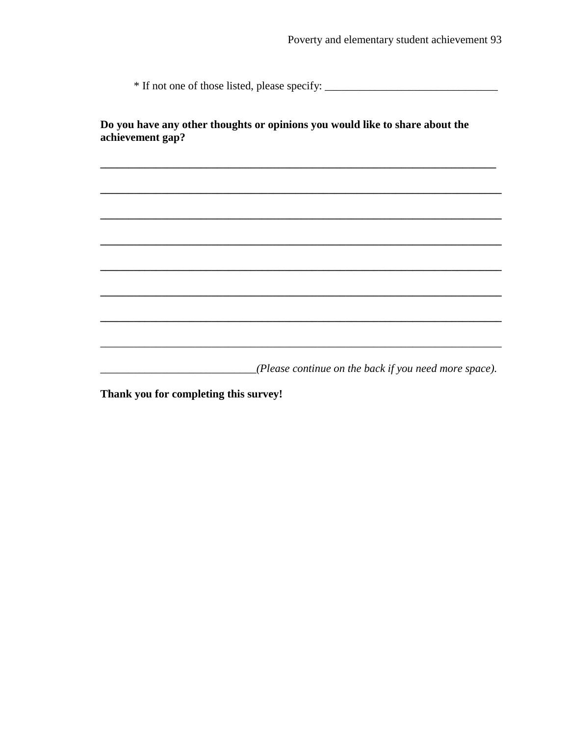* If not one of those listed, please specify: _______________________________

**Do you have any other thoughts or opinions you would like to share about the achievement gap?**

_________________________________________________________________________

_________________________________________________________________________

_________________________________________________________________________

_________________________________________________________________________

_________________________________________________________________________

_________________________________________________________________________

_________________________________________________________________________

_________________________________________________________________________

___________________________*(Please continue on the back if you need more space).*

**Thank you for completing this survey!**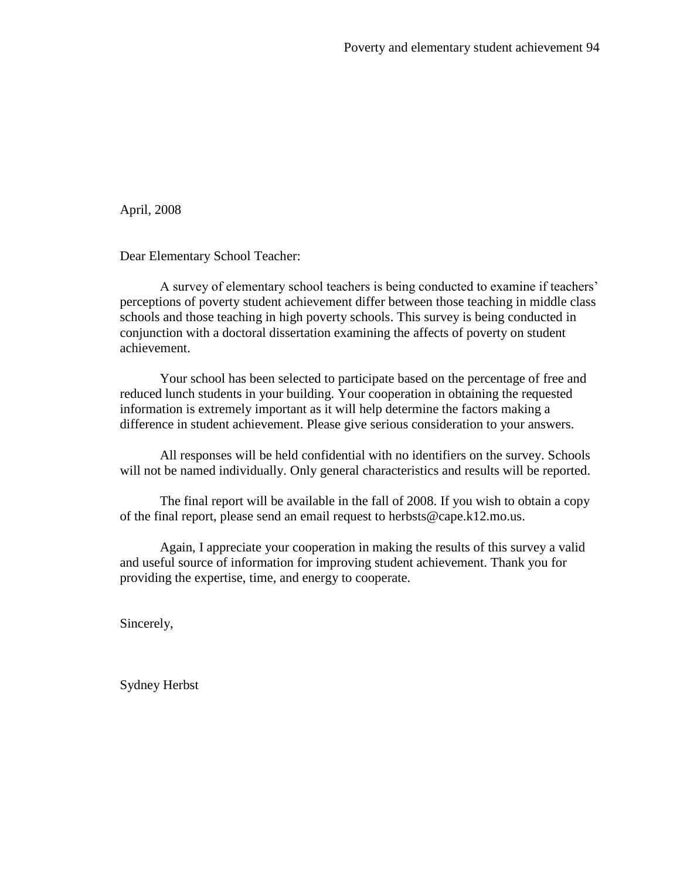April, 2008

Dear Elementary School Teacher:

A survey of elementary school teachers is being conducted to examine if teachers' perceptions of poverty student achievement differ between those teaching in middle class schools and those teaching in high poverty schools. This survey is being conducted in conjunction with a doctoral dissertation examining the affects of poverty on student achievement.

Your school has been selected to participate based on the percentage of free and reduced lunch students in your building. Your cooperation in obtaining the requested information is extremely important as it will help determine the factors making a difference in student achievement. Please give serious consideration to your answers.

All responses will be held confidential with no identifiers on the survey. Schools will not be named individually. Only general characteristics and results will be reported.

The final report will be available in the fall of 2008. If you wish to obtain a copy of the final report, please send an email request to herbsts@cape.k12.mo.us.

Again, I appreciate your cooperation in making the results of this survey a valid and useful source of information for improving student achievement. Thank you for providing the expertise, time, and energy to cooperate.

Sincerely,

Sydney Herbst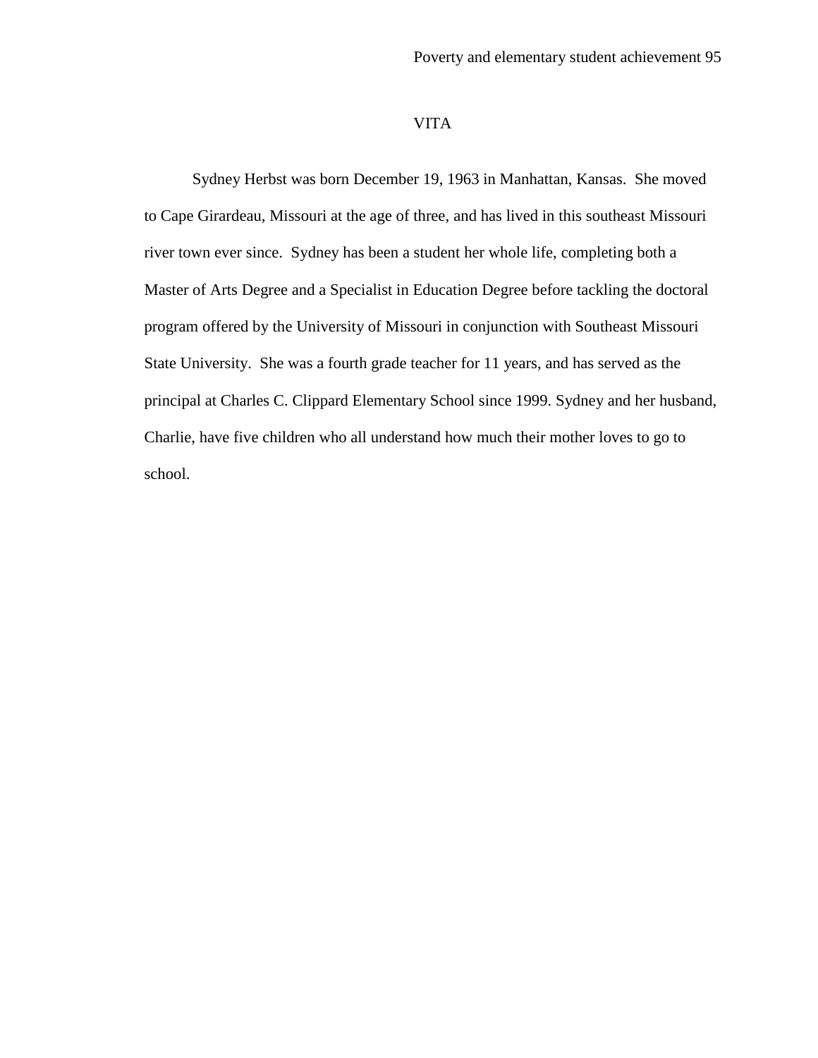# VITA

Sydney Herbst was born December 19, 1963 in Manhattan, Kansas. She moved to Cape Girardeau, Missouri at the age of three, and has lived in this southeast Missouri river town ever since. Sydney has been a student her whole life, completing both a Master of Arts Degree and a Specialist in Education Degree before tackling the doctoral program offered by the University of Missouri in conjunction with Southeast Missouri State University. She was a fourth grade teacher for 11 years, and has served as the principal at Charles C. Clippard Elementary School since 1999. Sydney and her husband, Charlie, have five children who all understand how much their mother loves to go to school.